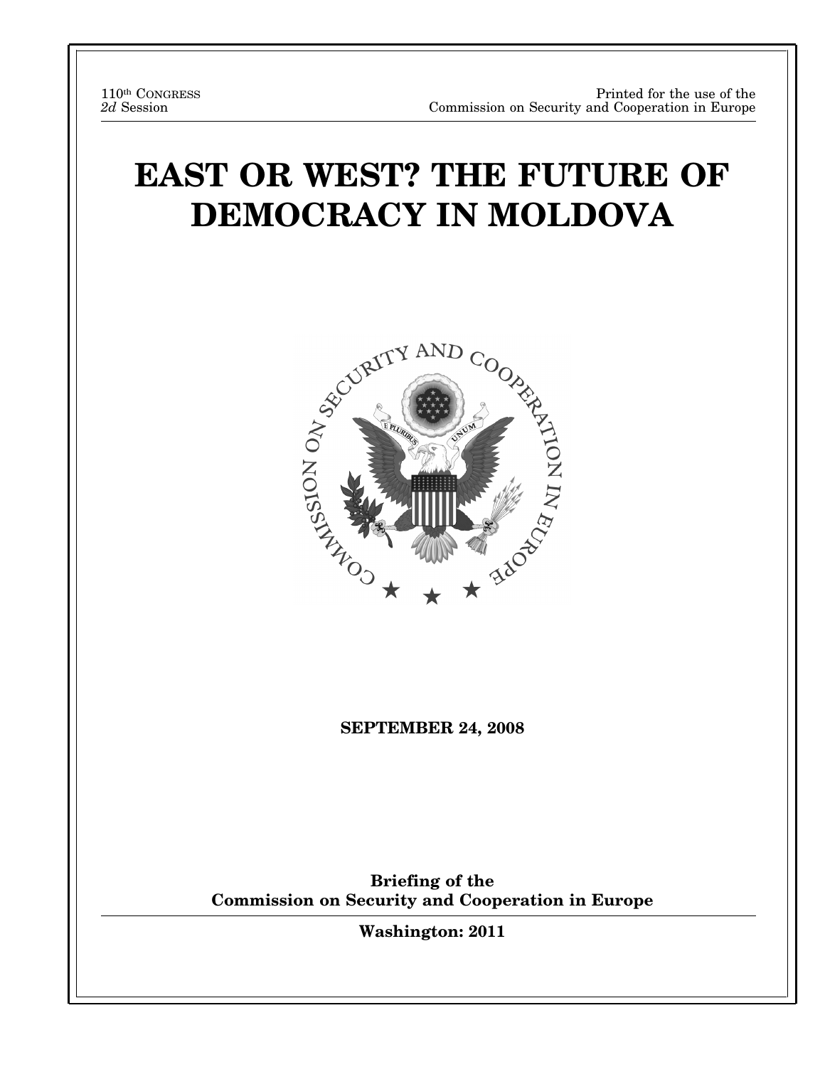110th CONGRESS
*2d* Session

Printed for the use of the
Commission on Security and Cooperation in Europe

# EAST OR WEST? THE FUTURE OF DEMOCRACY IN MOLDOVA

**SEPTEMBER 24, 2008**

**Briefing of the**
**Commission on Security and Cooperation in Europe**

**Washington: 2011**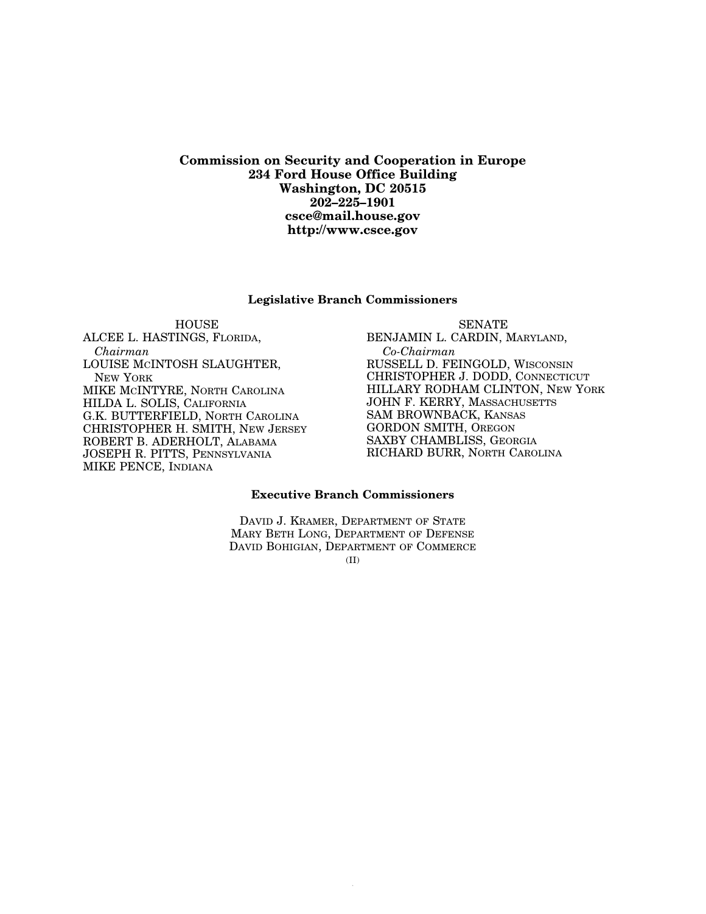**Commission on Security and Cooperation in Europe**
**234 Ford House Office Building**
**Washington, DC 20515**
**202–225–1901**
**csce@mail.house.gov**
**http://www.csce.gov**

## Legislative Branch Commissioners

HOUSE

ALCEE L. HASTINGS, FLORIDA, *Chairman*
LOUISE MCINTOSH SLAUGHTER, NEW YORK
MIKE MCINTYRE, NORTH CAROLINA
HILDA L. SOLIS, CALIFORNIA
G.K. BUTTERFIELD, NORTH CAROLINA
CHRISTOPHER H. SMITH, NEW JERSEY
ROBERT B. ADERHOLT, ALABAMA
JOSEPH R. PITTS, PENNSYLVANIA
MIKE PENCE, INDIANA

SENATE

BENJAMIN L. CARDIN, MARYLAND, *Co-Chairman*
RUSSELL D. FEINGOLD, WISCONSIN
CHRISTOPHER J. DODD, CONNECTICUT
HILLARY RODHAM CLINTON, NEW YORK
JOHN F. KERRY, MASSACHUSETTS
SAM BROWNBACK, KANSAS
GORDON SMITH, OREGON
SAXBY CHAMBLISS, GEORGIA
RICHARD BURR, NORTH CAROLINA

## Executive Branch Commissioners

DAVID J. KRAMER, DEPARTMENT OF STATE
MARY BETH LONG, DEPARTMENT OF DEFENSE
DAVID BOHIGIAN, DEPARTMENT OF COMMERCE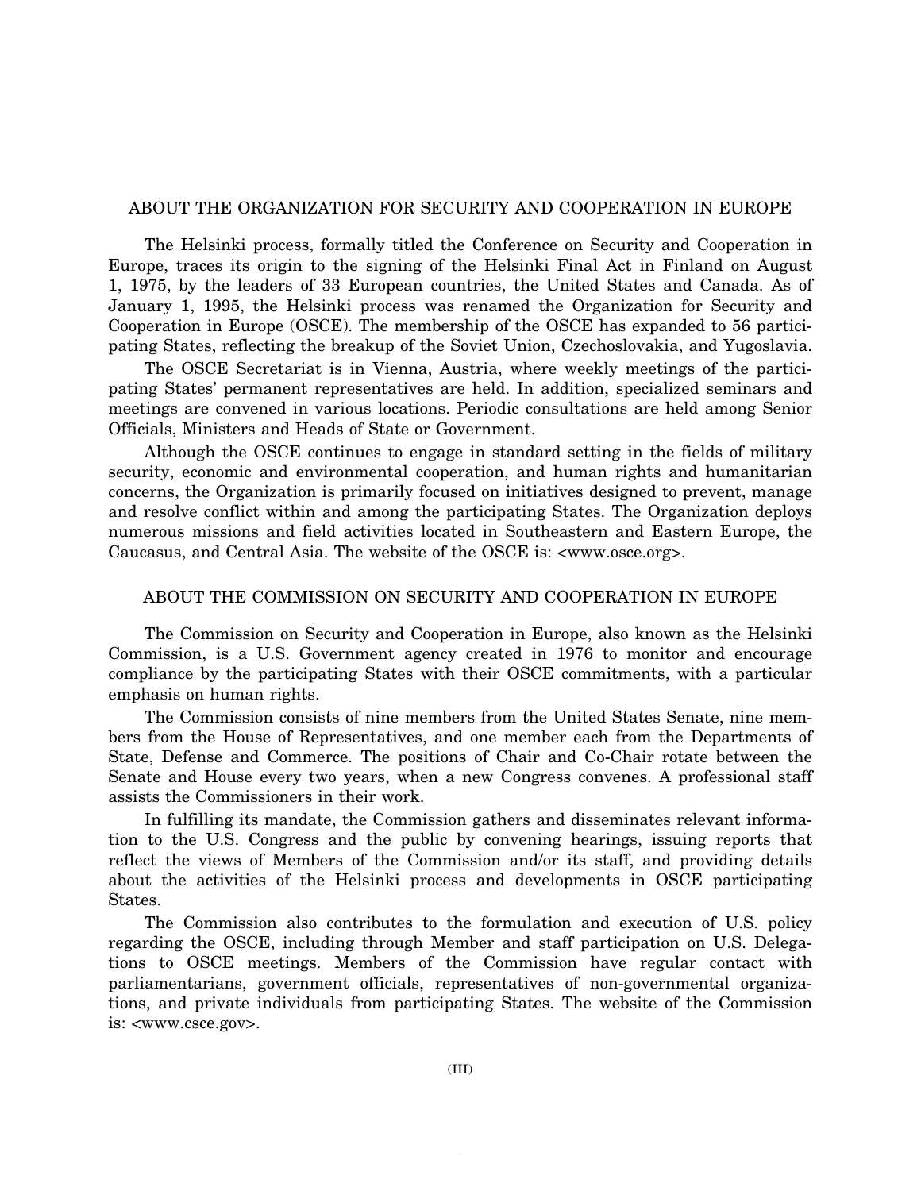## ABOUT THE ORGANIZATION FOR SECURITY AND COOPERATION IN EUROPE

The Helsinki process, formally titled the Conference on Security and Cooperation in Europe, traces its origin to the signing of the Helsinki Final Act in Finland on August 1, 1975, by the leaders of 33 European countries, the United States and Canada. As of January 1, 1995, the Helsinki process was renamed the Organization for Security and Cooperation in Europe (OSCE). The membership of the OSCE has expanded to 56 participating States, reflecting the breakup of the Soviet Union, Czechoslovakia, and Yugoslavia.

The OSCE Secretariat is in Vienna, Austria, where weekly meetings of the participating States' permanent representatives are held. In addition, specialized seminars and meetings are convened in various locations. Periodic consultations are held among Senior Officials, Ministers and Heads of State or Government.

Although the OSCE continues to engage in standard setting in the fields of military security, economic and environmental cooperation, and human rights and humanitarian concerns, the Organization is primarily focused on initiatives designed to prevent, manage and resolve conflict within and among the participating States. The Organization deploys numerous missions and field activities located in Southeastern and Eastern Europe, the Caucasus, and Central Asia. The website of the OSCE is: <www.osce.org>.

## ABOUT THE COMMISSION ON SECURITY AND COOPERATION IN EUROPE

The Commission on Security and Cooperation in Europe, also known as the Helsinki Commission, is a U.S. Government agency created in 1976 to monitor and encourage compliance by the participating States with their OSCE commitments, with a particular emphasis on human rights.

The Commission consists of nine members from the United States Senate, nine members from the House of Representatives, and one member each from the Departments of State, Defense and Commerce. The positions of Chair and Co-Chair rotate between the Senate and House every two years, when a new Congress convenes. A professional staff assists the Commissioners in their work.

In fulfilling its mandate, the Commission gathers and disseminates relevant information to the U.S. Congress and the public by convening hearings, issuing reports that reflect the views of Members of the Commission and/or its staff, and providing details about the activities of the Helsinki process and developments in OSCE participating States.

The Commission also contributes to the formulation and execution of U.S. policy regarding the OSCE, including through Member and staff participation on U.S. Delegations to OSCE meetings. Members of the Commission have regular contact with parliamentarians, government officials, representatives of non-governmental organizations, and private individuals from participating States. The website of the Commission is: <www.csce.gov>.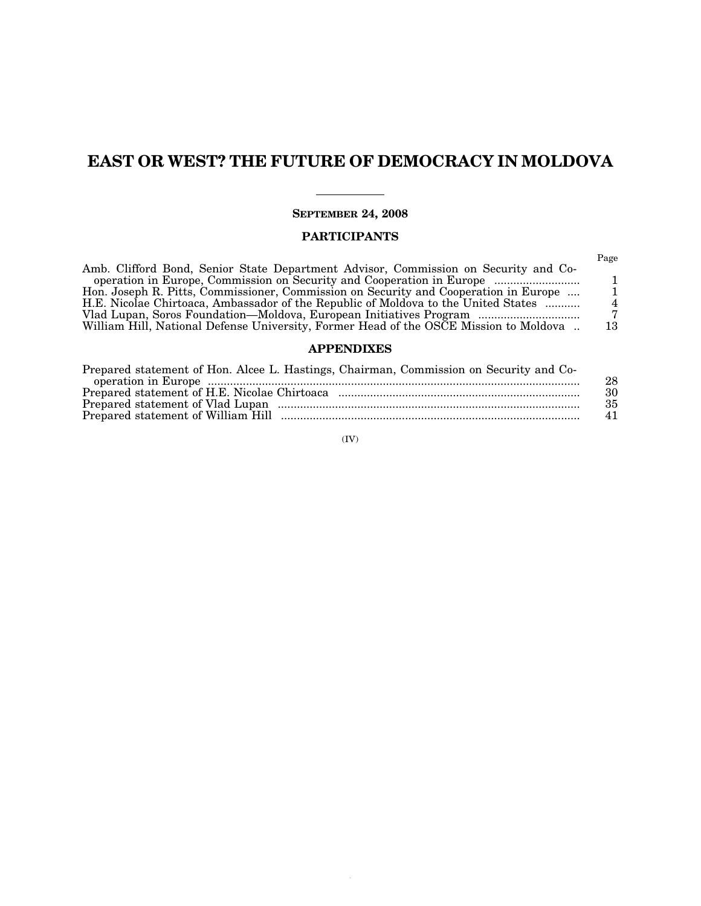# EAST OR WEST? THE FUTURE OF DEMOCRACY IN MOLDOVA

---

**SEPTEMBER 24, 2008**

**PARTICIPANTS**

| | Page |
|---|---|
| Amb. Clifford Bond, Senior State Department Advisor, Commission on Security and Cooperation in Europe, Commission on Security and Cooperation in Europe | 1 |
| Hon. Joseph R. Pitts, Commissioner, Commission on Security and Cooperation in Europe | 1 |
| H.E. Nicolae Chirtoaca, Ambassador of the Republic of Moldova to the United States | 4 |
| Vlad Lupan, Soros Foundation—Moldova, European Initiatives Program | 7 |
| William Hill, National Defense University, Former Head of the OSCE Mission to Moldova | 13 |

**APPENDIXES**

| | |
|---|---|
| Prepared statement of Hon. Alcee L. Hastings, Chairman, Commission on Security and Cooperation in Europe | 28 |
| Prepared statement of H.E. Nicolae Chirtoaca | 30 |
| Prepared statement of Vlad Lupan | 35 |
| Prepared statement of William Hill | 41 |

(IV)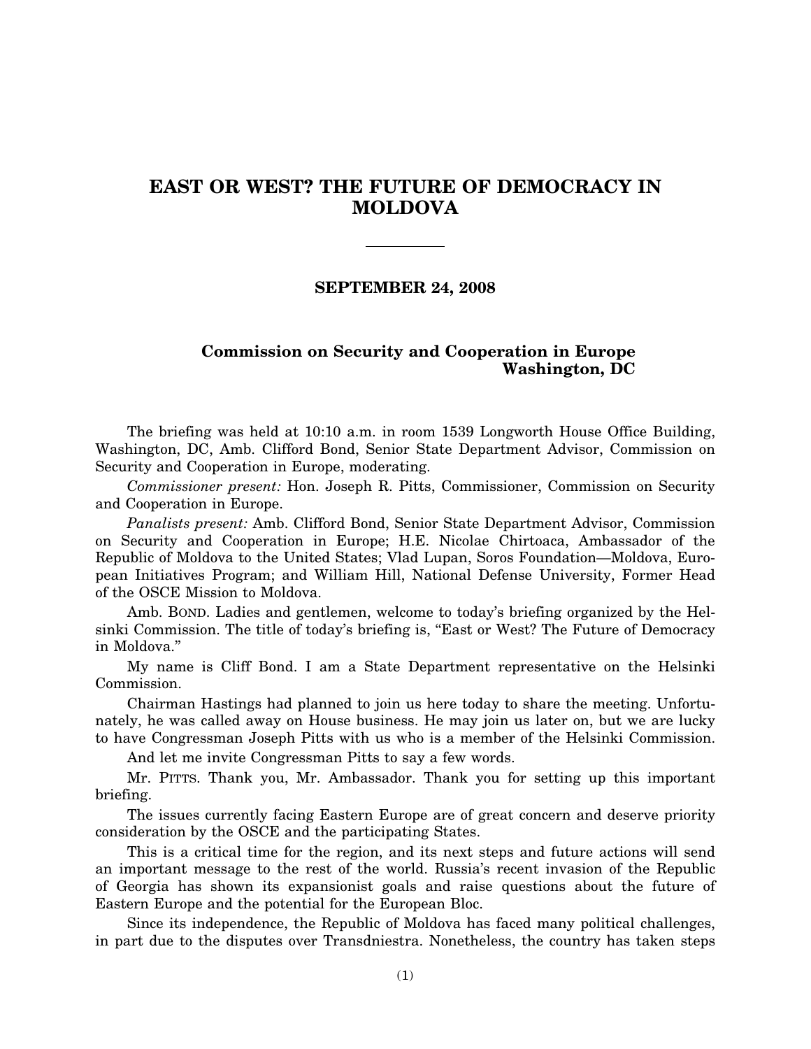# EAST OR WEST? THE FUTURE OF DEMOCRACY IN MOLDOVA

---

**SEPTEMBER 24, 2008**

**Commission on Security and Cooperation in Europe**
**Washington, DC**

The briefing was held at 10:10 a.m. in room 1539 Longworth House Office Building, Washington, DC, Amb. Clifford Bond, Senior State Department Advisor, Commission on Security and Cooperation in Europe, moderating.

*Commissioner present:* Hon. Joseph R. Pitts, Commissioner, Commission on Security and Cooperation in Europe.

*Panalists present:* Amb. Clifford Bond, Senior State Department Advisor, Commission on Security and Cooperation in Europe; H.E. Nicolae Chirtoaca, Ambassador of the Republic of Moldova to the United States; Vlad Lupan, Soros Foundation—Moldova, European Initiatives Program; and William Hill, National Defense University, Former Head of the OSCE Mission to Moldova.

Amb. BOND. Ladies and gentlemen, welcome to today's briefing organized by the Helsinki Commission. The title of today's briefing is, "East or West? The Future of Democracy in Moldova."

My name is Cliff Bond. I am a State Department representative on the Helsinki Commission.

Chairman Hastings had planned to join us here today to share the meeting. Unfortunately, he was called away on House business. He may join us later on, but we are lucky to have Congressman Joseph Pitts with us who is a member of the Helsinki Commission.

And let me invite Congressman Pitts to say a few words.

Mr. PITTS. Thank you, Mr. Ambassador. Thank you for setting up this important briefing.

The issues currently facing Eastern Europe are of great concern and deserve priority consideration by the OSCE and the participating States.

This is a critical time for the region, and its next steps and future actions will send an important message to the rest of the world. Russia's recent invasion of the Republic of Georgia has shown its expansionist goals and raise questions about the future of Eastern Europe and the potential for the European Bloc.

Since its independence, the Republic of Moldova has faced many political challenges, in part due to the disputes over Transdniestra. Nonetheless, the country has taken steps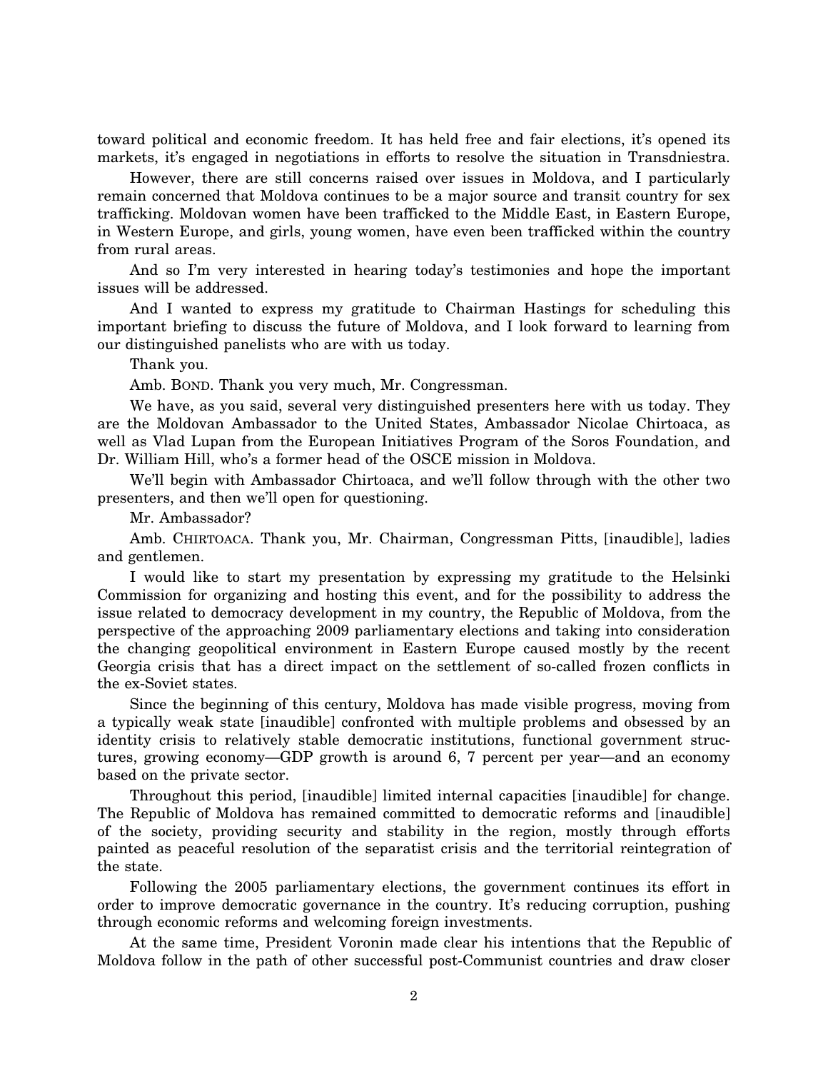toward political and economic freedom. It has held free and fair elections, it's opened its markets, it's engaged in negotiations in efforts to resolve the situation in Transdniestra.

However, there are still concerns raised over issues in Moldova, and I particularly remain concerned that Moldova continues to be a major source and transit country for sex trafficking. Moldovan women have been trafficked to the Middle East, in Eastern Europe, in Western Europe, and girls, young women, have even been trafficked within the country from rural areas.

And so I'm very interested in hearing today's testimonies and hope the important issues will be addressed.

And I wanted to express my gratitude to Chairman Hastings for scheduling this important briefing to discuss the future of Moldova, and I look forward to learning from our distinguished panelists who are with us today.

Thank you.

Amb. BOND. Thank you very much, Mr. Congressman.

We have, as you said, several very distinguished presenters here with us today. They are the Moldovan Ambassador to the United States, Ambassador Nicolae Chirtoaca, as well as Vlad Lupan from the European Initiatives Program of the Soros Foundation, and Dr. William Hill, who's a former head of the OSCE mission in Moldova.

We'll begin with Ambassador Chirtoaca, and we'll follow through with the other two presenters, and then we'll open for questioning.

Mr. Ambassador?

Amb. CHIRTOACA. Thank you, Mr. Chairman, Congressman Pitts, [inaudible], ladies and gentlemen.

I would like to start my presentation by expressing my gratitude to the Helsinki Commission for organizing and hosting this event, and for the possibility to address the issue related to democracy development in my country, the Republic of Moldova, from the perspective of the approaching 2009 parliamentary elections and taking into consideration the changing geopolitical environment in Eastern Europe caused mostly by the recent Georgia crisis that has a direct impact on the settlement of so-called frozen conflicts in the ex-Soviet states.

Since the beginning of this century, Moldova has made visible progress, moving from a typically weak state [inaudible] confronted with multiple problems and obsessed by an identity crisis to relatively stable democratic institutions, functional government structures, growing economy—GDP growth is around 6, 7 percent per year—and an economy based on the private sector.

Throughout this period, [inaudible] limited internal capacities [inaudible] for change. The Republic of Moldova has remained committed to democratic reforms and [inaudible] of the society, providing security and stability in the region, mostly through efforts painted as peaceful resolution of the separatist crisis and the territorial reintegration of the state.

Following the 2005 parliamentary elections, the government continues its effort in order to improve democratic governance in the country. It's reducing corruption, pushing through economic reforms and welcoming foreign investments.

At the same time, President Voronin made clear his intentions that the Republic of Moldova follow in the path of other successful post-Communist countries and draw closer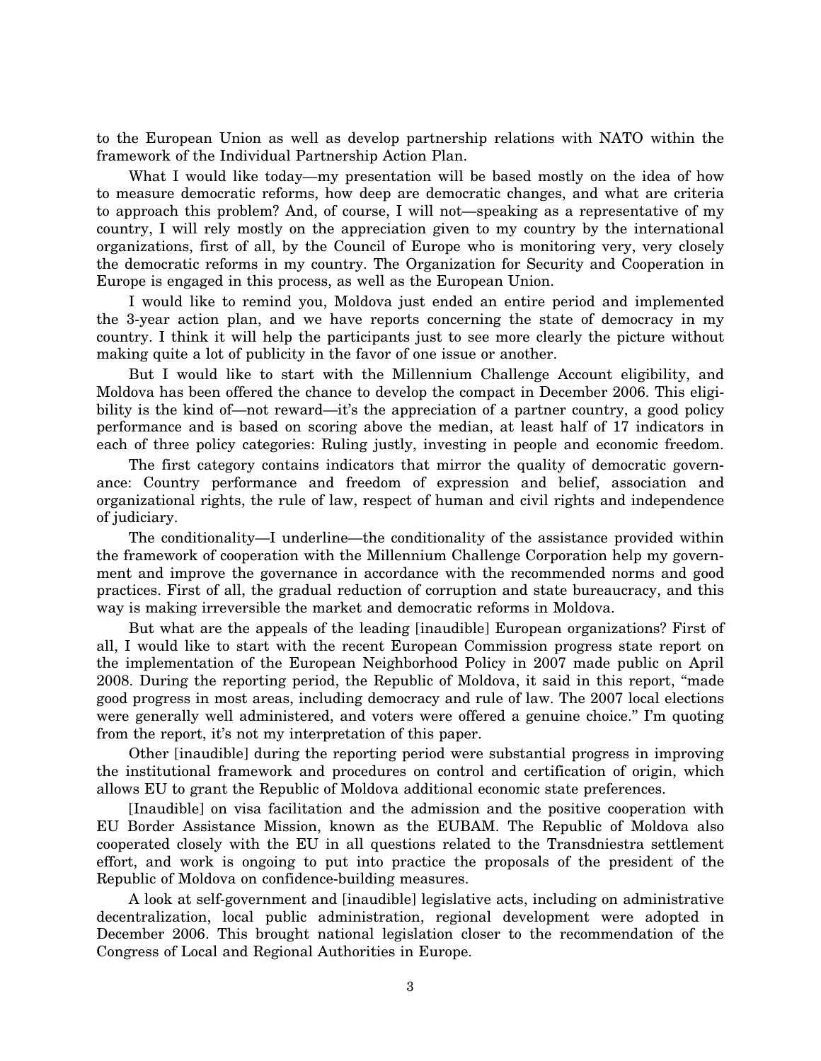to the European Union as well as develop partnership relations with NATO within the framework of the Individual Partnership Action Plan.

What I would like today—my presentation will be based mostly on the idea of how to measure democratic reforms, how deep are democratic changes, and what are criteria to approach this problem? And, of course, I will not—speaking as a representative of my country, I will rely mostly on the appreciation given to my country by the international organizations, first of all, by the Council of Europe who is monitoring very, very closely the democratic reforms in my country. The Organization for Security and Cooperation in Europe is engaged in this process, as well as the European Union.

I would like to remind you, Moldova just ended an entire period and implemented the 3-year action plan, and we have reports concerning the state of democracy in my country. I think it will help the participants just to see more clearly the picture without making quite a lot of publicity in the favor of one issue or another.

But I would like to start with the Millennium Challenge Account eligibility, and Moldova has been offered the chance to develop the compact in December 2006. This eligibility is the kind of—not reward—it's the appreciation of a partner country, a good policy performance and is based on scoring above the median, at least half of 17 indicators in each of three policy categories: Ruling justly, investing in people and economic freedom.

The first category contains indicators that mirror the quality of democratic governance: Country performance and freedom of expression and belief, association and organizational rights, the rule of law, respect of human and civil rights and independence of judiciary.

The conditionality—I underline—the conditionality of the assistance provided within the framework of cooperation with the Millennium Challenge Corporation help my government and improve the governance in accordance with the recommended norms and good practices. First of all, the gradual reduction of corruption and state bureaucracy, and this way is making irreversible the market and democratic reforms in Moldova.

But what are the appeals of the leading [inaudible] European organizations? First of all, I would like to start with the recent European Commission progress state report on the implementation of the European Neighborhood Policy in 2007 made public on April 2008. During the reporting period, the Republic of Moldova, it said in this report, "made good progress in most areas, including democracy and rule of law. The 2007 local elections were generally well administered, and voters were offered a genuine choice." I'm quoting from the report, it's not my interpretation of this paper.

Other [inaudible] during the reporting period were substantial progress in improving the institutional framework and procedures on control and certification of origin, which allows EU to grant the Republic of Moldova additional economic state preferences.

[Inaudible] on visa facilitation and the admission and the positive cooperation with EU Border Assistance Mission, known as the EUBAM. The Republic of Moldova also cooperated closely with the EU in all questions related to the Transdniestra settlement effort, and work is ongoing to put into practice the proposals of the president of the Republic of Moldova on confidence-building measures.

A look at self-government and [inaudible] legislative acts, including on administrative decentralization, local public administration, regional development were adopted in December 2006. This brought national legislation closer to the recommendation of the Congress of Local and Regional Authorities in Europe.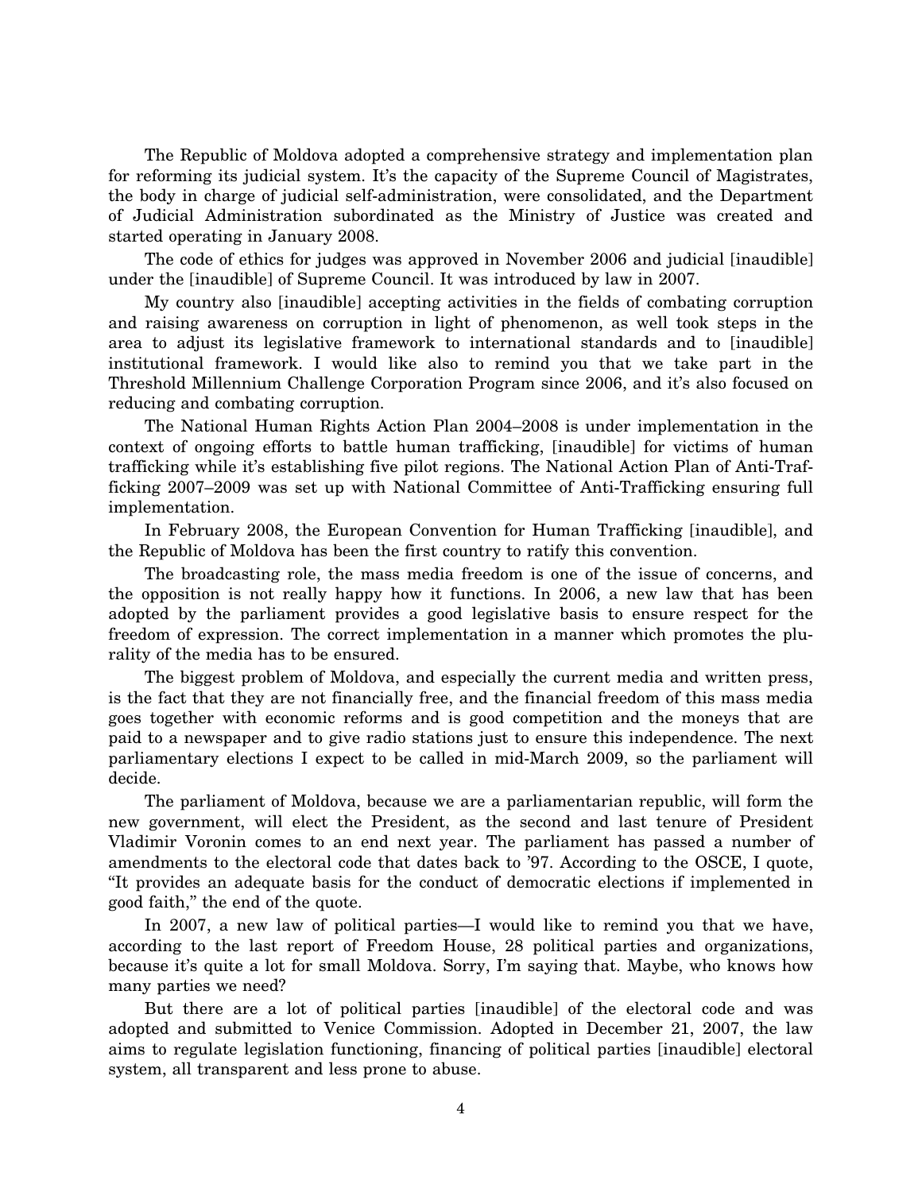The Republic of Moldova adopted a comprehensive strategy and implementation plan for reforming its judicial system. It's the capacity of the Supreme Council of Magistrates, the body in charge of judicial self-administration, were consolidated, and the Department of Judicial Administration subordinated as the Ministry of Justice was created and started operating in January 2008.

The code of ethics for judges was approved in November 2006 and judicial [inaudible] under the [inaudible] of Supreme Council. It was introduced by law in 2007.

My country also [inaudible] accepting activities in the fields of combating corruption and raising awareness on corruption in light of phenomenon, as well took steps in the area to adjust its legislative framework to international standards and to [inaudible] institutional framework. I would like also to remind you that we take part in the Threshold Millennium Challenge Corporation Program since 2006, and it's also focused on reducing and combating corruption.

The National Human Rights Action Plan 2004–2008 is under implementation in the context of ongoing efforts to battle human trafficking, [inaudible] for victims of human trafficking while it's establishing five pilot regions. The National Action Plan of Anti-Trafficking 2007–2009 was set up with National Committee of Anti-Trafficking ensuring full implementation.

In February 2008, the European Convention for Human Trafficking [inaudible], and the Republic of Moldova has been the first country to ratify this convention.

The broadcasting role, the mass media freedom is one of the issue of concerns, and the opposition is not really happy how it functions. In 2006, a new law that has been adopted by the parliament provides a good legislative basis to ensure respect for the freedom of expression. The correct implementation in a manner which promotes the plurality of the media has to be ensured.

The biggest problem of Moldova, and especially the current media and written press, is the fact that they are not financially free, and the financial freedom of this mass media goes together with economic reforms and is good competition and the moneys that are paid to a newspaper and to give radio stations just to ensure this independence. The next parliamentary elections I expect to be called in mid-March 2009, so the parliament will decide.

The parliament of Moldova, because we are a parliamentarian republic, will form the new government, will elect the President, as the second and last tenure of President Vladimir Voronin comes to an end next year. The parliament has passed a number of amendments to the electoral code that dates back to '97. According to the OSCE, I quote, "It provides an adequate basis for the conduct of democratic elections if implemented in good faith," the end of the quote.

In 2007, a new law of political parties—I would like to remind you that we have, according to the last report of Freedom House, 28 political parties and organizations, because it's quite a lot for small Moldova. Sorry, I'm saying that. Maybe, who knows how many parties we need?

But there are a lot of political parties [inaudible] of the electoral code and was adopted and submitted to Venice Commission. Adopted in December 21, 2007, the law aims to regulate legislation functioning, financing of political parties [inaudible] electoral system, all transparent and less prone to abuse.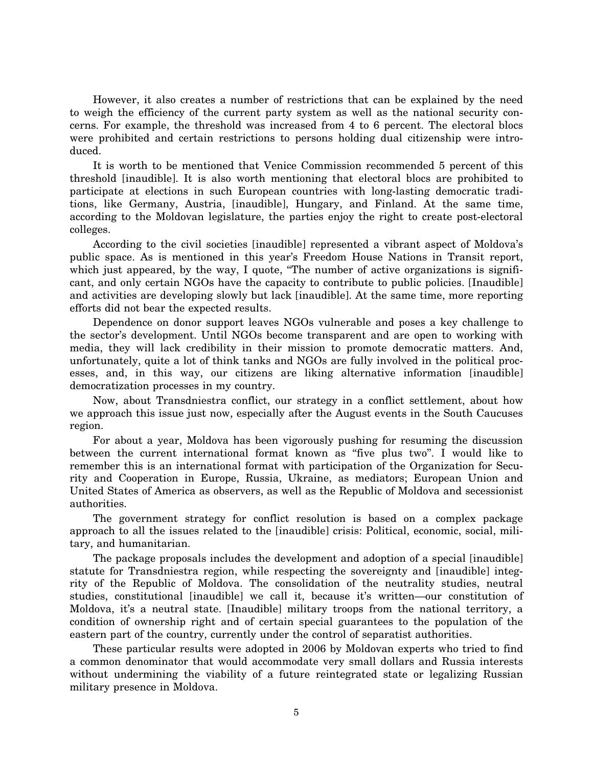However, it also creates a number of restrictions that can be explained by the need to weigh the efficiency of the current party system as well as the national security concerns. For example, the threshold was increased from 4 to 6 percent. The electoral blocs were prohibited and certain restrictions to persons holding dual citizenship were introduced.

It is worth to be mentioned that Venice Commission recommended 5 percent of this threshold [inaudible]. It is also worth mentioning that electoral blocs are prohibited to participate at elections in such European countries with long-lasting democratic traditions, like Germany, Austria, [inaudible], Hungary, and Finland. At the same time, according to the Moldovan legislature, the parties enjoy the right to create post-electoral colleges.

According to the civil societies [inaudible] represented a vibrant aspect of Moldova's public space. As is mentioned in this year's Freedom House Nations in Transit report, which just appeared, by the way, I quote, "The number of active organizations is significant, and only certain NGOs have the capacity to contribute to public policies. [Inaudible] and activities are developing slowly but lack [inaudible]. At the same time, more reporting efforts did not bear the expected results.

Dependence on donor support leaves NGOs vulnerable and poses a key challenge to the sector's development. Until NGOs become transparent and are open to working with media, they will lack credibility in their mission to promote democratic matters. And, unfortunately, quite a lot of think tanks and NGOs are fully involved in the political processes, and, in this way, our citizens are liking alternative information [inaudible] democratization processes in my country.

Now, about Transdniestra conflict, our strategy in a conflict settlement, about how we approach this issue just now, especially after the August events in the South Caucuses region.

For about a year, Moldova has been vigorously pushing for resuming the discussion between the current international format known as "five plus two". I would like to remember this is an international format with participation of the Organization for Security and Cooperation in Europe, Russia, Ukraine, as mediators; European Union and United States of America as observers, as well as the Republic of Moldova and secessionist authorities.

The government strategy for conflict resolution is based on a complex package approach to all the issues related to the [inaudible] crisis: Political, economic, social, military, and humanitarian.

The package proposals includes the development and adoption of a special [inaudible] statute for Transdniestra region, while respecting the sovereignty and [inaudible] integrity of the Republic of Moldova. The consolidation of the neutrality studies, neutral studies, constitutional [inaudible] we call it, because it's written—our constitution of Moldova, it's a neutral state. [Inaudible] military troops from the national territory, a condition of ownership right and of certain special guarantees to the population of the eastern part of the country, currently under the control of separatist authorities.

These particular results were adopted in 2006 by Moldovan experts who tried to find a common denominator that would accommodate very small dollars and Russia interests without undermining the viability of a future reintegrated state or legalizing Russian military presence in Moldova.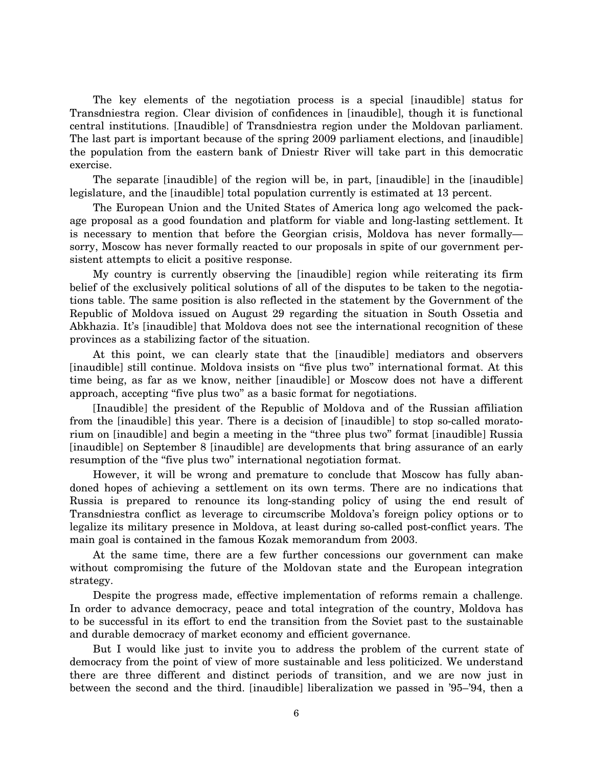The key elements of the negotiation process is a special [inaudible] status for Transdniestra region. Clear division of confidences in [inaudible], though it is functional central institutions. [Inaudible] of Transdniestra region under the Moldovan parliament. The last part is important because of the spring 2009 parliament elections, and [inaudible] the population from the eastern bank of Dniestr River will take part in this democratic exercise.

The separate [inaudible] of the region will be, in part, [inaudible] in the [inaudible] legislature, and the [inaudible] total population currently is estimated at 13 percent.

The European Union and the United States of America long ago welcomed the package proposal as a good foundation and platform for viable and long-lasting settlement. It is necessary to mention that before the Georgian crisis, Moldova has never formally—sorry, Moscow has never formally reacted to our proposals in spite of our government persistent attempts to elicit a positive response.

My country is currently observing the [inaudible] region while reiterating its firm belief of the exclusively political solutions of all of the disputes to be taken to the negotiations table. The same position is also reflected in the statement by the Government of the Republic of Moldova issued on August 29 regarding the situation in South Ossetia and Abkhazia. It's [inaudible] that Moldova does not see the international recognition of these provinces as a stabilizing factor of the situation.

At this point, we can clearly state that the [inaudible] mediators and observers [inaudible] still continue. Moldova insists on "five plus two" international format. At this time being, as far as we know, neither [inaudible] or Moscow does not have a different approach, accepting "five plus two" as a basic format for negotiations.

[Inaudible] the president of the Republic of Moldova and of the Russian affiliation from the [inaudible] this year. There is a decision of [inaudible] to stop so-called moratorium on [inaudible] and begin a meeting in the "three plus two" format [inaudible] Russia [inaudible] on September 8 [inaudible] are developments that bring assurance of an early resumption of the "five plus two" international negotiation format.

However, it will be wrong and premature to conclude that Moscow has fully abandoned hopes of achieving a settlement on its own terms. There are no indications that Russia is prepared to renounce its long-standing policy of using the end result of Transdniestra conflict as leverage to circumscribe Moldova's foreign policy options or to legalize its military presence in Moldova, at least during so-called post-conflict years. The main goal is contained in the famous Kozak memorandum from 2003.

At the same time, there are a few further concessions our government can make without compromising the future of the Moldovan state and the European integration strategy.

Despite the progress made, effective implementation of reforms remain a challenge. In order to advance democracy, peace and total integration of the country, Moldova has to be successful in its effort to end the transition from the Soviet past to the sustainable and durable democracy of market economy and efficient governance.

But I would like just to invite you to address the problem of the current state of democracy from the point of view of more sustainable and less politicized. We understand there are three different and distinct periods of transition, and we are now just in between the second and the third. [inaudible] liberalization we passed in '95–'94, then a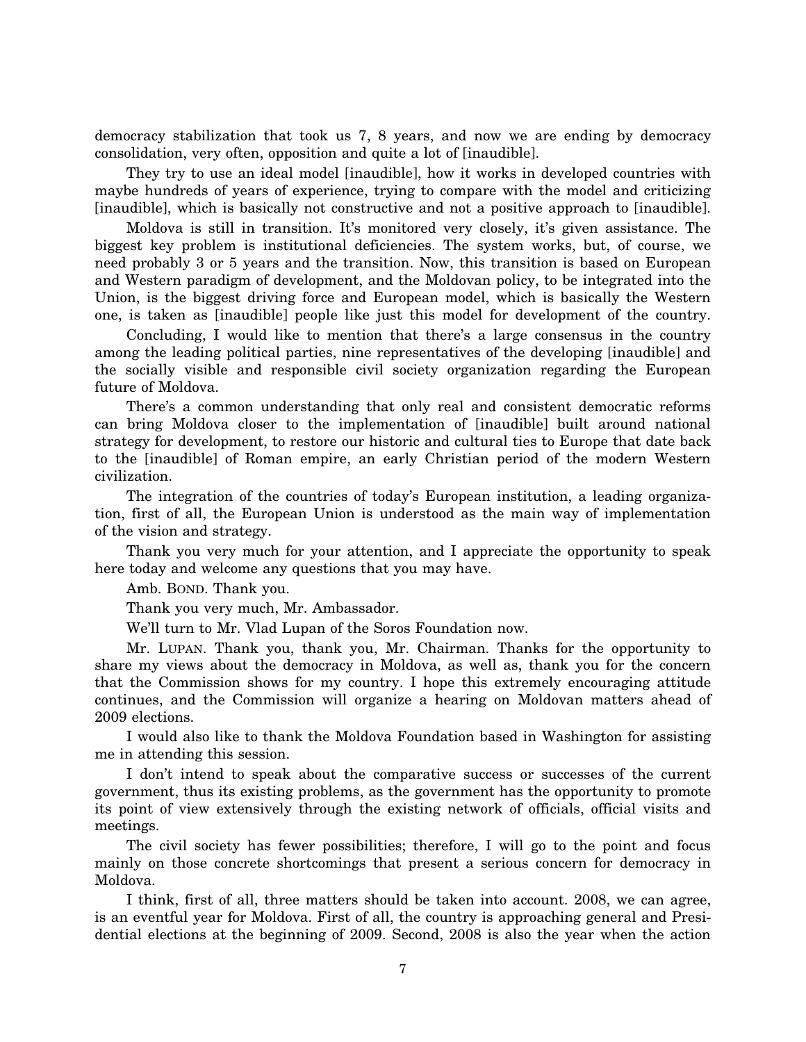democracy stabilization that took us 7, 8 years, and now we are ending by democracy consolidation, very often, opposition and quite a lot of [inaudible].

They try to use an ideal model [inaudible], how it works in developed countries with maybe hundreds of years of experience, trying to compare with the model and criticizing [inaudible], which is basically not constructive and not a positive approach to [inaudible].

Moldova is still in transition. It's monitored very closely, it's given assistance. The biggest key problem is institutional deficiencies. The system works, but, of course, we need probably 3 or 5 years and the transition. Now, this transition is based on European and Western paradigm of development, and the Moldovan policy, to be integrated into the Union, is the biggest driving force and European model, which is basically the Western one, is taken as [inaudible] people like just this model for development of the country.

Concluding, I would like to mention that there's a large consensus in the country among the leading political parties, nine representatives of the developing [inaudible] and the socially visible and responsible civil society organization regarding the European future of Moldova.

There's a common understanding that only real and consistent democratic reforms can bring Moldova closer to the implementation of [inaudible] built around national strategy for development, to restore our historic and cultural ties to Europe that date back to the [inaudible] of Roman empire, an early Christian period of the modern Western civilization.

The integration of the countries of today's European institution, a leading organization, first of all, the European Union is understood as the main way of implementation of the vision and strategy.

Thank you very much for your attention, and I appreciate the opportunity to speak here today and welcome any questions that you may have.

Amb. BOND. Thank you.

Thank you very much, Mr. Ambassador.

We'll turn to Mr. Vlad Lupan of the Soros Foundation now.

Mr. LUPAN. Thank you, thank you, Mr. Chairman. Thanks for the opportunity to share my views about the democracy in Moldova, as well as, thank you for the concern that the Commission shows for my country. I hope this extremely encouraging attitude continues, and the Commission will organize a hearing on Moldovan matters ahead of 2009 elections.

I would also like to thank the Moldova Foundation based in Washington for assisting me in attending this session.

I don't intend to speak about the comparative success or successes of the current government, thus its existing problems, as the government has the opportunity to promote its point of view extensively through the existing network of officials, official visits and meetings.

The civil society has fewer possibilities; therefore, I will go to the point and focus mainly on those concrete shortcomings that present a serious concern for democracy in Moldova.

I think, first of all, three matters should be taken into account. 2008, we can agree, is an eventful year for Moldova. First of all, the country is approaching general and Presidential elections at the beginning of 2009. Second, 2008 is also the year when the action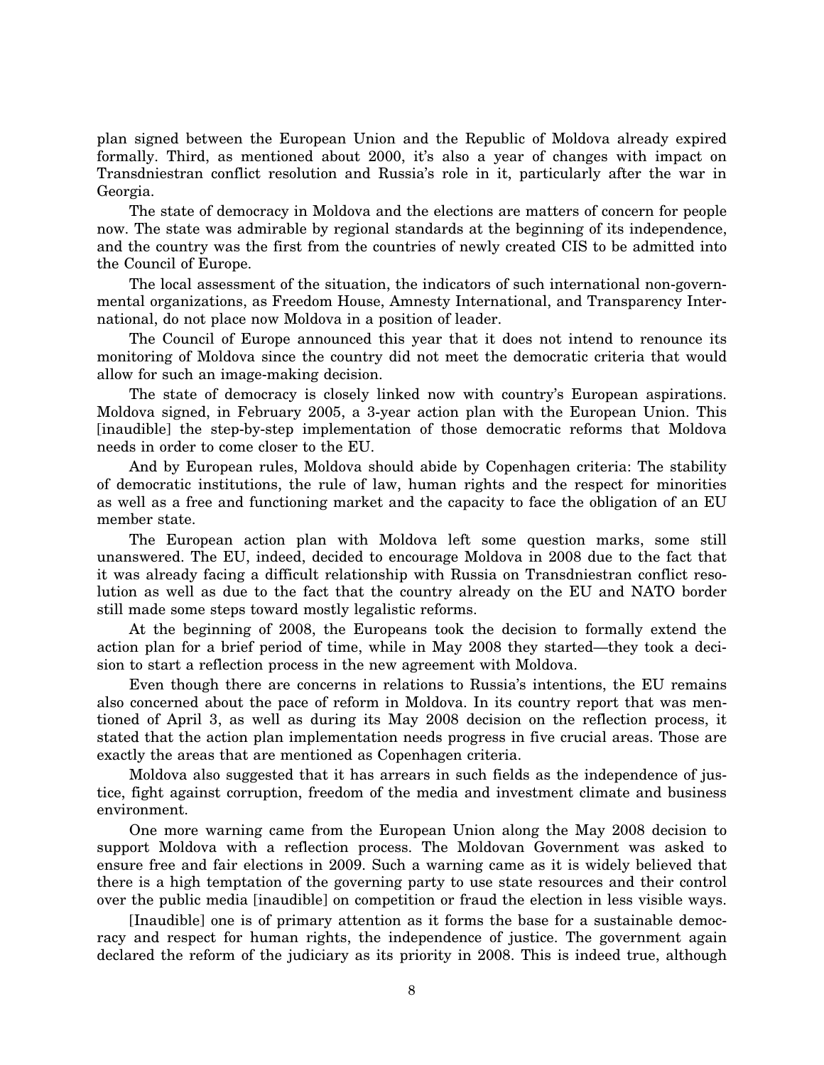plan signed between the European Union and the Republic of Moldova already expired formally. Third, as mentioned about 2000, it's also a year of changes with impact on Transdniestran conflict resolution and Russia's role in it, particularly after the war in Georgia.

The state of democracy in Moldova and the elections are matters of concern for people now. The state was admirable by regional standards at the beginning of its independence, and the country was the first from the countries of newly created CIS to be admitted into the Council of Europe.

The local assessment of the situation, the indicators of such international non-governmental organizations, as Freedom House, Amnesty International, and Transparency International, do not place now Moldova in a position of leader.

The Council of Europe announced this year that it does not intend to renounce its monitoring of Moldova since the country did not meet the democratic criteria that would allow for such an image-making decision.

The state of democracy is closely linked now with country's European aspirations. Moldova signed, in February 2005, a 3-year action plan with the European Union. This [inaudible] the step-by-step implementation of those democratic reforms that Moldova needs in order to come closer to the EU.

And by European rules, Moldova should abide by Copenhagen criteria: The stability of democratic institutions, the rule of law, human rights and the respect for minorities as well as a free and functioning market and the capacity to face the obligation of an EU member state.

The European action plan with Moldova left some question marks, some still unanswered. The EU, indeed, decided to encourage Moldova in 2008 due to the fact that it was already facing a difficult relationship with Russia on Transdniestran conflict resolution as well as due to the fact that the country already on the EU and NATO border still made some steps toward mostly legalistic reforms.

At the beginning of 2008, the Europeans took the decision to formally extend the action plan for a brief period of time, while in May 2008 they started—they took a decision to start a reflection process in the new agreement with Moldova.

Even though there are concerns in relations to Russia's intentions, the EU remains also concerned about the pace of reform in Moldova. In its country report that was mentioned of April 3, as well as during its May 2008 decision on the reflection process, it stated that the action plan implementation needs progress in five crucial areas. Those are exactly the areas that are mentioned as Copenhagen criteria.

Moldova also suggested that it has arrears in such fields as the independence of justice, fight against corruption, freedom of the media and investment climate and business environment.

One more warning came from the European Union along the May 2008 decision to support Moldova with a reflection process. The Moldovan Government was asked to ensure free and fair elections in 2009. Such a warning came as it is widely believed that there is a high temptation of the governing party to use state resources and their control over the public media [inaudible] on competition or fraud the election in less visible ways.

[Inaudible] one is of primary attention as it forms the base for a sustainable democracy and respect for human rights, the independence of justice. The government again declared the reform of the judiciary as its priority in 2008. This is indeed true, although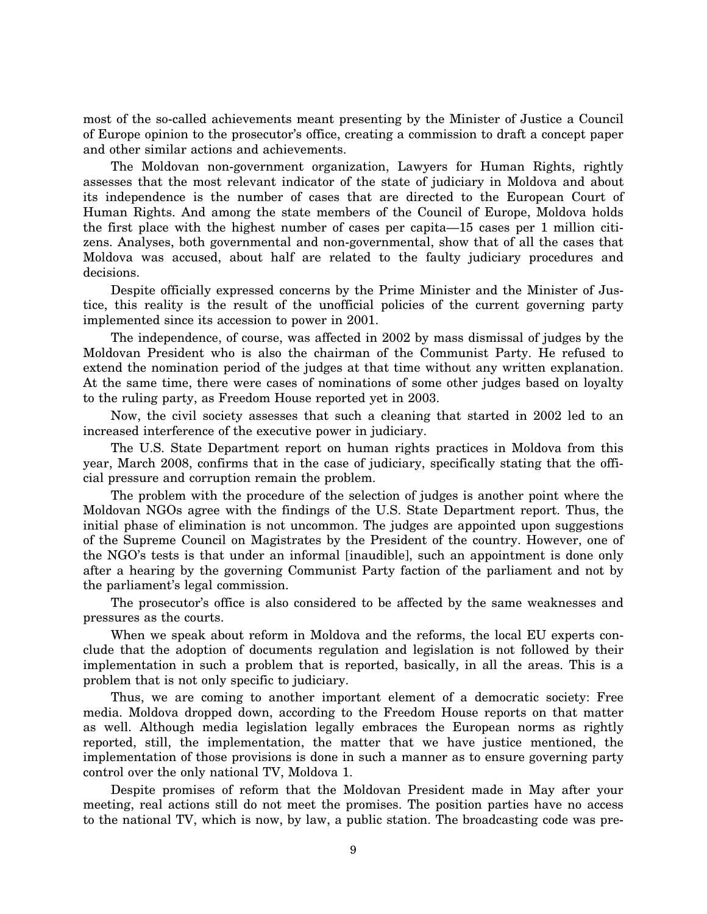most of the so-called achievements meant presenting by the Minister of Justice a Council of Europe opinion to the prosecutor's office, creating a commission to draft a concept paper and other similar actions and achievements.

The Moldovan non-government organization, Lawyers for Human Rights, rightly assesses that the most relevant indicator of the state of judiciary in Moldova and about its independence is the number of cases that are directed to the European Court of Human Rights. And among the state members of the Council of Europe, Moldova holds the first place with the highest number of cases per capita—15 cases per 1 million citizens. Analyses, both governmental and non-governmental, show that of all the cases that Moldova was accused, about half are related to the faulty judiciary procedures and decisions.

Despite officially expressed concerns by the Prime Minister and the Minister of Justice, this reality is the result of the unofficial policies of the current governing party implemented since its accession to power in 2001.

The independence, of course, was affected in 2002 by mass dismissal of judges by the Moldovan President who is also the chairman of the Communist Party. He refused to extend the nomination period of the judges at that time without any written explanation. At the same time, there were cases of nominations of some other judges based on loyalty to the ruling party, as Freedom House reported yet in 2003.

Now, the civil society assesses that such a cleaning that started in 2002 led to an increased interference of the executive power in judiciary.

The U.S. State Department report on human rights practices in Moldova from this year, March 2008, confirms that in the case of judiciary, specifically stating that the official pressure and corruption remain the problem.

The problem with the procedure of the selection of judges is another point where the Moldovan NGOs agree with the findings of the U.S. State Department report. Thus, the initial phase of elimination is not uncommon. The judges are appointed upon suggestions of the Supreme Council on Magistrates by the President of the country. However, one of the NGO's tests is that under an informal [inaudible], such an appointment is done only after a hearing by the governing Communist Party faction of the parliament and not by the parliament's legal commission.

The prosecutor's office is also considered to be affected by the same weaknesses and pressures as the courts.

When we speak about reform in Moldova and the reforms, the local EU experts conclude that the adoption of documents regulation and legislation is not followed by their implementation in such a problem that is reported, basically, in all the areas. This is a problem that is not only specific to judiciary.

Thus, we are coming to another important element of a democratic society: Free media. Moldova dropped down, according to the Freedom House reports on that matter as well. Although media legislation legally embraces the European norms as rightly reported, still, the implementation, the matter that we have justice mentioned, the implementation of those provisions is done in such a manner as to ensure governing party control over the only national TV, Moldova 1.

Despite promises of reform that the Moldovan President made in May after your meeting, real actions still do not meet the promises. The position parties have no access to the national TV, which is now, by law, a public station. The broadcasting code was pre-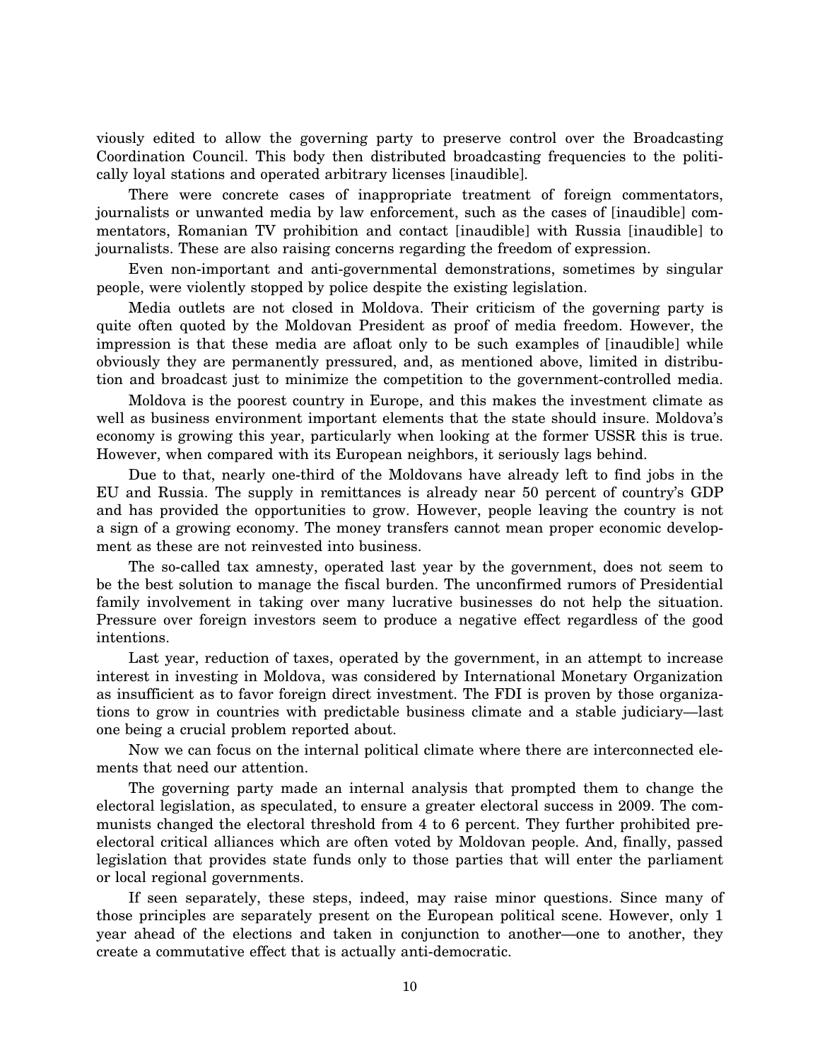viously edited to allow the governing party to preserve control over the Broadcasting Coordination Council. This body then distributed broadcasting frequencies to the politically loyal stations and operated arbitrary licenses [inaudible].

There were concrete cases of inappropriate treatment of foreign commentators, journalists or unwanted media by law enforcement, such as the cases of [inaudible] commentators, Romanian TV prohibition and contact [inaudible] with Russia [inaudible] to journalists. These are also raising concerns regarding the freedom of expression.

Even non-important and anti-governmental demonstrations, sometimes by singular people, were violently stopped by police despite the existing legislation.

Media outlets are not closed in Moldova. Their criticism of the governing party is quite often quoted by the Moldovan President as proof of media freedom. However, the impression is that these media are afloat only to be such examples of [inaudible] while obviously they are permanently pressured, and, as mentioned above, limited in distribution and broadcast just to minimize the competition to the government-controlled media.

Moldova is the poorest country in Europe, and this makes the investment climate as well as business environment important elements that the state should insure. Moldova's economy is growing this year, particularly when looking at the former USSR this is true. However, when compared with its European neighbors, it seriously lags behind.

Due to that, nearly one-third of the Moldovans have already left to find jobs in the EU and Russia. The supply in remittances is already near 50 percent of country's GDP and has provided the opportunities to grow. However, people leaving the country is not a sign of a growing economy. The money transfers cannot mean proper economic development as these are not reinvested into business.

The so-called tax amnesty, operated last year by the government, does not seem to be the best solution to manage the fiscal burden. The unconfirmed rumors of Presidential family involvement in taking over many lucrative businesses do not help the situation. Pressure over foreign investors seem to produce a negative effect regardless of the good intentions.

Last year, reduction of taxes, operated by the government, in an attempt to increase interest in investing in Moldova, was considered by International Monetary Organization as insufficient as to favor foreign direct investment. The FDI is proven by those organizations to grow in countries with predictable business climate and a stable judiciary—last one being a crucial problem reported about.

Now we can focus on the internal political climate where there are interconnected elements that need our attention.

The governing party made an internal analysis that prompted them to change the electoral legislation, as speculated, to ensure a greater electoral success in 2009. The communists changed the electoral threshold from 4 to 6 percent. They further prohibited pre-electoral critical alliances which are often voted by Moldovan people. And, finally, passed legislation that provides state funds only to those parties that will enter the parliament or local regional governments.

If seen separately, these steps, indeed, may raise minor questions. Since many of those principles are separately present on the European political scene. However, only 1 year ahead of the elections and taken in conjunction to another—one to another, they create a commutative effect that is actually anti-democratic.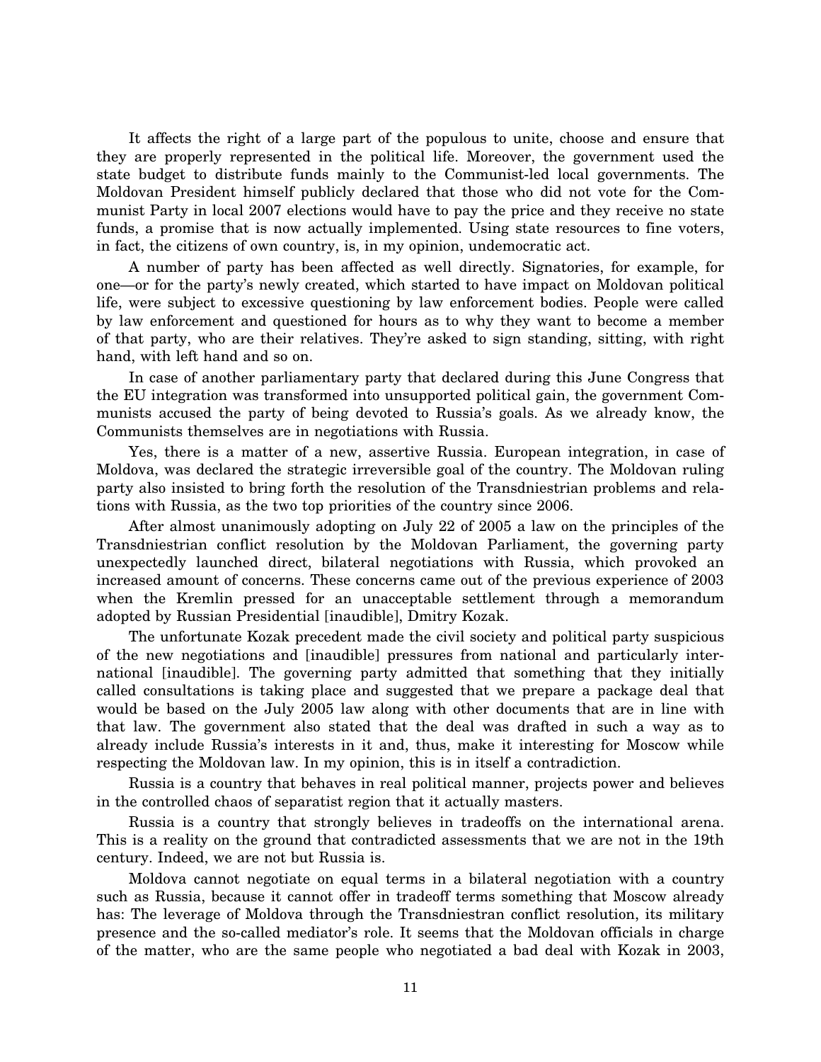It affects the right of a large part of the populous to unite, choose and ensure that they are properly represented in the political life. Moreover, the government used the state budget to distribute funds mainly to the Communist-led local governments. The Moldovan President himself publicly declared that those who did not vote for the Communist Party in local 2007 elections would have to pay the price and they receive no state funds, a promise that is now actually implemented. Using state resources to fine voters, in fact, the citizens of own country, is, in my opinion, undemocratic act.

A number of party has been affected as well directly. Signatories, for example, for one—or for the party's newly created, which started to have impact on Moldovan political life, were subject to excessive questioning by law enforcement bodies. People were called by law enforcement and questioned for hours as to why they want to become a member of that party, who are their relatives. They're asked to sign standing, sitting, with right hand, with left hand and so on.

In case of another parliamentary party that declared during this June Congress that the EU integration was transformed into unsupported political gain, the government Communists accused the party of being devoted to Russia's goals. As we already know, the Communists themselves are in negotiations with Russia.

Yes, there is a matter of a new, assertive Russia. European integration, in case of Moldova, was declared the strategic irreversible goal of the country. The Moldovan ruling party also insisted to bring forth the resolution of the Transdniestrian problems and relations with Russia, as the two top priorities of the country since 2006.

After almost unanimously adopting on July 22 of 2005 a law on the principles of the Transdniestrian conflict resolution by the Moldovan Parliament, the governing party unexpectedly launched direct, bilateral negotiations with Russia, which provoked an increased amount of concerns. These concerns came out of the previous experience of 2003 when the Kremlin pressed for an unacceptable settlement through a memorandum adopted by Russian Presidential [inaudible], Dmitry Kozak.

The unfortunate Kozak precedent made the civil society and political party suspicious of the new negotiations and [inaudible] pressures from national and particularly international [inaudible]. The governing party admitted that something that they initially called consultations is taking place and suggested that we prepare a package deal that would be based on the July 2005 law along with other documents that are in line with that law. The government also stated that the deal was drafted in such a way as to already include Russia's interests in it and, thus, make it interesting for Moscow while respecting the Moldovan law. In my opinion, this is in itself a contradiction.

Russia is a country that behaves in real political manner, projects power and believes in the controlled chaos of separatist region that it actually masters.

Russia is a country that strongly believes in tradeoffs on the international arena. This is a reality on the ground that contradicted assessments that we are not in the 19th century. Indeed, we are not but Russia is.

Moldova cannot negotiate on equal terms in a bilateral negotiation with a country such as Russia, because it cannot offer in tradeoff terms something that Moscow already has: The leverage of Moldova through the Transdniestran conflict resolution, its military presence and the so-called mediator's role. It seems that the Moldovan officials in charge of the matter, who are the same people who negotiated a bad deal with Kozak in 2003,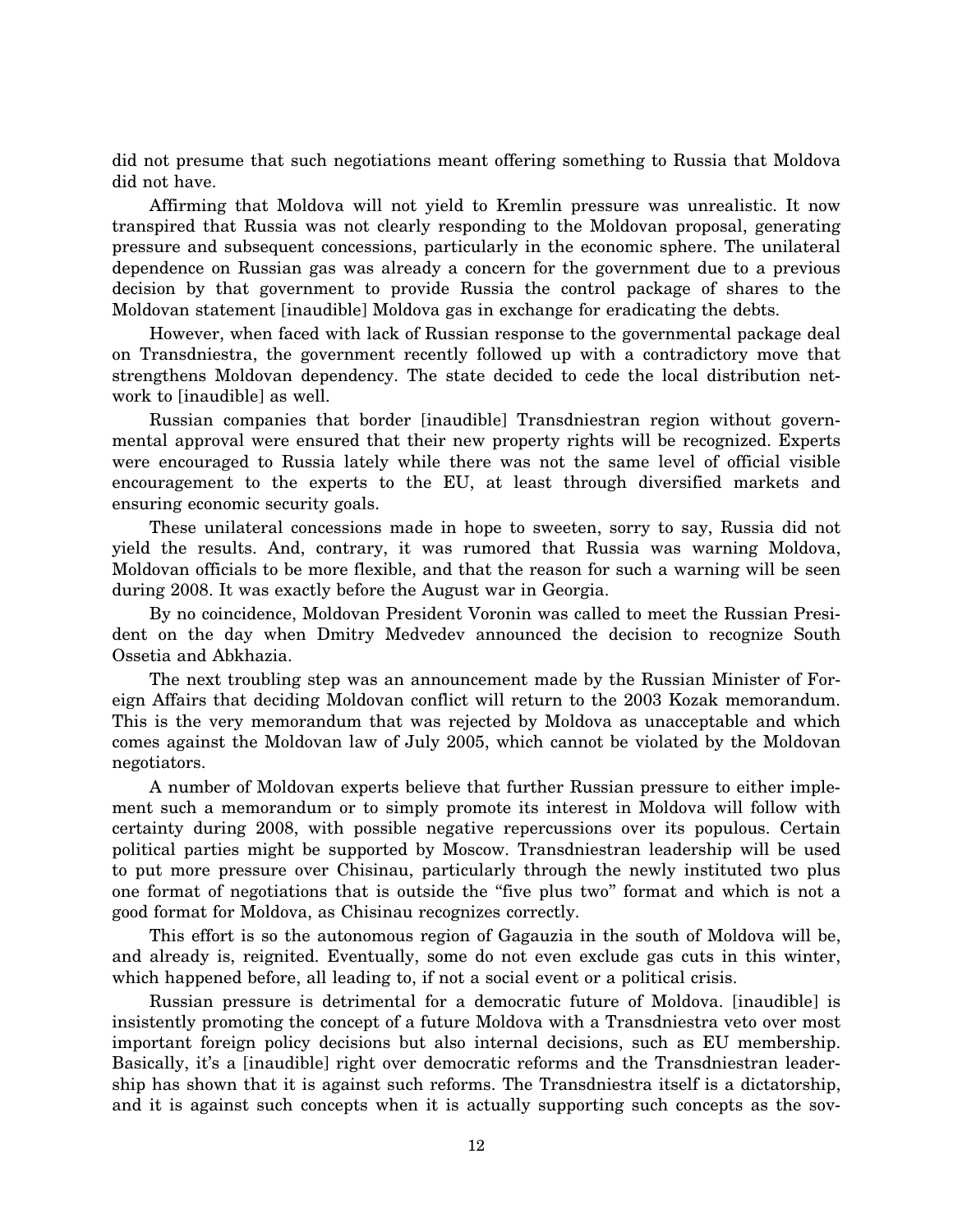did not presume that such negotiations meant offering something to Russia that Moldova did not have.

Affirming that Moldova will not yield to Kremlin pressure was unrealistic. It now transpired that Russia was not clearly responding to the Moldovan proposal, generating pressure and subsequent concessions, particularly in the economic sphere. The unilateral dependence on Russian gas was already a concern for the government due to a previous decision by that government to provide Russia the control package of shares to the Moldovan statement [inaudible] Moldova gas in exchange for eradicating the debts.

However, when faced with lack of Russian response to the governmental package deal on Transdniestra, the government recently followed up with a contradictory move that strengthens Moldovan dependency. The state decided to cede the local distribution network to [inaudible] as well.

Russian companies that border [inaudible] Transdniestran region without governmental approval were ensured that their new property rights will be recognized. Experts were encouraged to Russia lately while there was not the same level of official visible encouragement to the experts to the EU, at least through diversified markets and ensuring economic security goals.

These unilateral concessions made in hope to sweeten, sorry to say, Russia did not yield the results. And, contrary, it was rumored that Russia was warning Moldova, Moldovan officials to be more flexible, and that the reason for such a warning will be seen during 2008. It was exactly before the August war in Georgia.

By no coincidence, Moldovan President Voronin was called to meet the Russian President on the day when Dmitry Medvedev announced the decision to recognize South Ossetia and Abkhazia.

The next troubling step was an announcement made by the Russian Minister of Foreign Affairs that deciding Moldovan conflict will return to the 2003 Kozak memorandum. This is the very memorandum that was rejected by Moldova as unacceptable and which comes against the Moldovan law of July 2005, which cannot be violated by the Moldovan negotiators.

A number of Moldovan experts believe that further Russian pressure to either implement such a memorandum or to simply promote its interest in Moldova will follow with certainty during 2008, with possible negative repercussions over its populous. Certain political parties might be supported by Moscow. Transdniestran leadership will be used to put more pressure over Chisinau, particularly through the newly instituted two plus one format of negotiations that is outside the "five plus two" format and which is not a good format for Moldova, as Chisinau recognizes correctly.

This effort is so the autonomous region of Gagauzia in the south of Moldova will be, and already is, reignited. Eventually, some do not even exclude gas cuts in this winter, which happened before, all leading to, if not a social event or a political crisis.

Russian pressure is detrimental for a democratic future of Moldova. [inaudible] is insistently promoting the concept of a future Moldova with a Transdniestra veto over most important foreign policy decisions but also internal decisions, such as EU membership. Basically, it's a [inaudible] right over democratic reforms and the Transdniestran leadership has shown that it is against such reforms. The Transdniestra itself is a dictatorship, and it is against such concepts when it is actually supporting such concepts as the sov-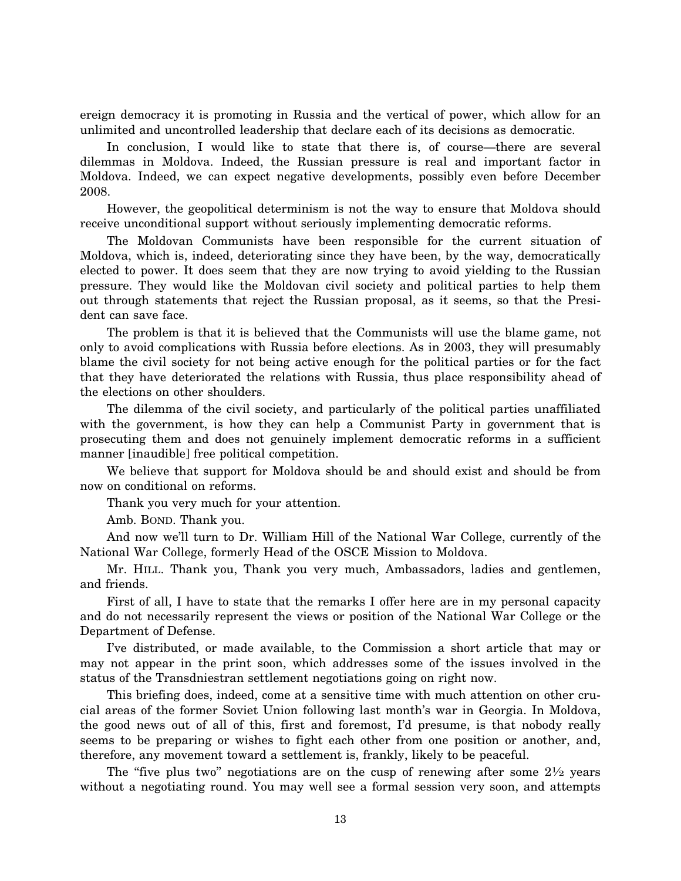ereign democracy it is promoting in Russia and the vertical of power, which allow for an unlimited and uncontrolled leadership that declare each of its decisions as democratic.

In conclusion, I would like to state that there is, of course—there are several dilemmas in Moldova. Indeed, the Russian pressure is real and important factor in Moldova. Indeed, we can expect negative developments, possibly even before December 2008.

However, the geopolitical determinism is not the way to ensure that Moldova should receive unconditional support without seriously implementing democratic reforms.

The Moldovan Communists have been responsible for the current situation of Moldova, which is, indeed, deteriorating since they have been, by the way, democratically elected to power. It does seem that they are now trying to avoid yielding to the Russian pressure. They would like the Moldovan civil society and political parties to help them out through statements that reject the Russian proposal, as it seems, so that the President can save face.

The problem is that it is believed that the Communists will use the blame game, not only to avoid complications with Russia before elections. As in 2003, they will presumably blame the civil society for not being active enough for the political parties or for the fact that they have deteriorated the relations with Russia, thus place responsibility ahead of the elections on other shoulders.

The dilemma of the civil society, and particularly of the political parties unaffiliated with the government, is how they can help a Communist Party in government that is prosecuting them and does not genuinely implement democratic reforms in a sufficient manner [inaudible] free political competition.

We believe that support for Moldova should be and should exist and should be from now on conditional on reforms.

Thank you very much for your attention.

Amb. BOND. Thank you.

And now we'll turn to Dr. William Hill of the National War College, currently of the National War College, formerly Head of the OSCE Mission to Moldova.

Mr. HILL. Thank you, Thank you very much, Ambassadors, ladies and gentlemen, and friends.

First of all, I have to state that the remarks I offer here are in my personal capacity and do not necessarily represent the views or position of the National War College or the Department of Defense.

I've distributed, or made available, to the Commission a short article that may or may not appear in the print soon, which addresses some of the issues involved in the status of the Transdniestran settlement negotiations going on right now.

This briefing does, indeed, come at a sensitive time with much attention on other crucial areas of the former Soviet Union following last month's war in Georgia. In Moldova, the good news out of all of this, first and foremost, I'd presume, is that nobody really seems to be preparing or wishes to fight each other from one position or another, and, therefore, any movement toward a settlement is, frankly, likely to be peaceful.

The "five plus two" negotiations are on the cusp of renewing after some 2½ years without a negotiating round. You may well see a formal session very soon, and attempts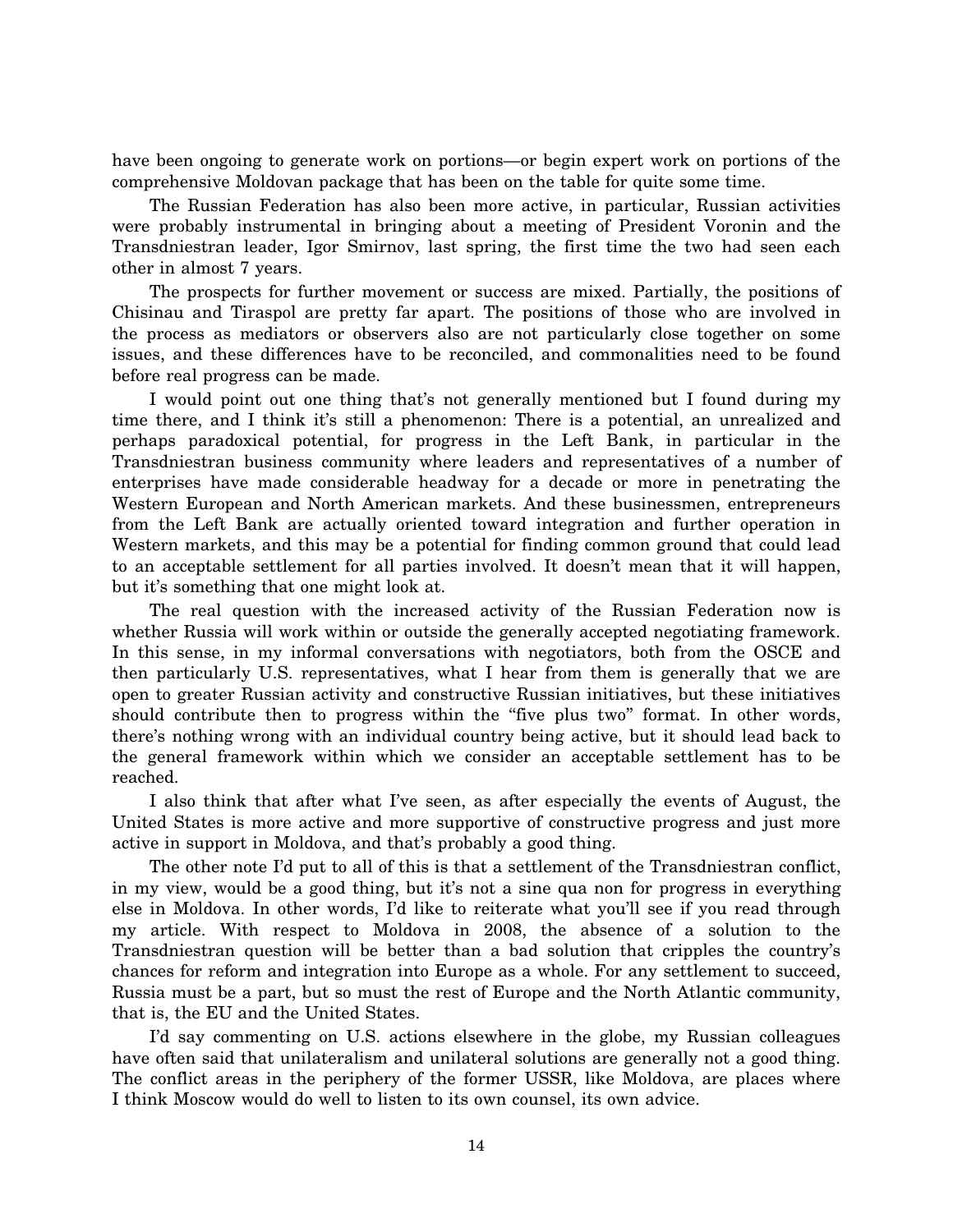have been ongoing to generate work on portions—or begin expert work on portions of the comprehensive Moldovan package that has been on the table for quite some time.

The Russian Federation has also been more active, in particular, Russian activities were probably instrumental in bringing about a meeting of President Voronin and the Transdniestran leader, Igor Smirnov, last spring, the first time the two had seen each other in almost 7 years.

The prospects for further movement or success are mixed. Partially, the positions of Chisinau and Tiraspol are pretty far apart. The positions of those who are involved in the process as mediators or observers also are not particularly close together on some issues, and these differences have to be reconciled, and commonalities need to be found before real progress can be made.

I would point out one thing that's not generally mentioned but I found during my time there, and I think it's still a phenomenon: There is a potential, an unrealized and perhaps paradoxical potential, for progress in the Left Bank, in particular in the Transdniestran business community where leaders and representatives of a number of enterprises have made considerable headway for a decade or more in penetrating the Western European and North American markets. And these businessmen, entrepreneurs from the Left Bank are actually oriented toward integration and further operation in Western markets, and this may be a potential for finding common ground that could lead to an acceptable settlement for all parties involved. It doesn't mean that it will happen, but it's something that one might look at.

The real question with the increased activity of the Russian Federation now is whether Russia will work within or outside the generally accepted negotiating framework. In this sense, in my informal conversations with negotiators, both from the OSCE and then particularly U.S. representatives, what I hear from them is generally that we are open to greater Russian activity and constructive Russian initiatives, but these initiatives should contribute then to progress within the "five plus two" format. In other words, there's nothing wrong with an individual country being active, but it should lead back to the general framework within which we consider an acceptable settlement has to be reached.

I also think that after what I've seen, as after especially the events of August, the United States is more active and more supportive of constructive progress and just more active in support in Moldova, and that's probably a good thing.

The other note I'd put to all of this is that a settlement of the Transdniestran conflict, in my view, would be a good thing, but it's not a sine qua non for progress in everything else in Moldova. In other words, I'd like to reiterate what you'll see if you read through my article. With respect to Moldova in 2008, the absence of a solution to the Transdniestran question will be better than a bad solution that cripples the country's chances for reform and integration into Europe as a whole. For any settlement to succeed, Russia must be a part, but so must the rest of Europe and the North Atlantic community, that is, the EU and the United States.

I'd say commenting on U.S. actions elsewhere in the globe, my Russian colleagues have often said that unilateralism and unilateral solutions are generally not a good thing. The conflict areas in the periphery of the former USSR, like Moldova, are places where I think Moscow would do well to listen to its own counsel, its own advice.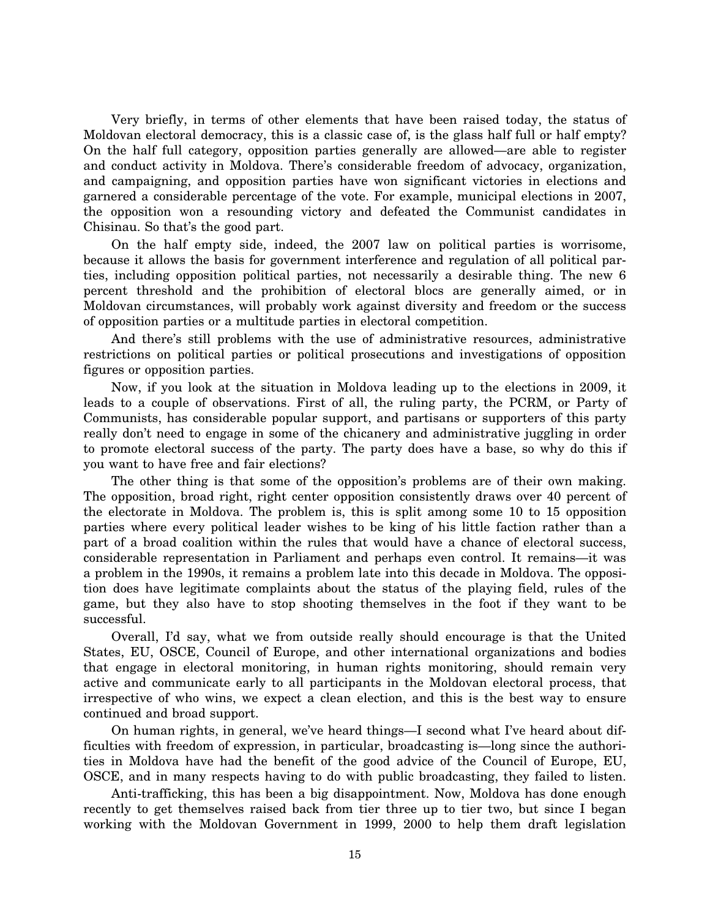Very briefly, in terms of other elements that have been raised today, the status of Moldovan electoral democracy, this is a classic case of, is the glass half full or half empty? On the half full category, opposition parties generally are allowed—are able to register and conduct activity in Moldova. There's considerable freedom of advocacy, organization, and campaigning, and opposition parties have won significant victories in elections and garnered a considerable percentage of the vote. For example, municipal elections in 2007, the opposition won a resounding victory and defeated the Communist candidates in Chisinau. So that's the good part.

On the half empty side, indeed, the 2007 law on political parties is worrisome, because it allows the basis for government interference and regulation of all political parties, including opposition political parties, not necessarily a desirable thing. The new 6 percent threshold and the prohibition of electoral blocs are generally aimed, or in Moldovan circumstances, will probably work against diversity and freedom or the success of opposition parties or a multitude parties in electoral competition.

And there's still problems with the use of administrative resources, administrative restrictions on political parties or political prosecutions and investigations of opposition figures or opposition parties.

Now, if you look at the situation in Moldova leading up to the elections in 2009, it leads to a couple of observations. First of all, the ruling party, the PCRM, or Party of Communists, has considerable popular support, and partisans or supporters of this party really don't need to engage in some of the chicanery and administrative juggling in order to promote electoral success of the party. The party does have a base, so why do this if you want to have free and fair elections?

The other thing is that some of the opposition's problems are of their own making. The opposition, broad right, right center opposition consistently draws over 40 percent of the electorate in Moldova. The problem is, this is split among some 10 to 15 opposition parties where every political leader wishes to be king of his little faction rather than a part of a broad coalition within the rules that would have a chance of electoral success, considerable representation in Parliament and perhaps even control. It remains—it was a problem in the 1990s, it remains a problem late into this decade in Moldova. The opposition does have legitimate complaints about the status of the playing field, rules of the game, but they also have to stop shooting themselves in the foot if they want to be successful.

Overall, I'd say, what we from outside really should encourage is that the United States, EU, OSCE, Council of Europe, and other international organizations and bodies that engage in electoral monitoring, in human rights monitoring, should remain very active and communicate early to all participants in the Moldovan electoral process, that irrespective of who wins, we expect a clean election, and this is the best way to ensure continued and broad support.

On human rights, in general, we've heard things—I second what I've heard about difficulties with freedom of expression, in particular, broadcasting is—long since the authorities in Moldova have had the benefit of the good advice of the Council of Europe, EU, OSCE, and in many respects having to do with public broadcasting, they failed to listen.

Anti-trafficking, this has been a big disappointment. Now, Moldova has done enough recently to get themselves raised back from tier three up to tier two, but since I began working with the Moldovan Government in 1999, 2000 to help them draft legislation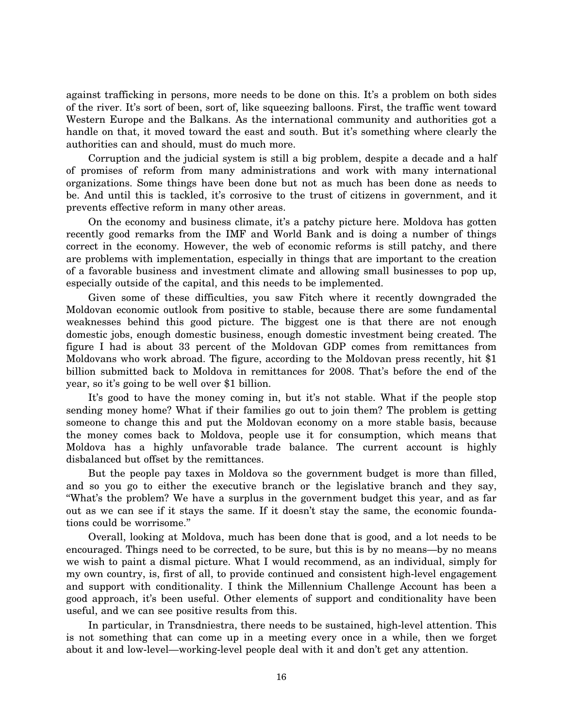against trafficking in persons, more needs to be done on this. It's a problem on both sides of the river. It's sort of been, sort of, like squeezing balloons. First, the traffic went toward Western Europe and the Balkans. As the international community and authorities got a handle on that, it moved toward the east and south. But it's something where clearly the authorities can and should, must do much more.

Corruption and the judicial system is still a big problem, despite a decade and a half of promises of reform from many administrations and work with many international organizations. Some things have been done but not as much has been done as needs to be. And until this is tackled, it's corrosive to the trust of citizens in government, and it prevents effective reform in many other areas.

On the economy and business climate, it's a patchy picture here. Moldova has gotten recently good remarks from the IMF and World Bank and is doing a number of things correct in the economy. However, the web of economic reforms is still patchy, and there are problems with implementation, especially in things that are important to the creation of a favorable business and investment climate and allowing small businesses to pop up, especially outside of the capital, and this needs to be implemented.

Given some of these difficulties, you saw Fitch where it recently downgraded the Moldovan economic outlook from positive to stable, because there are some fundamental weaknesses behind this good picture. The biggest one is that there are not enough domestic jobs, enough domestic business, enough domestic investment being created. The figure I had is about 33 percent of the Moldovan GDP comes from remittances from Moldovans who work abroad. The figure, according to the Moldovan press recently, hit $1 billion submitted back to Moldova in remittances for 2008. That's before the end of the year, so it's going to be well over $1 billion.

It's good to have the money coming in, but it's not stable. What if the people stop sending money home? What if their families go out to join them? The problem is getting someone to change this and put the Moldovan economy on a more stable basis, because the money comes back to Moldova, people use it for consumption, which means that Moldova has a highly unfavorable trade balance. The current account is highly disbalanced but offset by the remittances.

But the people pay taxes in Moldova so the government budget is more than filled, and so you go to either the executive branch or the legislative branch and they say, "What's the problem? We have a surplus in the government budget this year, and as far out as we can see if it stays the same. If it doesn't stay the same, the economic foundations could be worrisome."

Overall, looking at Moldova, much has been done that is good, and a lot needs to be encouraged. Things need to be corrected, to be sure, but this is by no means—by no means we wish to paint a dismal picture. What I would recommend, as an individual, simply for my own country, is, first of all, to provide continued and consistent high-level engagement and support with conditionality. I think the Millennium Challenge Account has been a good approach, it's been useful. Other elements of support and conditionality have been useful, and we can see positive results from this.

In particular, in Transdniestra, there needs to be sustained, high-level attention. This is not something that can come up in a meeting every once in a while, then we forget about it and low-level—working-level people deal with it and don't get any attention.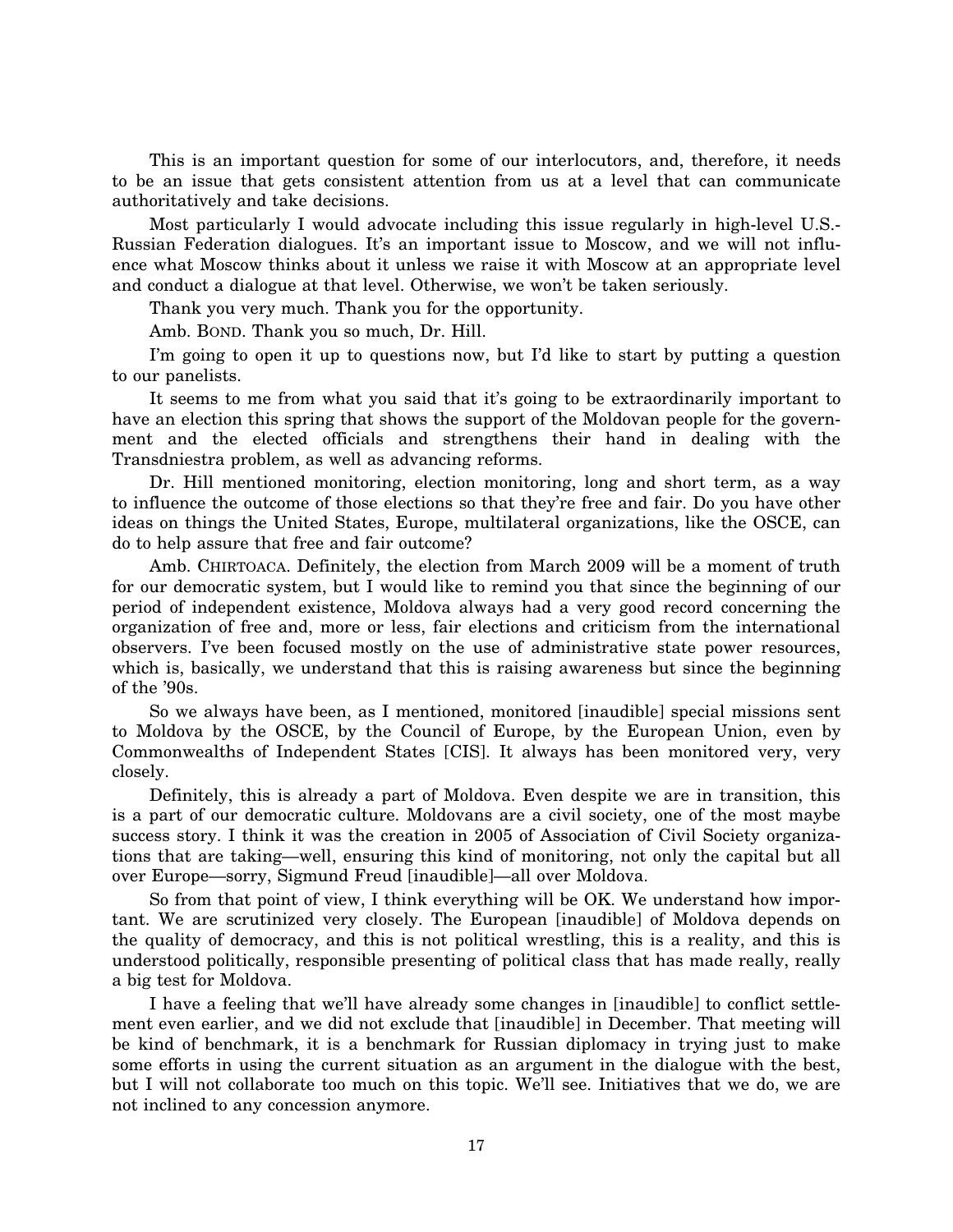This is an important question for some of our interlocutors, and, therefore, it needs to be an issue that gets consistent attention from us at a level that can communicate authoritatively and take decisions.

Most particularly I would advocate including this issue regularly in high-level U.S.-Russian Federation dialogues. It's an important issue to Moscow, and we will not influence what Moscow thinks about it unless we raise it with Moscow at an appropriate level and conduct a dialogue at that level. Otherwise, we won't be taken seriously.

Thank you very much. Thank you for the opportunity.

Amb. BOND. Thank you so much, Dr. Hill.

I'm going to open it up to questions now, but I'd like to start by putting a question to our panelists.

It seems to me from what you said that it's going to be extraordinarily important to have an election this spring that shows the support of the Moldovan people for the government and the elected officials and strengthens their hand in dealing with the Transdniestra problem, as well as advancing reforms.

Dr. Hill mentioned monitoring, election monitoring, long and short term, as a way to influence the outcome of those elections so that they're free and fair. Do you have other ideas on things the United States, Europe, multilateral organizations, like the OSCE, can do to help assure that free and fair outcome?

Amb. CHIRTOACA. Definitely, the election from March 2009 will be a moment of truth for our democratic system, but I would like to remind you that since the beginning of our period of independent existence, Moldova always had a very good record concerning the organization of free and, more or less, fair elections and criticism from the international observers. I've been focused mostly on the use of administrative state power resources, which is, basically, we understand that this is raising awareness but since the beginning of the '90s.

So we always have been, as I mentioned, monitored [inaudible] special missions sent to Moldova by the OSCE, by the Council of Europe, by the European Union, even by Commonwealths of Independent States [CIS]. It always has been monitored very, very closely.

Definitely, this is already a part of Moldova. Even despite we are in transition, this is a part of our democratic culture. Moldovans are a civil society, one of the most maybe success story. I think it was the creation in 2005 of Association of Civil Society organizations that are taking—well, ensuring this kind of monitoring, not only the capital but all over Europe—sorry, Sigmund Freud [inaudible]—all over Moldova.

So from that point of view, I think everything will be OK. We understand how important. We are scrutinized very closely. The European [inaudible] of Moldova depends on the quality of democracy, and this is not political wrestling, this is a reality, and this is understood politically, responsible presenting of political class that has made really, really a big test for Moldova.

I have a feeling that we'll have already some changes in [inaudible] to conflict settlement even earlier, and we did not exclude that [inaudible] in December. That meeting will be kind of benchmark, it is a benchmark for Russian diplomacy in trying just to make some efforts in using the current situation as an argument in the dialogue with the best, but I will not collaborate too much on this topic. We'll see. Initiatives that we do, we are not inclined to any concession anymore.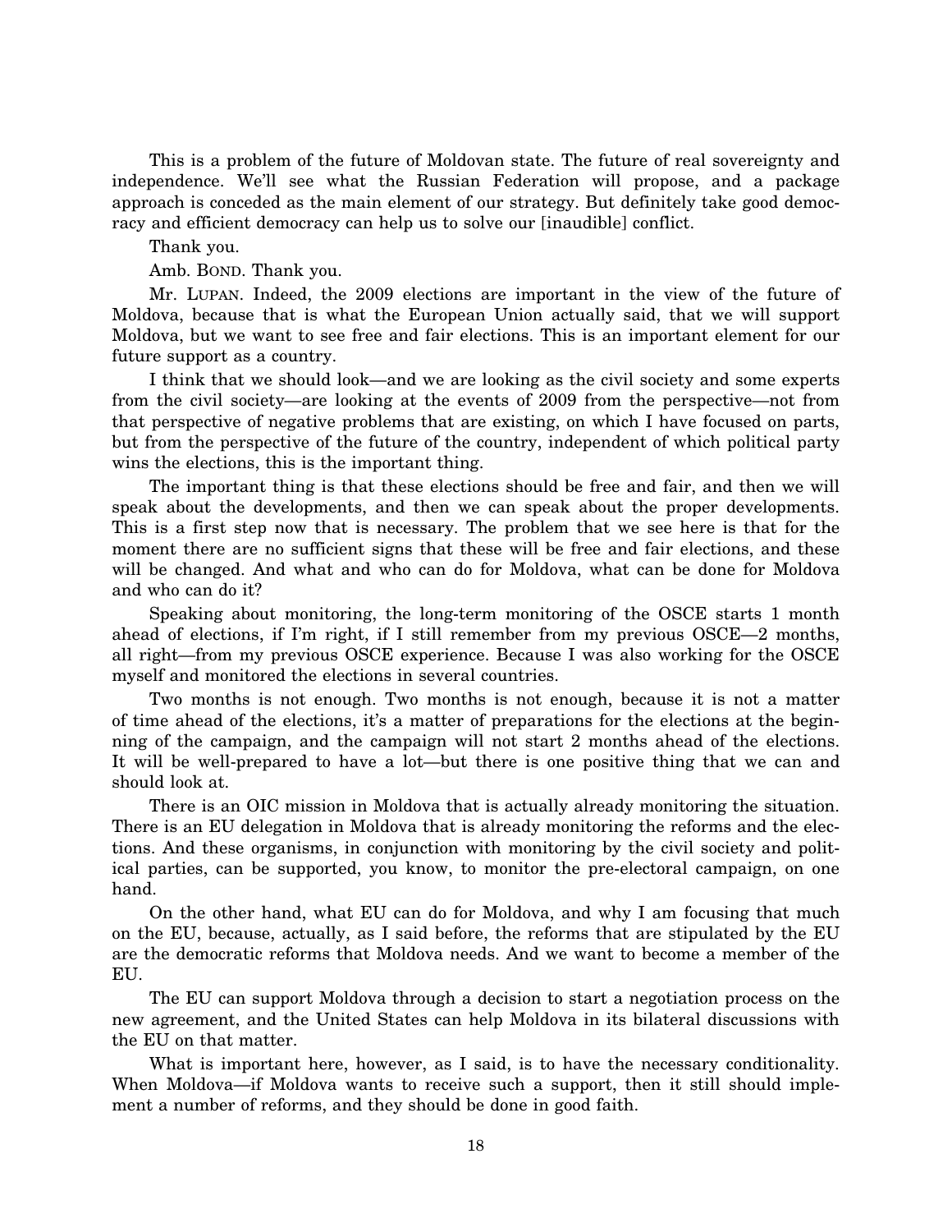This is a problem of the future of Moldovan state. The future of real sovereignty and independence. We'll see what the Russian Federation will propose, and a package approach is conceded as the main element of our strategy. But definitely take good democracy and efficient democracy can help us to solve our [inaudible] conflict.

Thank you.

Amb. BOND. Thank you.

Mr. LUPAN. Indeed, the 2009 elections are important in the view of the future of Moldova, because that is what the European Union actually said, that we will support Moldova, but we want to see free and fair elections. This is an important element for our future support as a country.

I think that we should look—and we are looking as the civil society and some experts from the civil society—are looking at the events of 2009 from the perspective—not from that perspective of negative problems that are existing, on which I have focused on parts, but from the perspective of the future of the country, independent of which political party wins the elections, this is the important thing.

The important thing is that these elections should be free and fair, and then we will speak about the developments, and then we can speak about the proper developments. This is a first step now that is necessary. The problem that we see here is that for the moment there are no sufficient signs that these will be free and fair elections, and these will be changed. And what and who can do for Moldova, what can be done for Moldova and who can do it?

Speaking about monitoring, the long-term monitoring of the OSCE starts 1 month ahead of elections, if I'm right, if I still remember from my previous OSCE—2 months, all right—from my previous OSCE experience. Because I was also working for the OSCE myself and monitored the elections in several countries.

Two months is not enough. Two months is not enough, because it is not a matter of time ahead of the elections, it's a matter of preparations for the elections at the beginning of the campaign, and the campaign will not start 2 months ahead of the elections. It will be well-prepared to have a lot—but there is one positive thing that we can and should look at.

There is an OIC mission in Moldova that is actually already monitoring the situation. There is an EU delegation in Moldova that is already monitoring the reforms and the elections. And these organisms, in conjunction with monitoring by the civil society and political parties, can be supported, you know, to monitor the pre-electoral campaign, on one hand.

On the other hand, what EU can do for Moldova, and why I am focusing that much on the EU, because, actually, as I said before, the reforms that are stipulated by the EU are the democratic reforms that Moldova needs. And we want to become a member of the EU.

The EU can support Moldova through a decision to start a negotiation process on the new agreement, and the United States can help Moldova in its bilateral discussions with the EU on that matter.

What is important here, however, as I said, is to have the necessary conditionality. When Moldova—if Moldova wants to receive such a support, then it still should implement a number of reforms, and they should be done in good faith.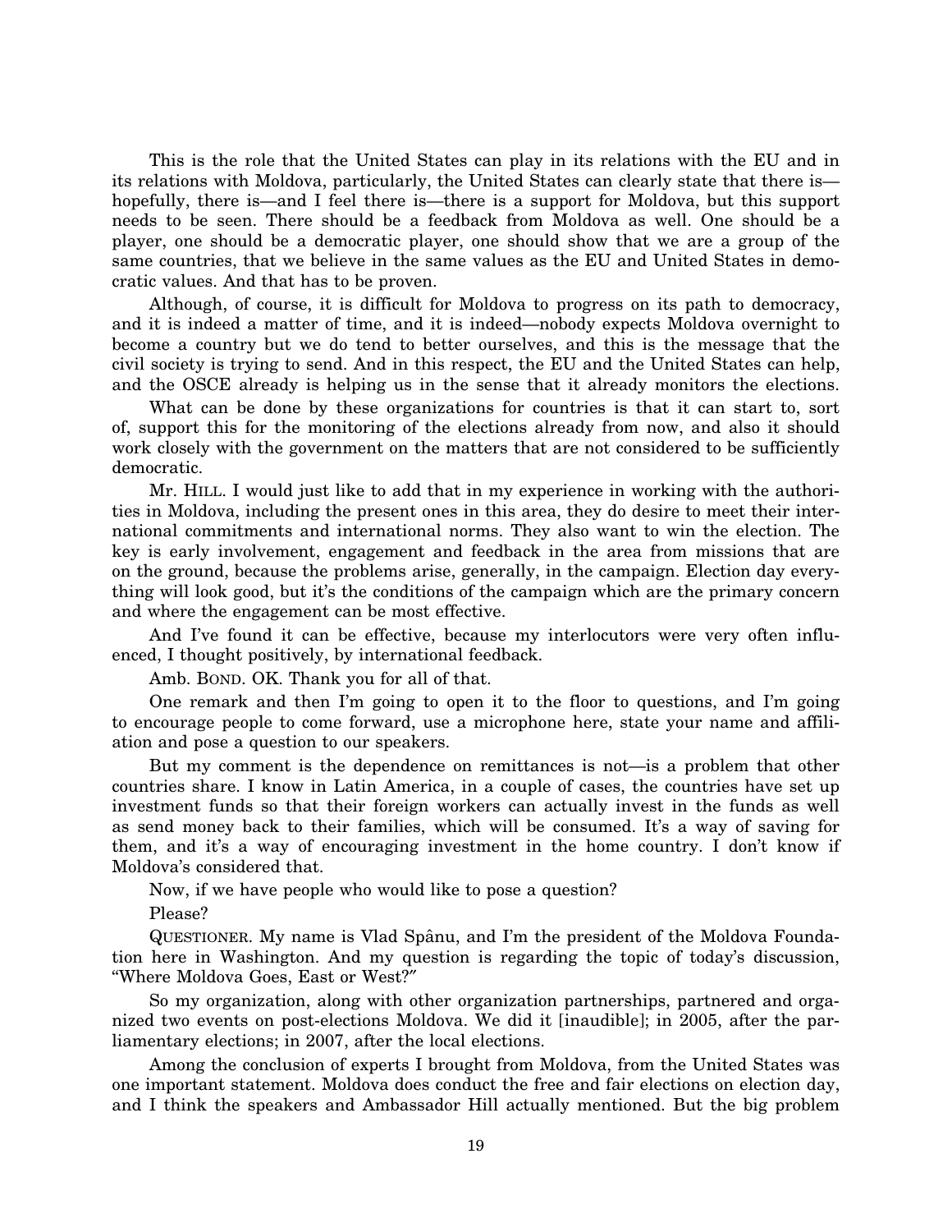This is the role that the United States can play in its relations with the EU and in its relations with Moldova, particularly, the United States can clearly state that there is—hopefully, there is—and I feel there is—there is a support for Moldova, but this support needs to be seen. There should be a feedback from Moldova as well. One should be a player, one should be a democratic player, one should show that we are a group of the same countries, that we believe in the same values as the EU and United States in democratic values. And that has to be proven.

Although, of course, it is difficult for Moldova to progress on its path to democracy, and it is indeed a matter of time, and it is indeed—nobody expects Moldova overnight to become a country but we do tend to better ourselves, and this is the message that the civil society is trying to send. And in this respect, the EU and the United States can help, and the OSCE already is helping us in the sense that it already monitors the elections.

What can be done by these organizations for countries is that it can start to, sort of, support this for the monitoring of the elections already from now, and also it should work closely with the government on the matters that are not considered to be sufficiently democratic.

Mr. HILL. I would just like to add that in my experience in working with the authorities in Moldova, including the present ones in this area, they do desire to meet their international commitments and international norms. They also want to win the election. The key is early involvement, engagement and feedback in the area from missions that are on the ground, because the problems arise, generally, in the campaign. Election day everything will look good, but it's the conditions of the campaign which are the primary concern and where the engagement can be most effective.

And I've found it can be effective, because my interlocutors were very often influenced, I thought positively, by international feedback.

Amb. BOND. OK. Thank you for all of that.

One remark and then I'm going to open it to the floor to questions, and I'm going to encourage people to come forward, use a microphone here, state your name and affiliation and pose a question to our speakers.

But my comment is the dependence on remittances is not—is a problem that other countries share. I know in Latin America, in a couple of cases, the countries have set up investment funds so that their foreign workers can actually invest in the funds as well as send money back to their families, which will be consumed. It's a way of saving for them, and it's a way of encouraging investment in the home country. I don't know if Moldova's considered that.

Now, if we have people who would like to pose a question?

Please?

QUESTIONER. My name is Vlad Spânu, and I'm the president of the Moldova Foundation here in Washington. And my question is regarding the topic of today's discussion, "Where Moldova Goes, East or West?"

So my organization, along with other organization partnerships, partnered and organized two events on post-elections Moldova. We did it [inaudible]; in 2005, after the parliamentary elections; in 2007, after the local elections.

Among the conclusion of experts I brought from Moldova, from the United States was one important statement. Moldova does conduct the free and fair elections on election day, and I think the speakers and Ambassador Hill actually mentioned. But the big problem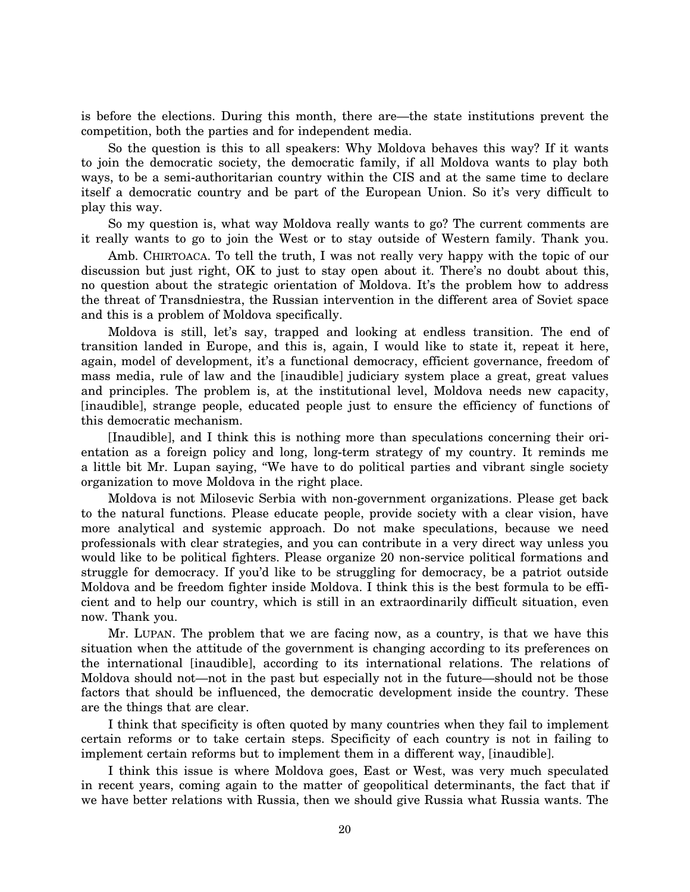is before the elections. During this month, there are—the state institutions prevent the competition, both the parties and for independent media.

So the question is this to all speakers: Why Moldova behaves this way? If it wants to join the democratic society, the democratic family, if all Moldova wants to play both ways, to be a semi-authoritarian country within the CIS and at the same time to declare itself a democratic country and be part of the European Union. So it's very difficult to play this way.

So my question is, what way Moldova really wants to go? The current comments are it really wants to go to join the West or to stay outside of Western family. Thank you.

Amb. CHIRTOACA. To tell the truth, I was not really very happy with the topic of our discussion but just right, OK to just to stay open about it. There's no doubt about this, no question about the strategic orientation of Moldova. It's the problem how to address the threat of Transdniestra, the Russian intervention in the different area of Soviet space and this is a problem of Moldova specifically.

Moldova is still, let's say, trapped and looking at endless transition. The end of transition landed in Europe, and this is, again, I would like to state it, repeat it here, again, model of development, it's a functional democracy, efficient governance, freedom of mass media, rule of law and the [inaudible] judiciary system place a great, great values and principles. The problem is, at the institutional level, Moldova needs new capacity, [inaudible], strange people, educated people just to ensure the efficiency of functions of this democratic mechanism.

[Inaudible], and I think this is nothing more than speculations concerning their orientation as a foreign policy and long, long-term strategy of my country. It reminds me a little bit Mr. Lupan saying, "We have to do political parties and vibrant single society organization to move Moldova in the right place.

Moldova is not Milosevic Serbia with non-government organizations. Please get back to the natural functions. Please educate people, provide society with a clear vision, have more analytical and systemic approach. Do not make speculations, because we need professionals with clear strategies, and you can contribute in a very direct way unless you would like to be political fighters. Please organize 20 non-service political formations and struggle for democracy. If you'd like to be struggling for democracy, be a patriot outside Moldova and be freedom fighter inside Moldova. I think this is the best formula to be efficient and to help our country, which is still in an extraordinarily difficult situation, even now. Thank you.

Mr. LUPAN. The problem that we are facing now, as a country, is that we have this situation when the attitude of the government is changing according to its preferences on the international [inaudible], according to its international relations. The relations of Moldova should not—not in the past but especially not in the future—should not be those factors that should be influenced, the democratic development inside the country. These are the things that are clear.

I think that specificity is often quoted by many countries when they fail to implement certain reforms or to take certain steps. Specificity of each country is not in failing to implement certain reforms but to implement them in a different way, [inaudible].

I think this issue is where Moldova goes, East or West, was very much speculated in recent years, coming again to the matter of geopolitical determinants, the fact that if we have better relations with Russia, then we should give Russia what Russia wants. The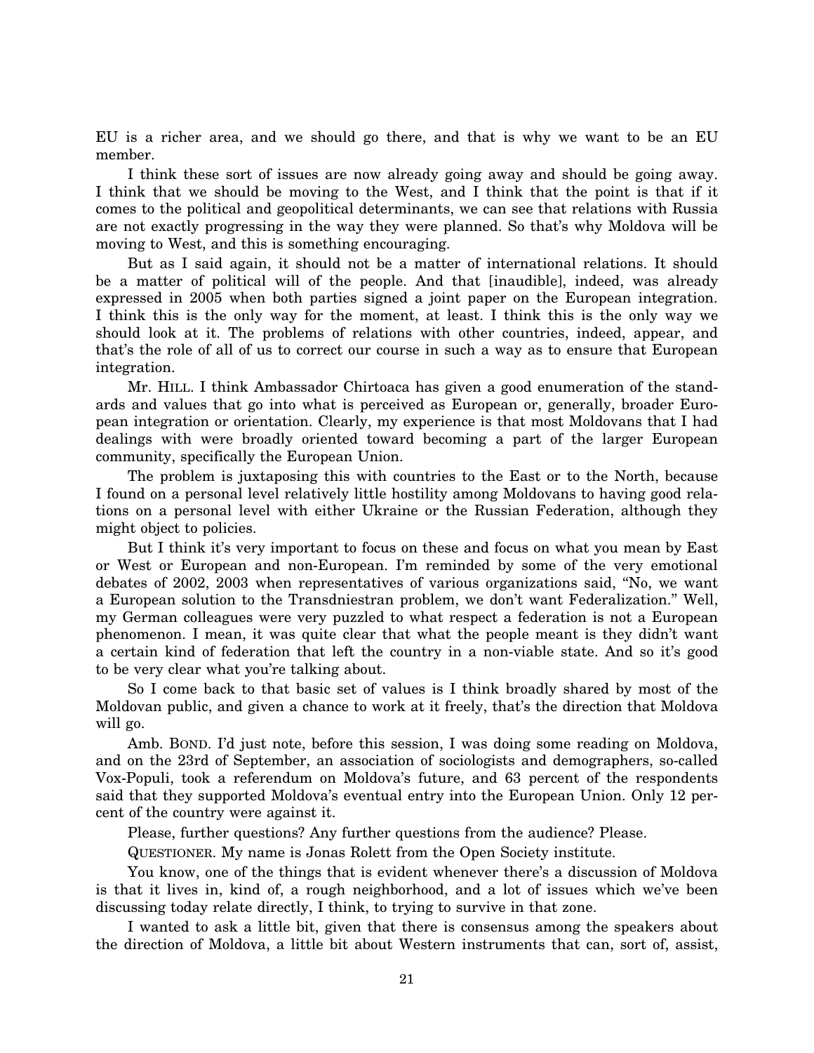EU is a richer area, and we should go there, and that is why we want to be an EU member.

I think these sort of issues are now already going away and should be going away. I think that we should be moving to the West, and I think that the point is that if it comes to the political and geopolitical determinants, we can see that relations with Russia are not exactly progressing in the way they were planned. So that's why Moldova will be moving to West, and this is something encouraging.

But as I said again, it should not be a matter of international relations. It should be a matter of political will of the people. And that [inaudible], indeed, was already expressed in 2005 when both parties signed a joint paper on the European integration. I think this is the only way for the moment, at least. I think this is the only way we should look at it. The problems of relations with other countries, indeed, appear, and that's the role of all of us to correct our course in such a way as to ensure that European integration.

Mr. HILL. I think Ambassador Chirtoaca has given a good enumeration of the standards and values that go into what is perceived as European or, generally, broader European integration or orientation. Clearly, my experience is that most Moldovans that I had dealings with were broadly oriented toward becoming a part of the larger European community, specifically the European Union.

The problem is juxtaposing this with countries to the East or to the North, because I found on a personal level relatively little hostility among Moldovans to having good relations on a personal level with either Ukraine or the Russian Federation, although they might object to policies.

But I think it's very important to focus on these and focus on what you mean by East or West or European and non-European. I'm reminded by some of the very emotional debates of 2002, 2003 when representatives of various organizations said, "No, we want a European solution to the Transdniestran problem, we don't want Federalization." Well, my German colleagues were very puzzled to what respect a federation is not a European phenomenon. I mean, it was quite clear that what the people meant is they didn't want a certain kind of federation that left the country in a non-viable state. And so it's good to be very clear what you're talking about.

So I come back to that basic set of values is I think broadly shared by most of the Moldovan public, and given a chance to work at it freely, that's the direction that Moldova will go.

Amb. BOND. I'd just note, before this session, I was doing some reading on Moldova, and on the 23rd of September, an association of sociologists and demographers, so-called Vox-Populi, took a referendum on Moldova's future, and 63 percent of the respondents said that they supported Moldova's eventual entry into the European Union. Only 12 percent of the country were against it.

Please, further questions? Any further questions from the audience? Please.

QUESTIONER. My name is Jonas Rolett from the Open Society institute.

You know, one of the things that is evident whenever there's a discussion of Moldova is that it lives in, kind of, a rough neighborhood, and a lot of issues which we've been discussing today relate directly, I think, to trying to survive in that zone.

I wanted to ask a little bit, given that there is consensus among the speakers about the direction of Moldova, a little bit about Western instruments that can, sort of, assist,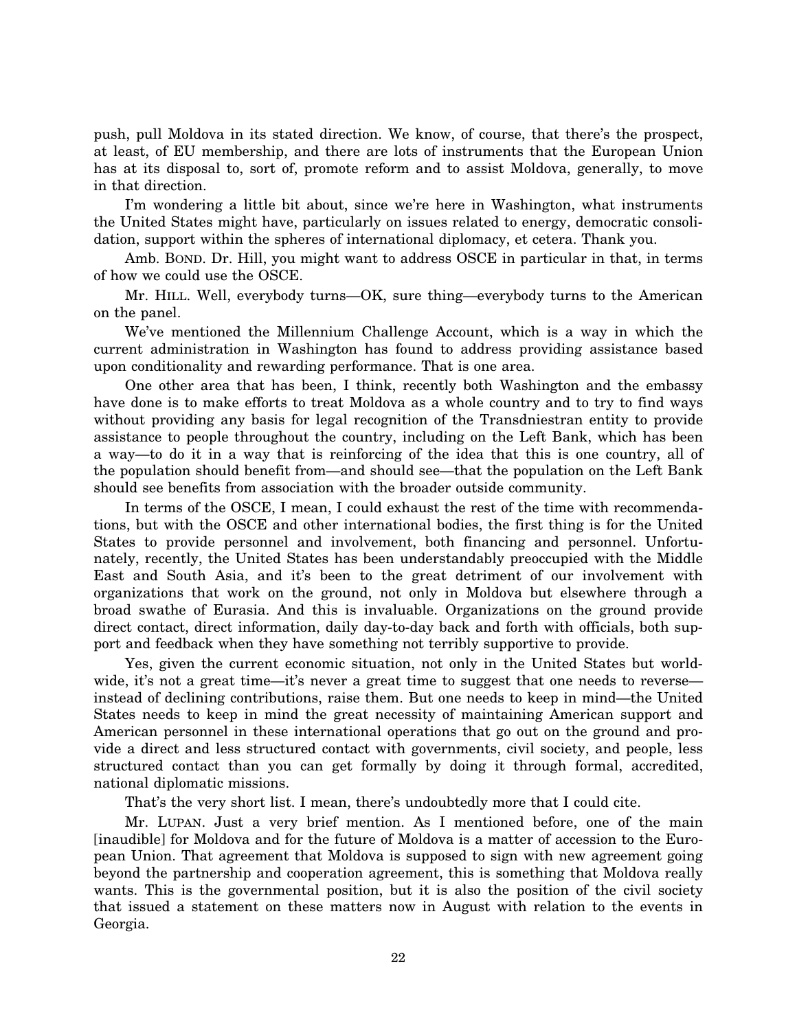push, pull Moldova in its stated direction. We know, of course, that there's the prospect, at least, of EU membership, and there are lots of instruments that the European Union has at its disposal to, sort of, promote reform and to assist Moldova, generally, to move in that direction.

I'm wondering a little bit about, since we're here in Washington, what instruments the United States might have, particularly on issues related to energy, democratic consolidation, support within the spheres of international diplomacy, et cetera. Thank you.

Amb. BOND. Dr. Hill, you might want to address OSCE in particular in that, in terms of how we could use the OSCE.

Mr. HILL. Well, everybody turns—OK, sure thing—everybody turns to the American on the panel.

We've mentioned the Millennium Challenge Account, which is a way in which the current administration in Washington has found to address providing assistance based upon conditionality and rewarding performance. That is one area.

One other area that has been, I think, recently both Washington and the embassy have done is to make efforts to treat Moldova as a whole country and to try to find ways without providing any basis for legal recognition of the Transdniestran entity to provide assistance to people throughout the country, including on the Left Bank, which has been a way—to do it in a way that is reinforcing of the idea that this is one country, all of the population should benefit from—and should see—that the population on the Left Bank should see benefits from association with the broader outside community.

In terms of the OSCE, I mean, I could exhaust the rest of the time with recommendations, but with the OSCE and other international bodies, the first thing is for the United States to provide personnel and involvement, both financing and personnel. Unfortunately, recently, the United States has been understandably preoccupied with the Middle East and South Asia, and it's been to the great detriment of our involvement with organizations that work on the ground, not only in Moldova but elsewhere through a broad swathe of Eurasia. And this is invaluable. Organizations on the ground provide direct contact, direct information, daily day-to-day back and forth with officials, both support and feedback when they have something not terribly supportive to provide.

Yes, given the current economic situation, not only in the United States but worldwide, it's not a great time—it's never a great time to suggest that one needs to reverse—instead of declining contributions, raise them. But one needs to keep in mind—the United States needs to keep in mind the great necessity of maintaining American support and American personnel in these international operations that go out on the ground and provide a direct and less structured contact with governments, civil society, and people, less structured contact than you can get formally by doing it through formal, accredited, national diplomatic missions.

That's the very short list. I mean, there's undoubtedly more that I could cite.

Mr. LUPAN. Just a very brief mention. As I mentioned before, one of the main [inaudible] for Moldova and for the future of Moldova is a matter of accession to the European Union. That agreement that Moldova is supposed to sign with new agreement going beyond the partnership and cooperation agreement, this is something that Moldova really wants. This is the governmental position, but it is also the position of the civil society that issued a statement on these matters now in August with relation to the events in Georgia.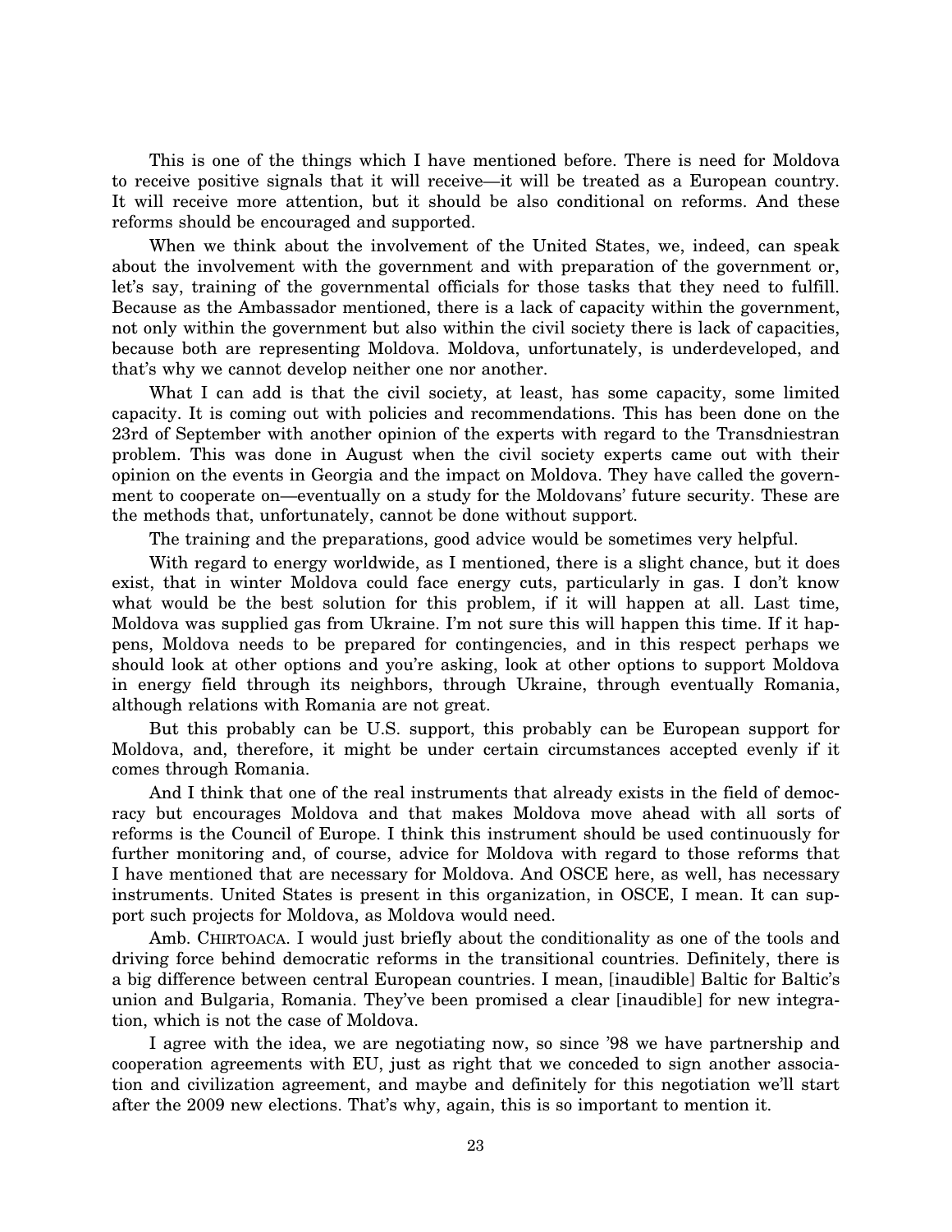This is one of the things which I have mentioned before. There is need for Moldova to receive positive signals that it will receive—it will be treated as a European country. It will receive more attention, but it should be also conditional on reforms. And these reforms should be encouraged and supported.

When we think about the involvement of the United States, we, indeed, can speak about the involvement with the government and with preparation of the government or, let's say, training of the governmental officials for those tasks that they need to fulfill. Because as the Ambassador mentioned, there is a lack of capacity within the government, not only within the government but also within the civil society there is lack of capacities, because both are representing Moldova. Moldova, unfortunately, is underdeveloped, and that's why we cannot develop neither one nor another.

What I can add is that the civil society, at least, has some capacity, some limited capacity. It is coming out with policies and recommendations. This has been done on the 23rd of September with another opinion of the experts with regard to the Transdniestran problem. This was done in August when the civil society experts came out with their opinion on the events in Georgia and the impact on Moldova. They have called the government to cooperate on—eventually on a study for the Moldovans' future security. These are the methods that, unfortunately, cannot be done without support.

The training and the preparations, good advice would be sometimes very helpful.

With regard to energy worldwide, as I mentioned, there is a slight chance, but it does exist, that in winter Moldova could face energy cuts, particularly in gas. I don't know what would be the best solution for this problem, if it will happen at all. Last time, Moldova was supplied gas from Ukraine. I'm not sure this will happen this time. If it happens, Moldova needs to be prepared for contingencies, and in this respect perhaps we should look at other options and you're asking, look at other options to support Moldova in energy field through its neighbors, through Ukraine, through eventually Romania, although relations with Romania are not great.

But this probably can be U.S. support, this probably can be European support for Moldova, and, therefore, it might be under certain circumstances accepted evenly if it comes through Romania.

And I think that one of the real instruments that already exists in the field of democracy but encourages Moldova and that makes Moldova move ahead with all sorts of reforms is the Council of Europe. I think this instrument should be used continuously for further monitoring and, of course, advice for Moldova with regard to those reforms that I have mentioned that are necessary for Moldova. And OSCE here, as well, has necessary instruments. United States is present in this organization, in OSCE, I mean. It can support such projects for Moldova, as Moldova would need.

Amb. CHIRTOACA. I would just briefly about the conditionality as one of the tools and driving force behind democratic reforms in the transitional countries. Definitely, there is a big difference between central European countries. I mean, [inaudible] Baltic for Baltic's union and Bulgaria, Romania. They've been promised a clear [inaudible] for new integration, which is not the case of Moldova.

I agree with the idea, we are negotiating now, so since '98 we have partnership and cooperation agreements with EU, just as right that we conceded to sign another association and civilization agreement, and maybe and definitely for this negotiation we'll start after the 2009 new elections. That's why, again, this is so important to mention it.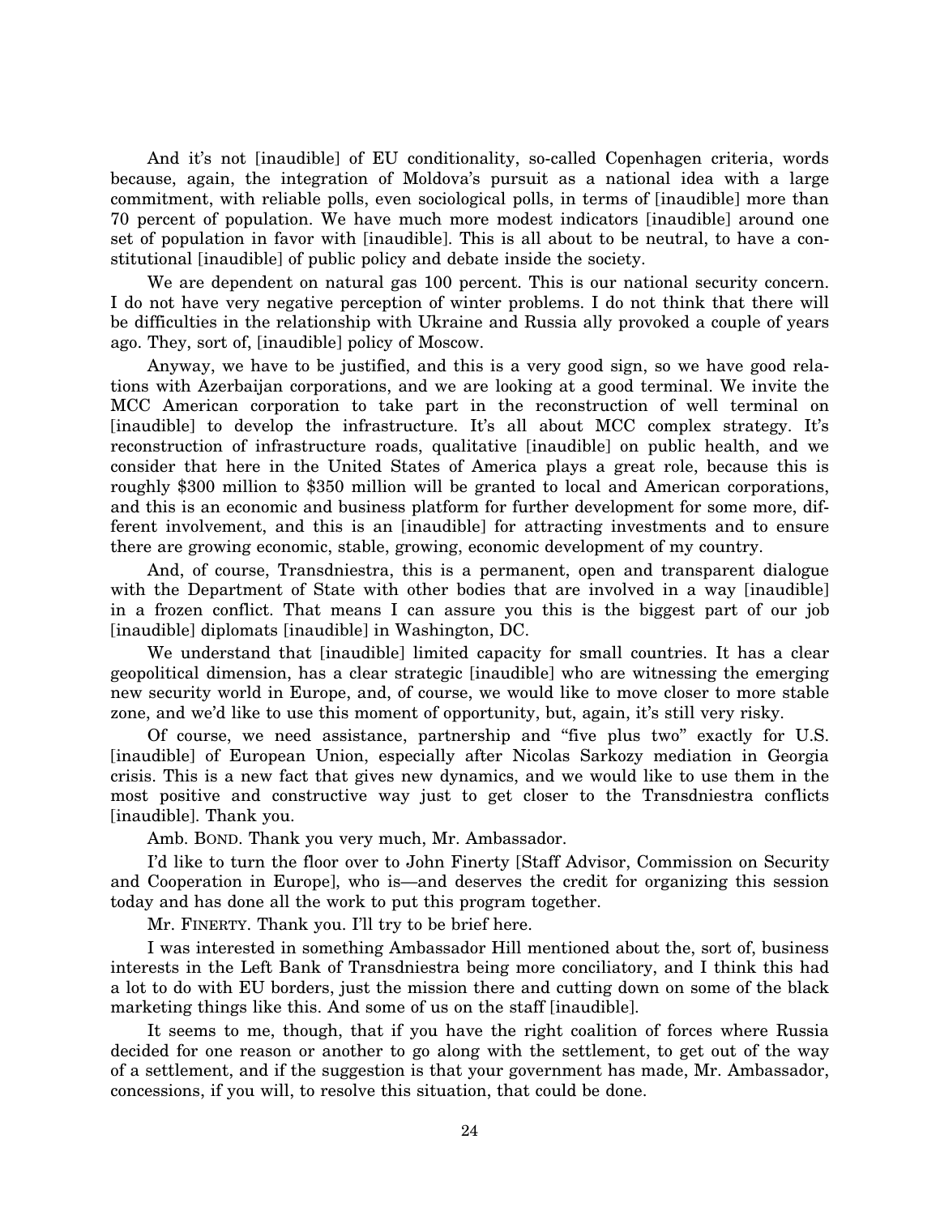And it's not [inaudible] of EU conditionality, so-called Copenhagen criteria, words because, again, the integration of Moldova's pursuit as a national idea with a large commitment, with reliable polls, even sociological polls, in terms of [inaudible] more than 70 percent of population. We have much more modest indicators [inaudible] around one set of population in favor with [inaudible]. This is all about to be neutral, to have a constitutional [inaudible] of public policy and debate inside the society.

We are dependent on natural gas 100 percent. This is our national security concern. I do not have very negative perception of winter problems. I do not think that there will be difficulties in the relationship with Ukraine and Russia ally provoked a couple of years ago. They, sort of, [inaudible] policy of Moscow.

Anyway, we have to be justified, and this is a very good sign, so we have good relations with Azerbaijan corporations, and we are looking at a good terminal. We invite the MCC American corporation to take part in the reconstruction of well terminal on [inaudible] to develop the infrastructure. It's all about MCC complex strategy. It's reconstruction of infrastructure roads, qualitative [inaudible] on public health, and we consider that here in the United States of America plays a great role, because this is roughly $300 million to $350 million will be granted to local and American corporations, and this is an economic and business platform for further development for some more, different involvement, and this is an [inaudible] for attracting investments and to ensure there are growing economic, stable, growing, economic development of my country.

And, of course, Transdniestra, this is a permanent, open and transparent dialogue with the Department of State with other bodies that are involved in a way [inaudible] in a frozen conflict. That means I can assure you this is the biggest part of our job [inaudible] diplomats [inaudible] in Washington, DC.

We understand that [inaudible] limited capacity for small countries. It has a clear geopolitical dimension, has a clear strategic [inaudible] who are witnessing the emerging new security world in Europe, and, of course, we would like to move closer to more stable zone, and we'd like to use this moment of opportunity, but, again, it's still very risky.

Of course, we need assistance, partnership and "five plus two" exactly for U.S. [inaudible] of European Union, especially after Nicolas Sarkozy mediation in Georgia crisis. This is a new fact that gives new dynamics, and we would like to use them in the most positive and constructive way just to get closer to the Transdniestra conflicts [inaudible]. Thank you.

Amb. BOND. Thank you very much, Mr. Ambassador.

I'd like to turn the floor over to John Finerty [Staff Advisor, Commission on Security and Cooperation in Europe], who is—and deserves the credit for organizing this session today and has done all the work to put this program together.

Mr. FINERTY. Thank you. I'll try to be brief here.

I was interested in something Ambassador Hill mentioned about the, sort of, business interests in the Left Bank of Transdniestra being more conciliatory, and I think this had a lot to do with EU borders, just the mission there and cutting down on some of the black marketing things like this. And some of us on the staff [inaudible].

It seems to me, though, that if you have the right coalition of forces where Russia decided for one reason or another to go along with the settlement, to get out of the way of a settlement, and if the suggestion is that your government has made, Mr. Ambassador, concessions, if you will, to resolve this situation, that could be done.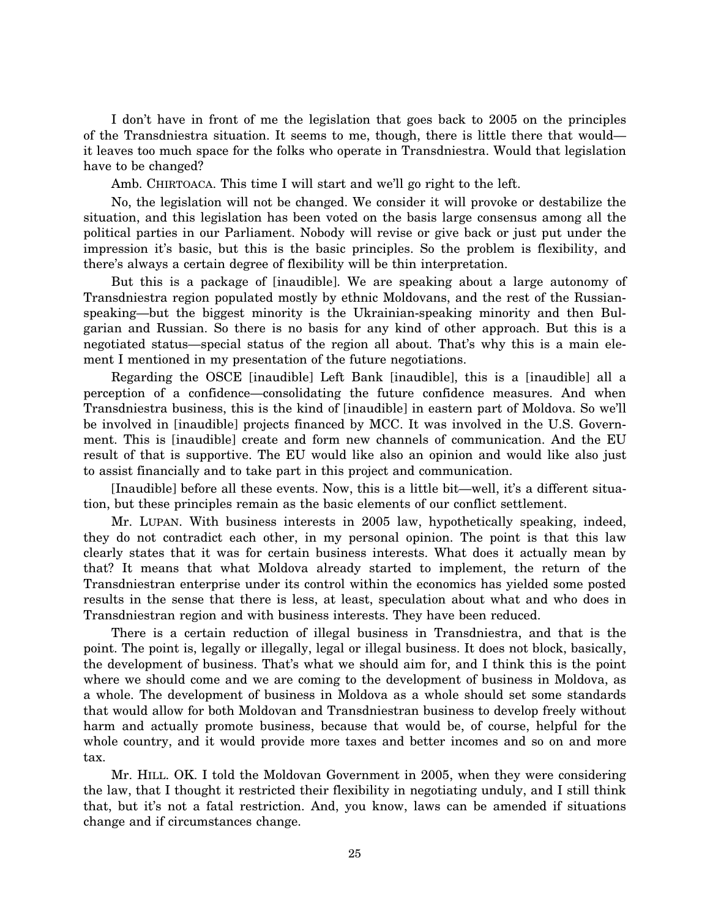I don't have in front of me the legislation that goes back to 2005 on the principles of the Transdniestra situation. It seems to me, though, there is little there that would— it leaves too much space for the folks who operate in Transdniestra. Would that legislation have to be changed?

Amb. CHIRTOACA. This time I will start and we'll go right to the left.

No, the legislation will not be changed. We consider it will provoke or destabilize the situation, and this legislation has been voted on the basis large consensus among all the political parties in our Parliament. Nobody will revise or give back or just put under the impression it's basic, but this is the basic principles. So the problem is flexibility, and there's always a certain degree of flexibility will be thin interpretation.

But this is a package of [inaudible]. We are speaking about a large autonomy of Transdniestra region populated mostly by ethnic Moldovans, and the rest of the Russian-speaking—but the biggest minority is the Ukrainian-speaking minority and then Bulgarian and Russian. So there is no basis for any kind of other approach. But this is a negotiated status—special status of the region all about. That's why this is a main element I mentioned in my presentation of the future negotiations.

Regarding the OSCE [inaudible] Left Bank [inaudible], this is a [inaudible] all a perception of a confidence—consolidating the future confidence measures. And when Transdniestra business, this is the kind of [inaudible] in eastern part of Moldova. So we'll be involved in [inaudible] projects financed by MCC. It was involved in the U.S. Government. This is [inaudible] create and form new channels of communication. And the EU result of that is supportive. The EU would like also an opinion and would like also just to assist financially and to take part in this project and communication.

[Inaudible] before all these events. Now, this is a little bit—well, it's a different situation, but these principles remain as the basic elements of our conflict settlement.

Mr. LUPAN. With business interests in 2005 law, hypothetically speaking, indeed, they do not contradict each other, in my personal opinion. The point is that this law clearly states that it was for certain business interests. What does it actually mean by that? It means that what Moldova already started to implement, the return of the Transdniestran enterprise under its control within the economics has yielded some posted results in the sense that there is less, at least, speculation about what and who does in Transdniestran region and with business interests. They have been reduced.

There is a certain reduction of illegal business in Transdniestra, and that is the point. The point is, legally or illegally, legal or illegal business. It does not block, basically, the development of business. That's what we should aim for, and I think this is the point where we should come and we are coming to the development of business in Moldova, as a whole. The development of business in Moldova as a whole should set some standards that would allow for both Moldovan and Transdniestran business to develop freely without harm and actually promote business, because that would be, of course, helpful for the whole country, and it would provide more taxes and better incomes and so on and more tax.

Mr. HILL. OK. I told the Moldovan Government in 2005, when they were considering the law, that I thought it restricted their flexibility in negotiating unduly, and I still think that, but it's not a fatal restriction. And, you know, laws can be amended if situations change and if circumstances change.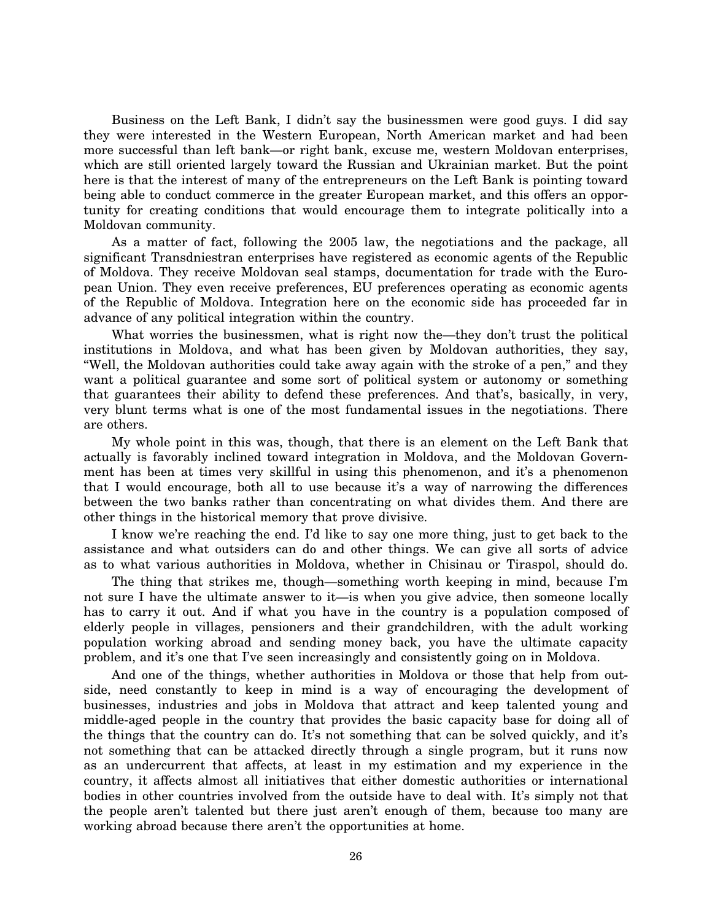Business on the Left Bank, I didn't say the businessmen were good guys. I did say they were interested in the Western European, North American market and had been more successful than left bank—or right bank, excuse me, western Moldovan enterprises, which are still oriented largely toward the Russian and Ukrainian market. But the point here is that the interest of many of the entrepreneurs on the Left Bank is pointing toward being able to conduct commerce in the greater European market, and this offers an opportunity for creating conditions that would encourage them to integrate politically into a Moldovan community.

As a matter of fact, following the 2005 law, the negotiations and the package, all significant Transdniestran enterprises have registered as economic agents of the Republic of Moldova. They receive Moldovan seal stamps, documentation for trade with the European Union. They even receive preferences, EU preferences operating as economic agents of the Republic of Moldova. Integration here on the economic side has proceeded far in advance of any political integration within the country.

What worries the businessmen, what is right now the—they don't trust the political institutions in Moldova, and what has been given by Moldovan authorities, they say, "Well, the Moldovan authorities could take away again with the stroke of a pen," and they want a political guarantee and some sort of political system or autonomy or something that guarantees their ability to defend these preferences. And that's, basically, in very, very blunt terms what is one of the most fundamental issues in the negotiations. There are others.

My whole point in this was, though, that there is an element on the Left Bank that actually is favorably inclined toward integration in Moldova, and the Moldovan Government has been at times very skillful in using this phenomenon, and it's a phenomenon that I would encourage, both all to use because it's a way of narrowing the differences between the two banks rather than concentrating on what divides them. And there are other things in the historical memory that prove divisive.

I know we're reaching the end. I'd like to say one more thing, just to get back to the assistance and what outsiders can do and other things. We can give all sorts of advice as to what various authorities in Moldova, whether in Chisinau or Tiraspol, should do.

The thing that strikes me, though—something worth keeping in mind, because I'm not sure I have the ultimate answer to it—is when you give advice, then someone locally has to carry it out. And if what you have in the country is a population composed of elderly people in villages, pensioners and their grandchildren, with the adult working population working abroad and sending money back, you have the ultimate capacity problem, and it's one that I've seen increasingly and consistently going on in Moldova.

And one of the things, whether authorities in Moldova or those that help from outside, need constantly to keep in mind is a way of encouraging the development of businesses, industries and jobs in Moldova that attract and keep talented young and middle-aged people in the country that provides the basic capacity base for doing all of the things that the country can do. It's not something that can be solved quickly, and it's not something that can be attacked directly through a single program, but it runs now as an undercurrent that affects, at least in my estimation and my experience in the country, it affects almost all initiatives that either domestic authorities or international bodies in other countries involved from the outside have to deal with. It's simply not that the people aren't talented but there just aren't enough of them, because too many are working abroad because there aren't the opportunities at home.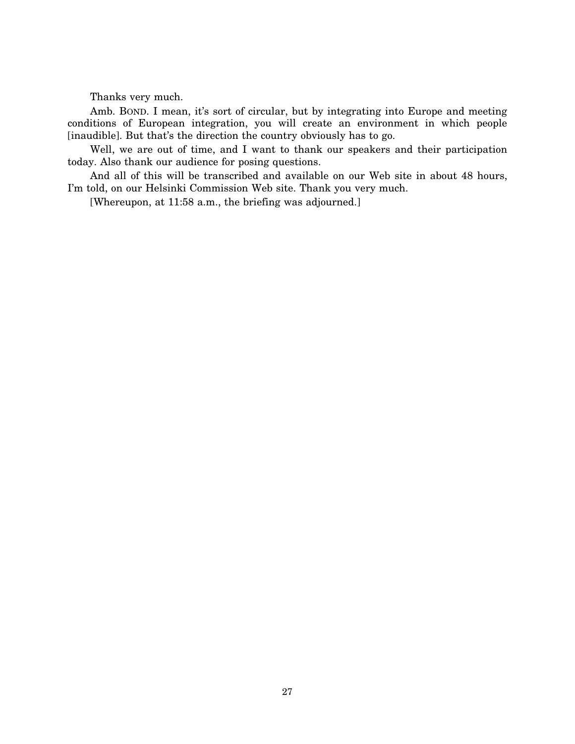Thanks very much.

Amb. BOND. I mean, it's sort of circular, but by integrating into Europe and meeting conditions of European integration, you will create an environment in which people [inaudible]. But that's the direction the country obviously has to go.

Well, we are out of time, and I want to thank our speakers and their participation today. Also thank our audience for posing questions.

And all of this will be transcribed and available on our Web site in about 48 hours, I'm told, on our Helsinki Commission Web site. Thank you very much.

[Whereupon, at 11:58 a.m., the briefing was adjourned.]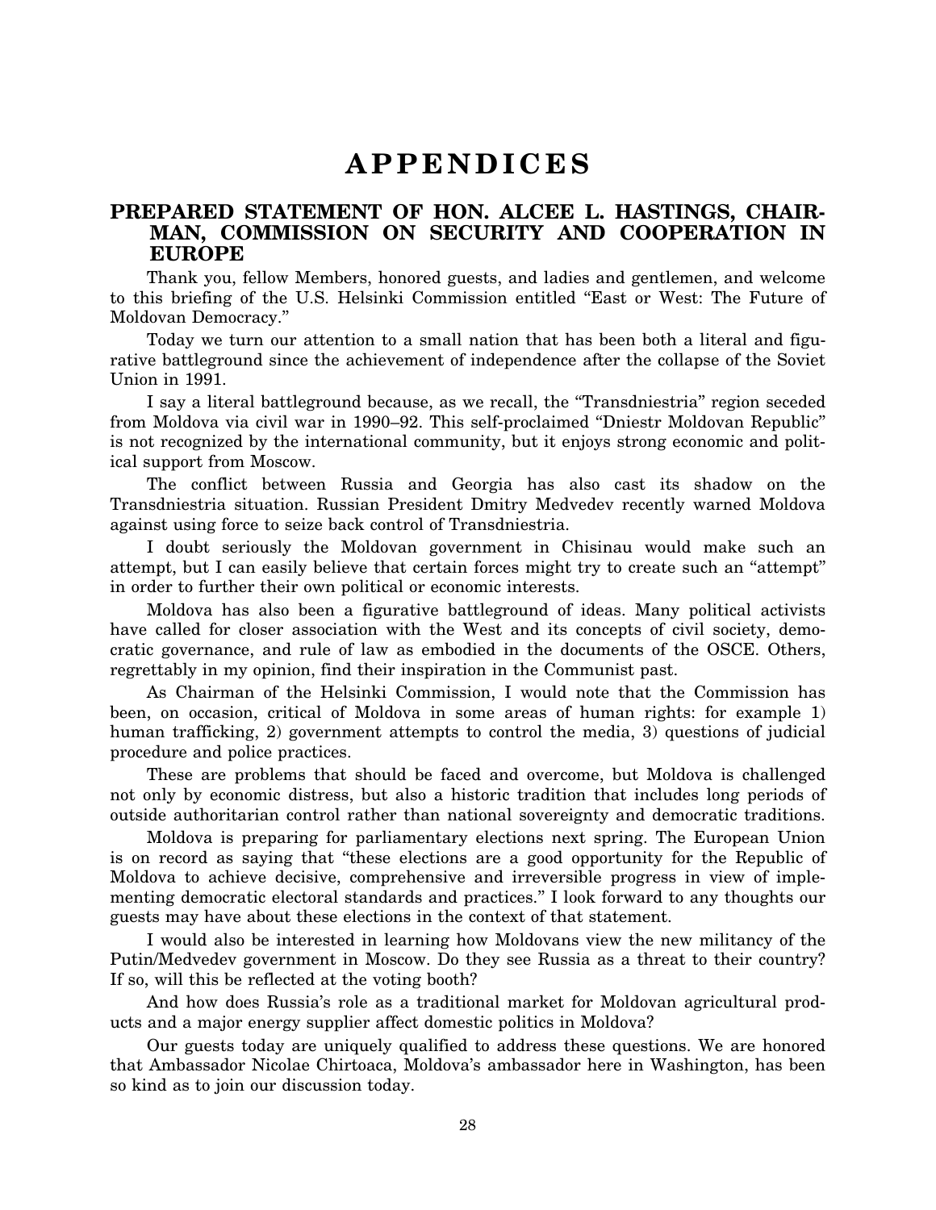# APPENDICES

## PREPARED STATEMENT OF HON. ALCEE L. HASTINGS, CHAIRMAN, COMMISSION ON SECURITY AND COOPERATION IN EUROPE

Thank you, fellow Members, honored guests, and ladies and gentlemen, and welcome to this briefing of the U.S. Helsinki Commission entitled "East or West: The Future of Moldovan Democracy."

Today we turn our attention to a small nation that has been both a literal and figurative battleground since the achievement of independence after the collapse of the Soviet Union in 1991.

I say a literal battleground because, as we recall, the "Transdniestria" region seceded from Moldova via civil war in 1990–92. This self-proclaimed "Dniestr Moldovan Republic" is not recognized by the international community, but it enjoys strong economic and political support from Moscow.

The conflict between Russia and Georgia has also cast its shadow on the Transdniestria situation. Russian President Dmitry Medvedev recently warned Moldova against using force to seize back control of Transdniestria.

I doubt seriously the Moldovan government in Chisinau would make such an attempt, but I can easily believe that certain forces might try to create such an "attempt" in order to further their own political or economic interests.

Moldova has also been a figurative battleground of ideas. Many political activists have called for closer association with the West and its concepts of civil society, democratic governance, and rule of law as embodied in the documents of the OSCE. Others, regrettably in my opinion, find their inspiration in the Communist past.

As Chairman of the Helsinki Commission, I would note that the Commission has been, on occasion, critical of Moldova in some areas of human rights: for example 1) human trafficking, 2) government attempts to control the media, 3) questions of judicial procedure and police practices.

These are problems that should be faced and overcome, but Moldova is challenged not only by economic distress, but also a historic tradition that includes long periods of outside authoritarian control rather than national sovereignty and democratic traditions.

Moldova is preparing for parliamentary elections next spring. The European Union is on record as saying that "these elections are a good opportunity for the Republic of Moldova to achieve decisive, comprehensive and irreversible progress in view of implementing democratic electoral standards and practices." I look forward to any thoughts our guests may have about these elections in the context of that statement.

I would also be interested in learning how Moldovans view the new militancy of the Putin/Medvedev government in Moscow. Do they see Russia as a threat to their country? If so, will this be reflected at the voting booth?

And how does Russia's role as a traditional market for Moldovan agricultural products and a major energy supplier affect domestic politics in Moldova?

Our guests today are uniquely qualified to address these questions. We are honored that Ambassador Nicolae Chirtoaca, Moldova's ambassador here in Washington, has been so kind as to join our discussion today.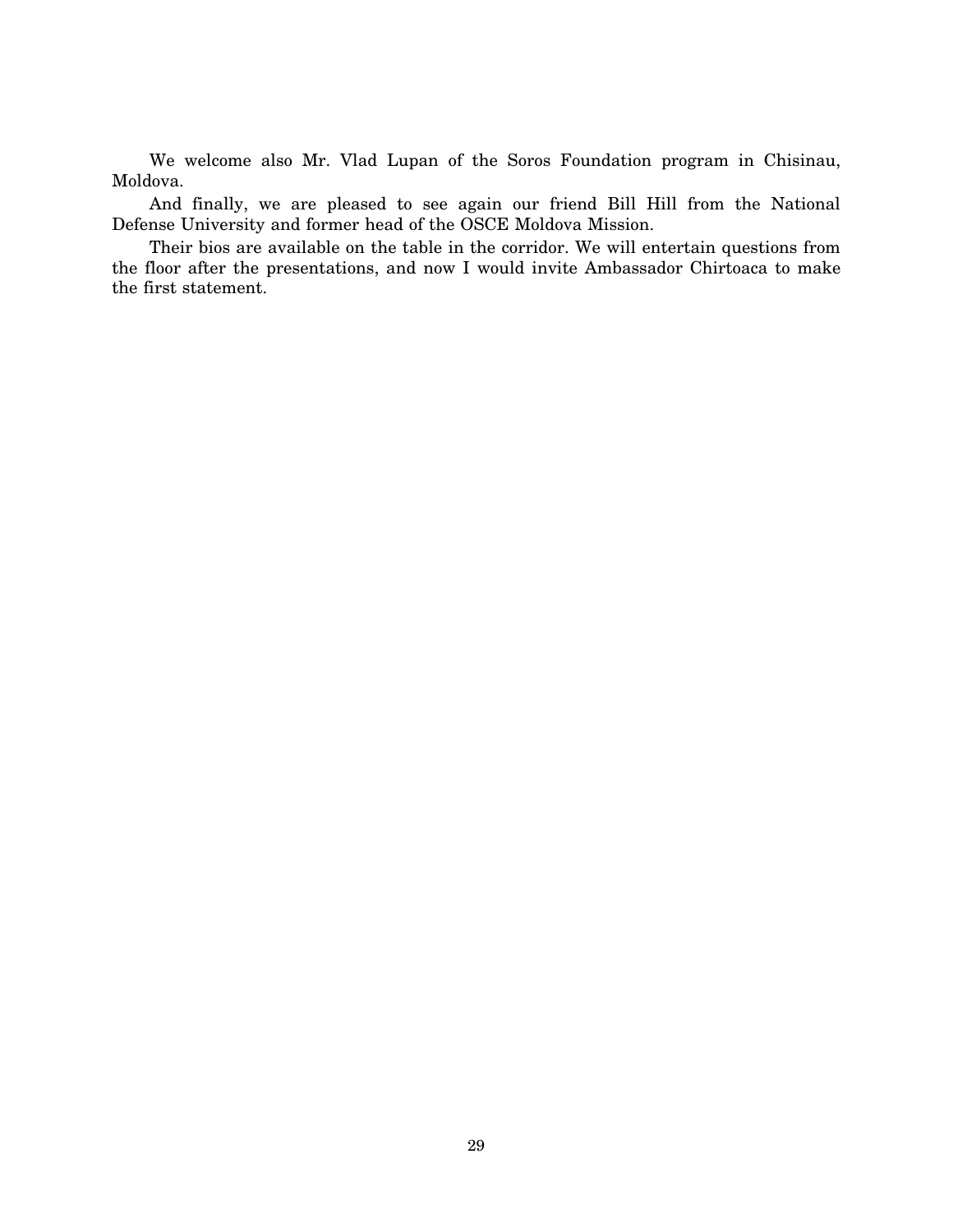We welcome also Mr. Vlad Lupan of the Soros Foundation program in Chisinau, Moldova.

And finally, we are pleased to see again our friend Bill Hill from the National Defense University and former head of the OSCE Moldova Mission.

Their bios are available on the table in the corridor. We will entertain questions from the floor after the presentations, and now I would invite Ambassador Chirtoaca to make the first statement.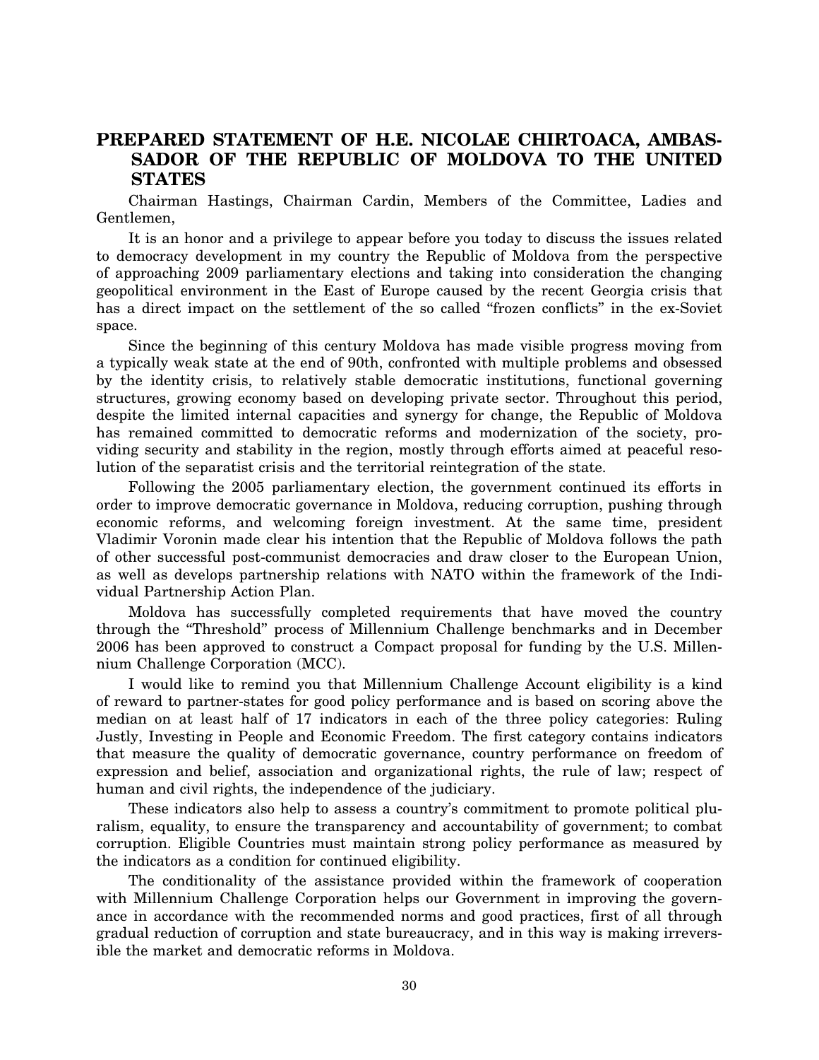## PREPARED STATEMENT OF H.E. NICOLAE CHIRTOACA, AMBASSADOR OF THE REPUBLIC OF MOLDOVA TO THE UNITED STATES

Chairman Hastings, Chairman Cardin, Members of the Committee, Ladies and Gentlemen,

It is an honor and a privilege to appear before you today to discuss the issues related to democracy development in my country the Republic of Moldova from the perspective of approaching 2009 parliamentary elections and taking into consideration the changing geopolitical environment in the East of Europe caused by the recent Georgia crisis that has a direct impact on the settlement of the so called "frozen conflicts" in the ex-Soviet space.

Since the beginning of this century Moldova has made visible progress moving from a typically weak state at the end of 90th, confronted with multiple problems and obsessed by the identity crisis, to relatively stable democratic institutions, functional governing structures, growing economy based on developing private sector. Throughout this period, despite the limited internal capacities and synergy for change, the Republic of Moldova has remained committed to democratic reforms and modernization of the society, providing security and stability in the region, mostly through efforts aimed at peaceful resolution of the separatist crisis and the territorial reintegration of the state.

Following the 2005 parliamentary election, the government continued its efforts in order to improve democratic governance in Moldova, reducing corruption, pushing through economic reforms, and welcoming foreign investment. At the same time, president Vladimir Voronin made clear his intention that the Republic of Moldova follows the path of other successful post-communist democracies and draw closer to the European Union, as well as develops partnership relations with NATO within the framework of the Individual Partnership Action Plan.

Moldova has successfully completed requirements that have moved the country through the "Threshold" process of Millennium Challenge benchmarks and in December 2006 has been approved to construct a Compact proposal for funding by the U.S. Millennium Challenge Corporation (MCC).

I would like to remind you that Millennium Challenge Account eligibility is a kind of reward to partner-states for good policy performance and is based on scoring above the median on at least half of 17 indicators in each of the three policy categories: Ruling Justly, Investing in People and Economic Freedom. The first category contains indicators that measure the quality of democratic governance, country performance on freedom of expression and belief, association and organizational rights, the rule of law; respect of human and civil rights, the independence of the judiciary.

These indicators also help to assess a country's commitment to promote political pluralism, equality, to ensure the transparency and accountability of government; to combat corruption. Eligible Countries must maintain strong policy performance as measured by the indicators as a condition for continued eligibility.

The conditionality of the assistance provided within the framework of cooperation with Millennium Challenge Corporation helps our Government in improving the governance in accordance with the recommended norms and good practices, first of all through gradual reduction of corruption and state bureaucracy, and in this way is making irreversible the market and democratic reforms in Moldova.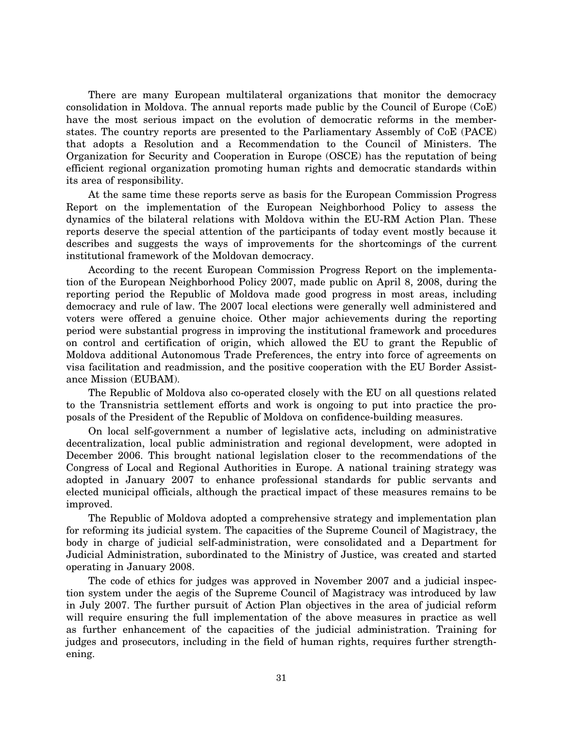There are many European multilateral organizations that monitor the democracy consolidation in Moldova. The annual reports made public by the Council of Europe (CoE) have the most serious impact on the evolution of democratic reforms in the member-states. The country reports are presented to the Parliamentary Assembly of CoE (PACE) that adopts a Resolution and a Recommendation to the Council of Ministers. The Organization for Security and Cooperation in Europe (OSCE) has the reputation of being efficient regional organization promoting human rights and democratic standards within its area of responsibility.

At the same time these reports serve as basis for the European Commission Progress Report on the implementation of the European Neighborhood Policy to assess the dynamics of the bilateral relations with Moldova within the EU-RM Action Plan. These reports deserve the special attention of the participants of today event mostly because it describes and suggests the ways of improvements for the shortcomings of the current institutional framework of the Moldovan democracy.

According to the recent European Commission Progress Report on the implementation of the European Neighborhood Policy 2007, made public on April 8, 2008, during the reporting period the Republic of Moldova made good progress in most areas, including democracy and rule of law. The 2007 local elections were generally well administered and voters were offered a genuine choice. Other major achievements during the reporting period were substantial progress in improving the institutional framework and procedures on control and certification of origin, which allowed the EU to grant the Republic of Moldova additional Autonomous Trade Preferences, the entry into force of agreements on visa facilitation and readmission, and the positive cooperation with the EU Border Assistance Mission (EUBAM).

The Republic of Moldova also co-operated closely with the EU on all questions related to the Transnistria settlement efforts and work is ongoing to put into practice the proposals of the President of the Republic of Moldova on confidence-building measures.

On local self-government a number of legislative acts, including on administrative decentralization, local public administration and regional development, were adopted in December 2006. This brought national legislation closer to the recommendations of the Congress of Local and Regional Authorities in Europe. A national training strategy was adopted in January 2007 to enhance professional standards for public servants and elected municipal officials, although the practical impact of these measures remains to be improved.

The Republic of Moldova adopted a comprehensive strategy and implementation plan for reforming its judicial system. The capacities of the Supreme Council of Magistracy, the body in charge of judicial self-administration, were consolidated and a Department for Judicial Administration, subordinated to the Ministry of Justice, was created and started operating in January 2008.

The code of ethics for judges was approved in November 2007 and a judicial inspection system under the aegis of the Supreme Council of Magistracy was introduced by law in July 2007. The further pursuit of Action Plan objectives in the area of judicial reform will require ensuring the full implementation of the above measures in practice as well as further enhancement of the capacities of the judicial administration. Training for judges and prosecutors, including in the field of human rights, requires further strengthening.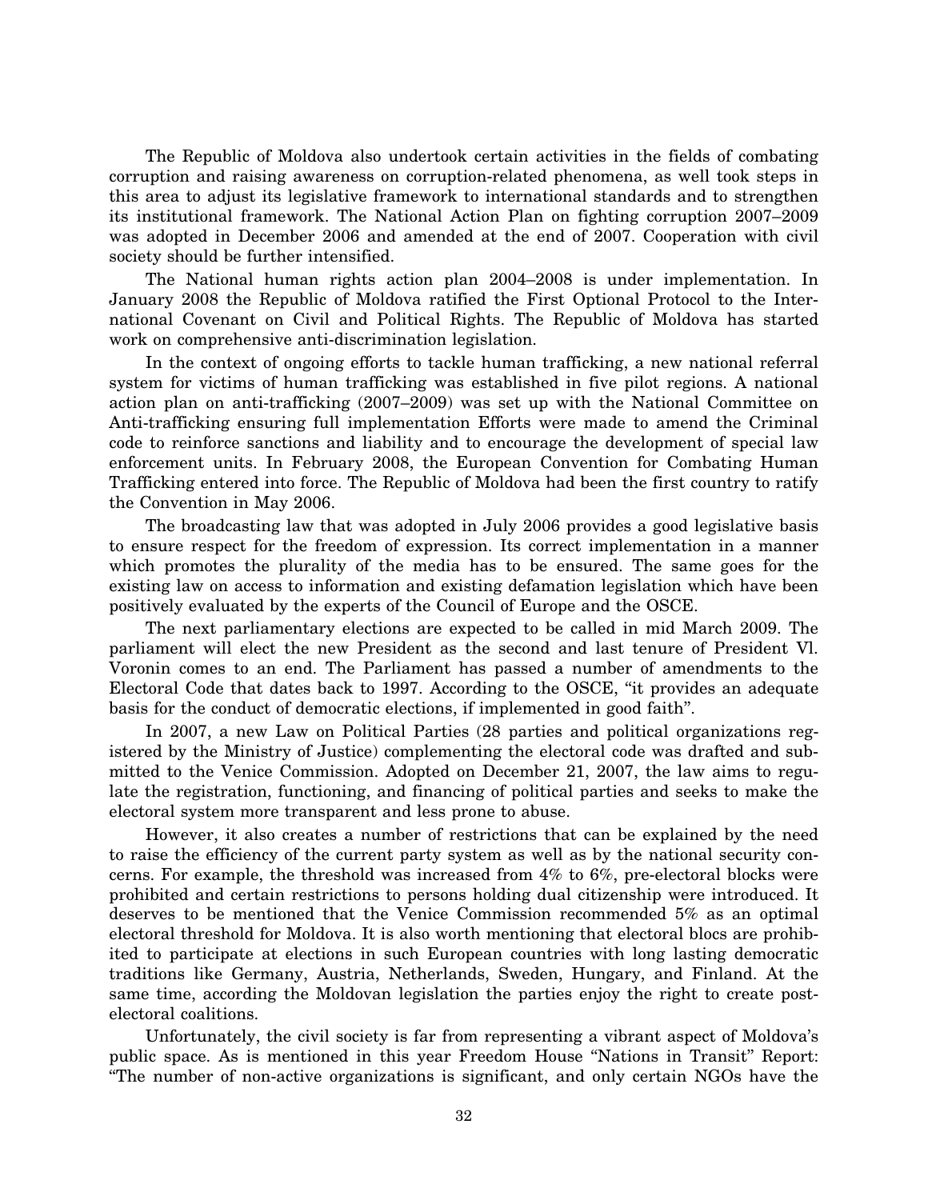The Republic of Moldova also undertook certain activities in the fields of combating corruption and raising awareness on corruption-related phenomena, as well took steps in this area to adjust its legislative framework to international standards and to strengthen its institutional framework. The National Action Plan on fighting corruption 2007–2009 was adopted in December 2006 and amended at the end of 2007. Cooperation with civil society should be further intensified.

The National human rights action plan 2004–2008 is under implementation. In January 2008 the Republic of Moldova ratified the First Optional Protocol to the International Covenant on Civil and Political Rights. The Republic of Moldova has started work on comprehensive anti-discrimination legislation.

In the context of ongoing efforts to tackle human trafficking, a new national referral system for victims of human trafficking was established in five pilot regions. A national action plan on anti-trafficking (2007–2009) was set up with the National Committee on Anti-trafficking ensuring full implementation Efforts were made to amend the Criminal code to reinforce sanctions and liability and to encourage the development of special law enforcement units. In February 2008, the European Convention for Combating Human Trafficking entered into force. The Republic of Moldova had been the first country to ratify the Convention in May 2006.

The broadcasting law that was adopted in July 2006 provides a good legislative basis to ensure respect for the freedom of expression. Its correct implementation in a manner which promotes the plurality of the media has to be ensured. The same goes for the existing law on access to information and existing defamation legislation which have been positively evaluated by the experts of the Council of Europe and the OSCE.

The next parliamentary elections are expected to be called in mid March 2009. The parliament will elect the new President as the second and last tenure of President Vl. Voronin comes to an end. The Parliament has passed a number of amendments to the Electoral Code that dates back to 1997. According to the OSCE, "it provides an adequate basis for the conduct of democratic elections, if implemented in good faith".

In 2007, a new Law on Political Parties (28 parties and political organizations registered by the Ministry of Justice) complementing the electoral code was drafted and submitted to the Venice Commission. Adopted on December 21, 2007, the law aims to regulate the registration, functioning, and financing of political parties and seeks to make the electoral system more transparent and less prone to abuse.

However, it also creates a number of restrictions that can be explained by the need to raise the efficiency of the current party system as well as by the national security concerns. For example, the threshold was increased from 4% to 6%, pre-electoral blocks were prohibited and certain restrictions to persons holding dual citizenship were introduced. It deserves to be mentioned that the Venice Commission recommended 5% as an optimal electoral threshold for Moldova. It is also worth mentioning that electoral blocs are prohibited to participate at elections in such European countries with long lasting democratic traditions like Germany, Austria, Netherlands, Sweden, Hungary, and Finland. At the same time, according the Moldovan legislation the parties enjoy the right to create post-electoral coalitions.

Unfortunately, the civil society is far from representing a vibrant aspect of Moldova's public space. As is mentioned in this year Freedom House "Nations in Transit" Report: "The number of non-active organizations is significant, and only certain NGOs have the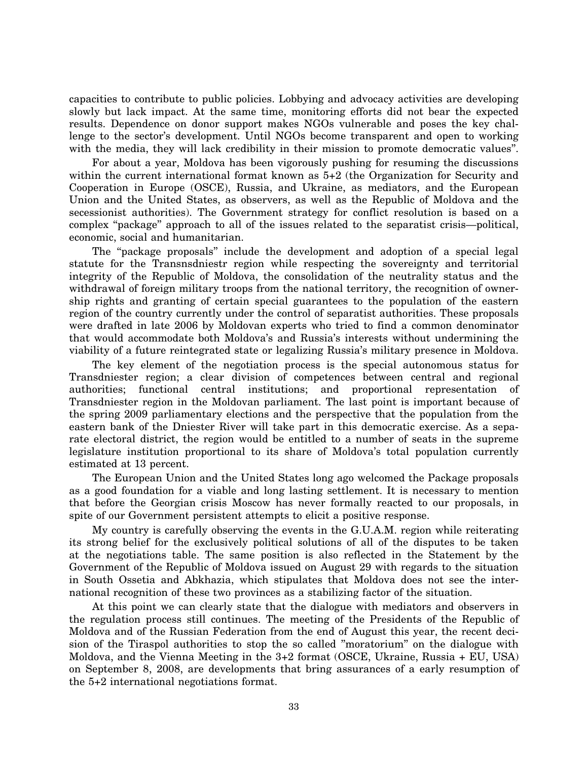capacities to contribute to public policies. Lobbying and advocacy activities are developing slowly but lack impact. At the same time, monitoring efforts did not bear the expected results. Dependence on donor support makes NGOs vulnerable and poses the key challenge to the sector's development. Until NGOs become transparent and open to working with the media, they will lack credibility in their mission to promote democratic values".

For about a year, Moldova has been vigorously pushing for resuming the discussions within the current international format known as 5+2 (the Organization for Security and Cooperation in Europe (OSCE), Russia, and Ukraine, as mediators, and the European Union and the United States, as observers, as well as the Republic of Moldova and the secessionist authorities). The Government strategy for conflict resolution is based on a complex "package" approach to all of the issues related to the separatist crisis—political, economic, social and humanitarian.

The "package proposals" include the development and adoption of a special legal statute for the Transnsdniestr region while respecting the sovereignty and territorial integrity of the Republic of Moldova, the consolidation of the neutrality status and the withdrawal of foreign military troops from the national territory, the recognition of ownership rights and granting of certain special guarantees to the population of the eastern region of the country currently under the control of separatist authorities. These proposals were drafted in late 2006 by Moldovan experts who tried to find a common denominator that would accommodate both Moldova's and Russia's interests without undermining the viability of a future reintegrated state or legalizing Russia's military presence in Moldova.

The key element of the negotiation process is the special autonomous status for Transdniester region; a clear division of competences between central and regional authorities; functional central institutions; and proportional representation of Transdniester region in the Moldovan parliament. The last point is important because of the spring 2009 parliamentary elections and the perspective that the population from the eastern bank of the Dniester River will take part in this democratic exercise. As a separate electoral district, the region would be entitled to a number of seats in the supreme legislature institution proportional to its share of Moldova's total population currently estimated at 13 percent.

The European Union and the United States long ago welcomed the Package proposals as a good foundation for a viable and long lasting settlement. It is necessary to mention that before the Georgian crisis Moscow has never formally reacted to our proposals, in spite of our Government persistent attempts to elicit a positive response.

My country is carefully observing the events in the G.U.A.M. region while reiterating its strong belief for the exclusively political solutions of all of the disputes to be taken at the negotiations table. The same position is also reflected in the Statement by the Government of the Republic of Moldova issued on August 29 with regards to the situation in South Ossetia and Abkhazia, which stipulates that Moldova does not see the international recognition of these two provinces as a stabilizing factor of the situation.

At this point we can clearly state that the dialogue with mediators and observers in the regulation process still continues. The meeting of the Presidents of the Republic of Moldova and of the Russian Federation from the end of August this year, the recent decision of the Tiraspol authorities to stop the so called "moratorium" on the dialogue with Moldova, and the Vienna Meeting in the 3+2 format (OSCE, Ukraine, Russia + EU, USA) on September 8, 2008, are developments that bring assurances of a early resumption of the 5+2 international negotiations format.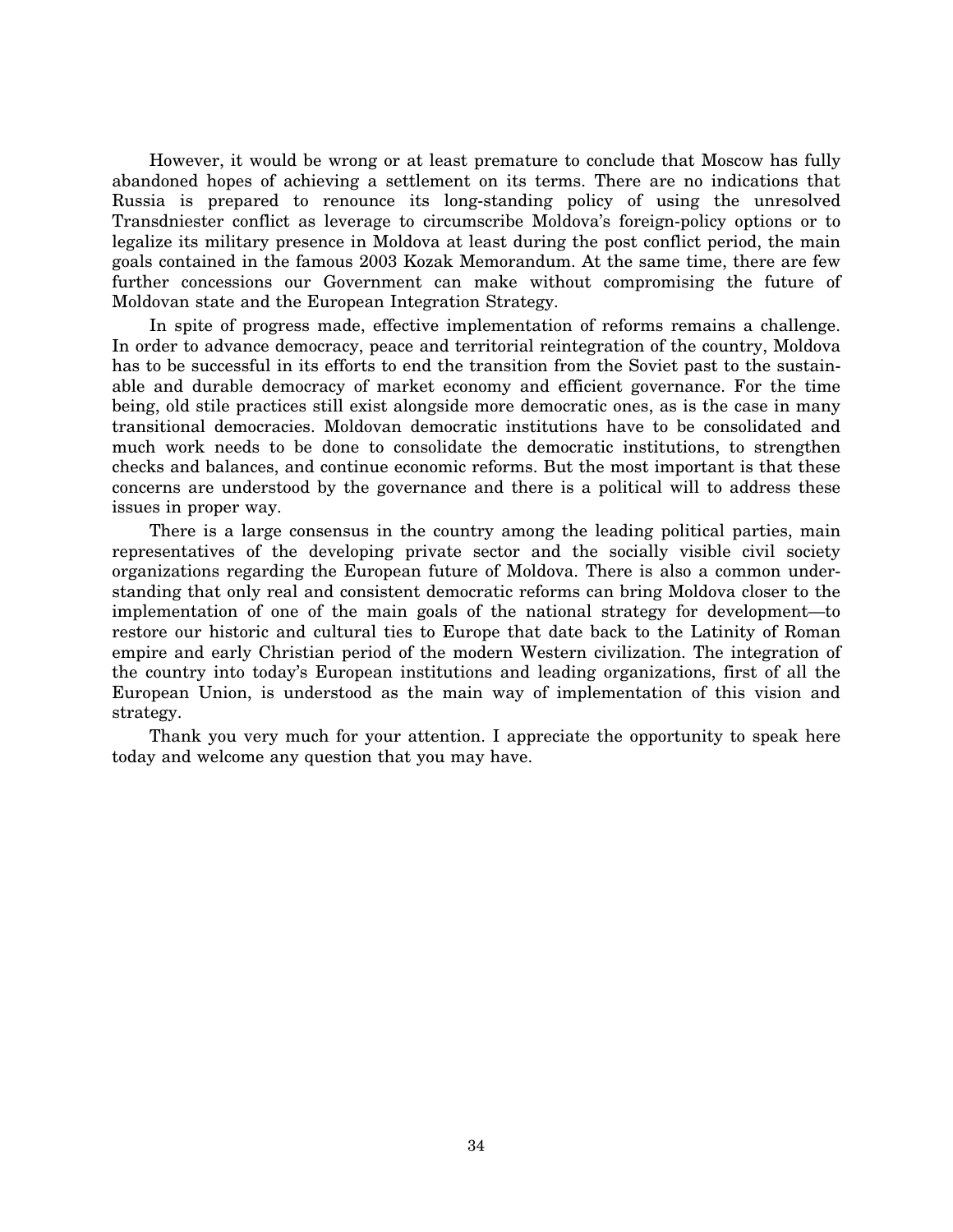However, it would be wrong or at least premature to conclude that Moscow has fully abandoned hopes of achieving a settlement on its terms. There are no indications that Russia is prepared to renounce its long-standing policy of using the unresolved Transdniester conflict as leverage to circumscribe Moldova's foreign-policy options or to legalize its military presence in Moldova at least during the post conflict period, the main goals contained in the famous 2003 Kozak Memorandum. At the same time, there are few further concessions our Government can make without compromising the future of Moldovan state and the European Integration Strategy.

In spite of progress made, effective implementation of reforms remains a challenge. In order to advance democracy, peace and territorial reintegration of the country, Moldova has to be successful in its efforts to end the transition from the Soviet past to the sustainable and durable democracy of market economy and efficient governance. For the time being, old stile practices still exist alongside more democratic ones, as is the case in many transitional democracies. Moldovan democratic institutions have to be consolidated and much work needs to be done to consolidate the democratic institutions, to strengthen checks and balances, and continue economic reforms. But the most important is that these concerns are understood by the governance and there is a political will to address these issues in proper way.

There is a large consensus in the country among the leading political parties, main representatives of the developing private sector and the socially visible civil society organizations regarding the European future of Moldova. There is also a common understanding that only real and consistent democratic reforms can bring Moldova closer to the implementation of one of the main goals of the national strategy for development—to restore our historic and cultural ties to Europe that date back to the Latinity of Roman empire and early Christian period of the modern Western civilization. The integration of the country into today's European institutions and leading organizations, first of all the European Union, is understood as the main way of implementation of this vision and strategy.

Thank you very much for your attention. I appreciate the opportunity to speak here today and welcome any question that you may have.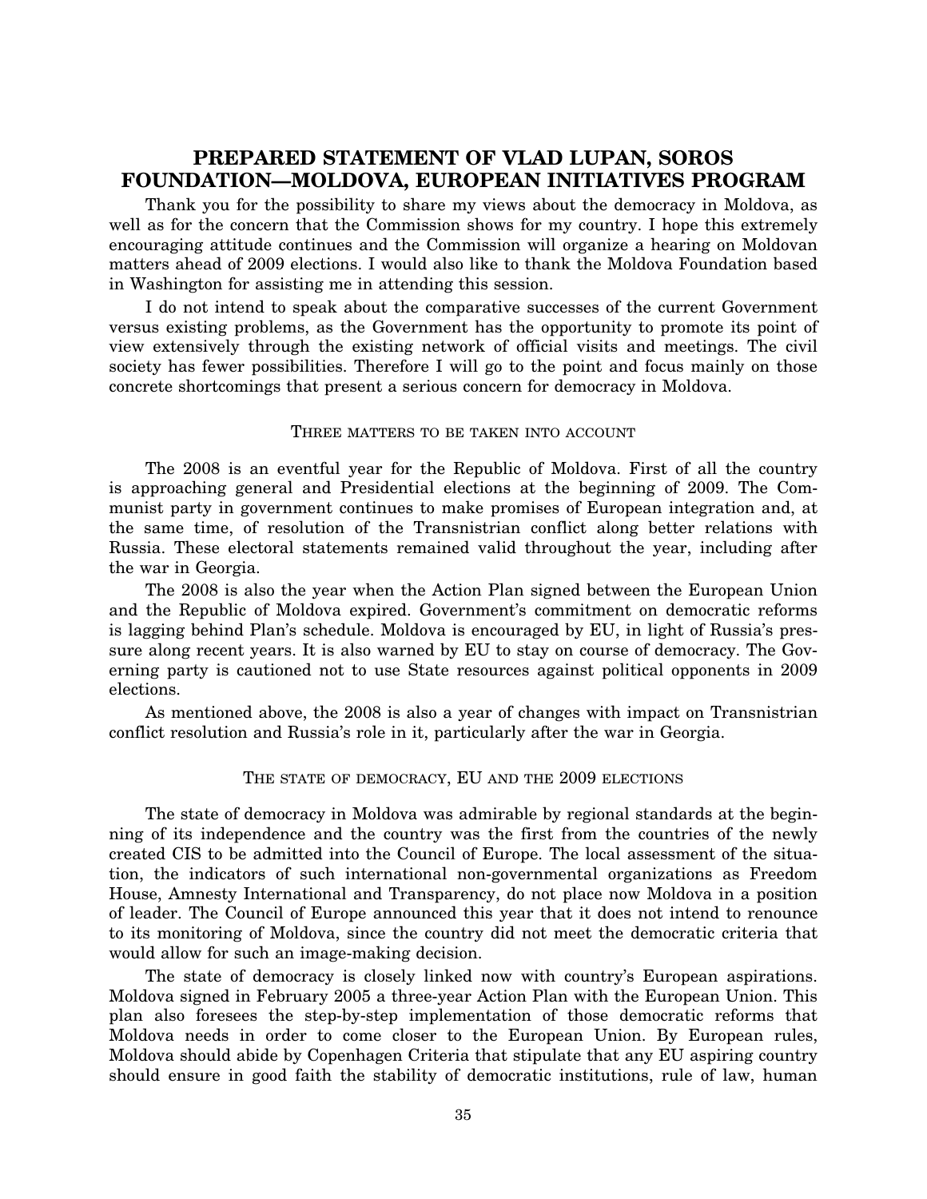## PREPARED STATEMENT OF VLAD LUPAN, SOROS FOUNDATION—MOLDOVA, EUROPEAN INITIATIVES PROGRAM

Thank you for the possibility to share my views about the democracy in Moldova, as well as for the concern that the Commission shows for my country. I hope this extremely encouraging attitude continues and the Commission will organize a hearing on Moldovan matters ahead of 2009 elections. I would also like to thank the Moldova Foundation based in Washington for assisting me in attending this session.

I do not intend to speak about the comparative successes of the current Government versus existing problems, as the Government has the opportunity to promote its point of view extensively through the existing network of official visits and meetings. The civil society has fewer possibilities. Therefore I will go to the point and focus mainly on those concrete shortcomings that present a serious concern for democracy in Moldova.

### THREE MATTERS TO BE TAKEN INTO ACCOUNT

The 2008 is an eventful year for the Republic of Moldova. First of all the country is approaching general and Presidential elections at the beginning of 2009. The Communist party in government continues to make promises of European integration and, at the same time, of resolution of the Transnistrian conflict along better relations with Russia. These electoral statements remained valid throughout the year, including after the war in Georgia.

The 2008 is also the year when the Action Plan signed between the European Union and the Republic of Moldova expired. Government's commitment on democratic reforms is lagging behind Plan's schedule. Moldova is encouraged by EU, in light of Russia's pressure along recent years. It is also warned by EU to stay on course of democracy. The Governing party is cautioned not to use State resources against political opponents in 2009 elections.

As mentioned above, the 2008 is also a year of changes with impact on Transnistrian conflict resolution and Russia's role in it, particularly after the war in Georgia.

### THE STATE OF DEMOCRACY, EU AND THE 2009 ELECTIONS

The state of democracy in Moldova was admirable by regional standards at the beginning of its independence and the country was the first from the countries of the newly created CIS to be admitted into the Council of Europe. The local assessment of the situation, the indicators of such international non-governmental organizations as Freedom House, Amnesty International and Transparency, do not place now Moldova in a position of leader. The Council of Europe announced this year that it does not intend to renounce to its monitoring of Moldova, since the country did not meet the democratic criteria that would allow for such an image-making decision.

The state of democracy is closely linked now with country's European aspirations. Moldova signed in February 2005 a three-year Action Plan with the European Union. This plan also foresees the step-by-step implementation of those democratic reforms that Moldova needs in order to come closer to the European Union. By European rules, Moldova should abide by Copenhagen Criteria that stipulate that any EU aspiring country should ensure in good faith the stability of democratic institutions, rule of law, human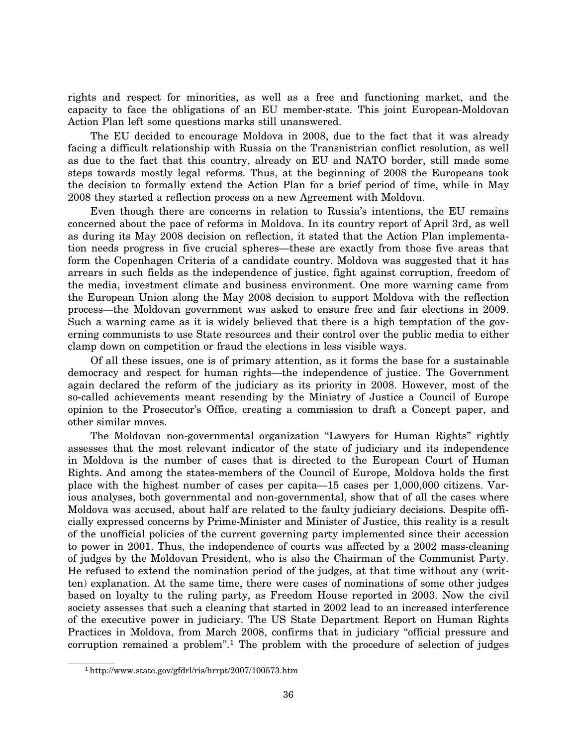rights and respect for minorities, as well as a free and functioning market, and the capacity to face the obligations of an EU member-state. This joint European-Moldovan Action Plan left some questions marks still unanswered.

The EU decided to encourage Moldova in 2008, due to the fact that it was already facing a difficult relationship with Russia on the Transnistrian conflict resolution, as well as due to the fact that this country, already on EU and NATO border, still made some steps towards mostly legal reforms. Thus, at the beginning of 2008 the Europeans took the decision to formally extend the Action Plan for a brief period of time, while in May 2008 they started a reflection process on a new Agreement with Moldova.

Even though there are concerns in relation to Russia's intentions, the EU remains concerned about the pace of reforms in Moldova. In its country report of April 3rd, as well as during its May 2008 decision on reflection, it stated that the Action Plan implementation needs progress in five crucial spheres—these are exactly from those five areas that form the Copenhagen Criteria of a candidate country. Moldova was suggested that it has arrears in such fields as the independence of justice, fight against corruption, freedom of the media, investment climate and business environment. One more warning came from the European Union along the May 2008 decision to support Moldova with the reflection process—the Moldovan government was asked to ensure free and fair elections in 2009. Such a warning came as it is widely believed that there is a high temptation of the governing communists to use State resources and their control over the public media to either clamp down on competition or fraud the elections in less visible ways.

Of all these issues, one is of primary attention, as it forms the base for a sustainable democracy and respect for human rights—the independence of justice. The Government again declared the reform of the judiciary as its priority in 2008. However, most of the so-called achievements meant resending by the Ministry of Justice a Council of Europe opinion to the Prosecutor's Office, creating a commission to draft a Concept paper, and other similar moves.

The Moldovan non-governmental organization "Lawyers for Human Rights" rightly assesses that the most relevant indicator of the state of judiciary and its independence in Moldova is the number of cases that is directed to the European Court of Human Rights. And among the states-members of the Council of Europe, Moldova holds the first place with the highest number of cases per capita—15 cases per 1,000,000 citizens. Various analyses, both governmental and non-governmental, show that of all the cases where Moldova was accused, about half are related to the faulty judiciary decisions. Despite officially expressed concerns by Prime-Minister and Minister of Justice, this reality is a result of the unofficial policies of the current governing party implemented since their accession to power in 2001. Thus, the independence of courts was affected by a 2002 mass-cleaning of judges by the Moldovan President, who is also the Chairman of the Communist Party. He refused to extend the nomination period of the judges, at that time without any (written) explanation. At the same time, there were cases of nominations of some other judges based on loyalty to the ruling party, as Freedom House reported in 2003. Now the civil society assesses that such a cleaning that started in 2002 lead to an increased interference of the executive power in judiciary. The US State Department Report on Human Rights Practices in Moldova, from March 2008, confirms that in judiciary "official pressure and corruption remained a problem".[1] The problem with the procedure of selection of judges

[1] http://www.state.gov/gfdrl/ris/hrrpt/2007/100573.htm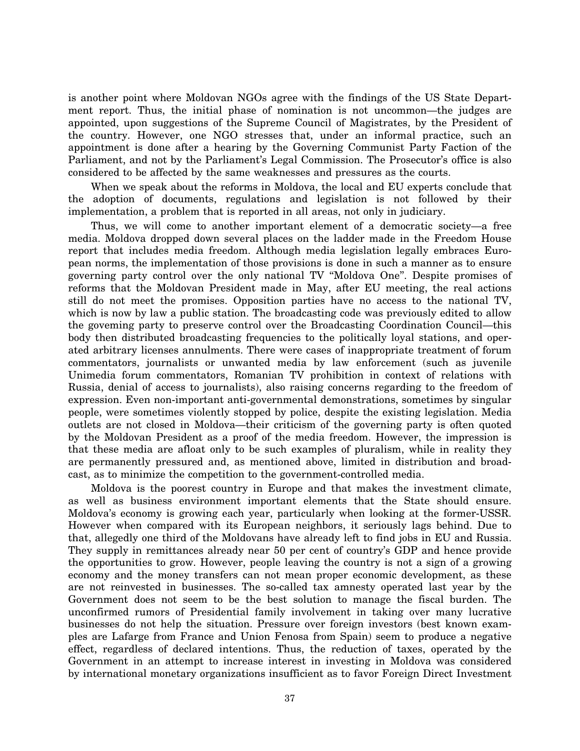is another point where Moldovan NGOs agree with the findings of the US State Department report. Thus, the initial phase of nomination is not uncommon—the judges are appointed, upon suggestions of the Supreme Council of Magistrates, by the President of the country. However, one NGO stresses that, under an informal practice, such an appointment is done after a hearing by the Governing Communist Party Faction of the Parliament, and not by the Parliament's Legal Commission. The Prosecutor's office is also considered to be affected by the same weaknesses and pressures as the courts.

When we speak about the reforms in Moldova, the local and EU experts conclude that the adoption of documents, regulations and legislation is not followed by their implementation, a problem that is reported in all areas, not only in judiciary.

Thus, we will come to another important element of a democratic society—a free media. Moldova dropped down several places on the ladder made in the Freedom House report that includes media freedom. Although media legislation legally embraces European norms, the implementation of those provisions is done in such a manner as to ensure governing party control over the only national TV "Moldova One". Despite promises of reforms that the Moldovan President made in May, after EU meeting, the real actions still do not meet the promises. Opposition parties have no access to the national TV, which is now by law a public station. The broadcasting code was previously edited to allow the goveming party to preserve control over the Broadcasting Coordination Council—this body then distributed broadcasting frequencies to the politically loyal stations, and operated arbitrary licenses annulments. There were cases of inappropriate treatment of forum commentators, journalists or unwanted media by law enforcement (such as juvenile Unimedia forum commentators, Romanian TV prohibition in context of relations with Russia, denial of access to journalists), also raising concerns regarding to the freedom of expression. Even non-important anti-governmental demonstrations, sometimes by singular people, were sometimes violently stopped by police, despite the existing legislation. Media outlets are not closed in Moldova—their criticism of the governing party is often quoted by the Moldovan President as a proof of the media freedom. However, the impression is that these media are afloat only to be such examples of pluralism, while in reality they are permanently pressured and, as mentioned above, limited in distribution and broadcast, as to minimize the competition to the government-controlled media.

Moldova is the poorest country in Europe and that makes the investment climate, as well as business environment important elements that the State should ensure. Moldova's economy is growing each year, particularly when looking at the former-USSR. However when compared with its European neighbors, it seriously lags behind. Due to that, allegedly one third of the Moldovans have already left to find jobs in EU and Russia. They supply in remittances already near 50 per cent of country's GDP and hence provide the opportunities to grow. However, people leaving the country is not a sign of a growing economy and the money transfers can not mean proper economic development, as these are not reinvested in businesses. The so-called tax amnesty operated last year by the Government does not seem to be the best solution to manage the fiscal burden. The unconfirmed rumors of Presidential family involvement in taking over many lucrative businesses do not help the situation. Pressure over foreign investors (best known examples are Lafarge from France and Union Fenosa from Spain) seem to produce a negative effect, regardless of declared intentions. Thus, the reduction of taxes, operated by the Government in an attempt to increase interest in investing in Moldova was considered by international monetary organizations insufficient as to favor Foreign Direct Investment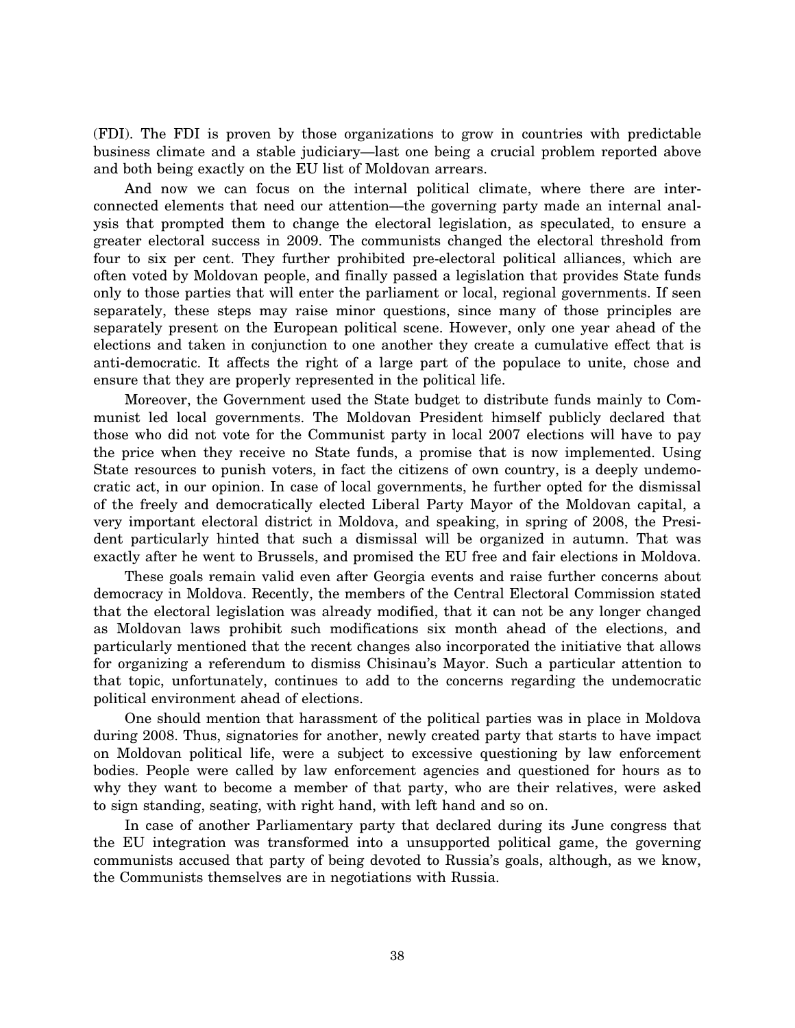(FDI). The FDI is proven by those organizations to grow in countries with predictable business climate and a stable judiciary—last one being a crucial problem reported above and both being exactly on the EU list of Moldovan arrears.

And now we can focus on the internal political climate, where there are interconnected elements that need our attention—the governing party made an internal analysis that prompted them to change the electoral legislation, as speculated, to ensure a greater electoral success in 2009. The communists changed the electoral threshold from four to six per cent. They further prohibited pre-electoral political alliances, which are often voted by Moldovan people, and finally passed a legislation that provides State funds only to those parties that will enter the parliament or local, regional governments. If seen separately, these steps may raise minor questions, since many of those principles are separately present on the European political scene. However, only one year ahead of the elections and taken in conjunction to one another they create a cumulative effect that is anti-democratic. It affects the right of a large part of the populace to unite, chose and ensure that they are properly represented in the political life.

Moreover, the Government used the State budget to distribute funds mainly to Communist led local governments. The Moldovan President himself publicly declared that those who did not vote for the Communist party in local 2007 elections will have to pay the price when they receive no State funds, a promise that is now implemented. Using State resources to punish voters, in fact the citizens of own country, is a deeply undemocratic act, in our opinion. In case of local governments, he further opted for the dismissal of the freely and democratically elected Liberal Party Mayor of the Moldovan capital, a very important electoral district in Moldova, and speaking, in spring of 2008, the President particularly hinted that such a dismissal will be organized in autumn. That was exactly after he went to Brussels, and promised the EU free and fair elections in Moldova.

These goals remain valid even after Georgia events and raise further concerns about democracy in Moldova. Recently, the members of the Central Electoral Commission stated that the electoral legislation was already modified, that it can not be any longer changed as Moldovan laws prohibit such modifications six month ahead of the elections, and particularly mentioned that the recent changes also incorporated the initiative that allows for organizing a referendum to dismiss Chisinau's Mayor. Such a particular attention to that topic, unfortunately, continues to add to the concerns regarding the undemocratic political environment ahead of elections.

One should mention that harassment of the political parties was in place in Moldova during 2008. Thus, signatories for another, newly created party that starts to have impact on Moldovan political life, were a subject to excessive questioning by law enforcement bodies. People were called by law enforcement agencies and questioned for hours as to why they want to become a member of that party, who are their relatives, were asked to sign standing, seating, with right hand, with left hand and so on.

In case of another Parliamentary party that declared during its June congress that the EU integration was transformed into a unsupported political game, the governing communists accused that party of being devoted to Russia's goals, although, as we know, the Communists themselves are in negotiations with Russia.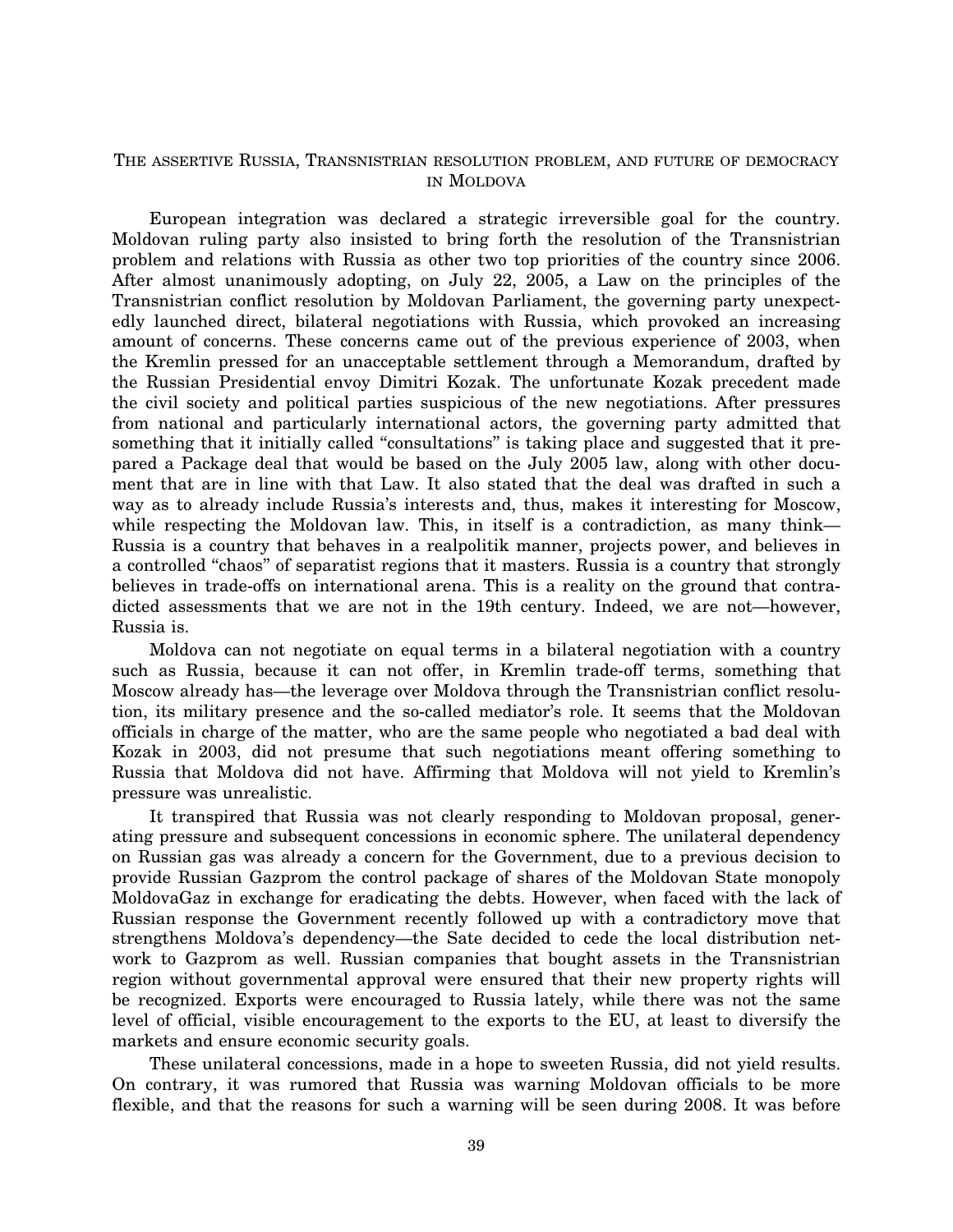## The assertive Russia, Transnistrian resolution problem, and future of democracy in Moldova

European integration was declared a strategic irreversible goal for the country. Moldovan ruling party also insisted to bring forth the resolution of the Transnistrian problem and relations with Russia as other two top priorities of the country since 2006. After almost unanimously adopting, on July 22, 2005, a Law on the principles of the Transnistrian conflict resolution by Moldovan Parliament, the governing party unexpectedly launched direct, bilateral negotiations with Russia, which provoked an increasing amount of concerns. These concerns came out of the previous experience of 2003, when the Kremlin pressed for an unacceptable settlement through a Memorandum, drafted by the Russian Presidential envoy Dimitri Kozak. The unfortunate Kozak precedent made the civil society and political parties suspicious of the new negotiations. After pressures from national and particularly international actors, the governing party admitted that something that it initially called "consultations" is taking place and suggested that it prepared a Package deal that would be based on the July 2005 law, along with other document that are in line with that Law. It also stated that the deal was drafted in such a way as to already include Russia's interests and, thus, makes it interesting for Moscow, while respecting the Moldovan law. This, in itself is a contradiction, as many think—Russia is a country that behaves in a realpolitik manner, projects power, and believes in a controlled "chaos" of separatist regions that it masters. Russia is a country that strongly believes in trade-offs on international arena. This is a reality on the ground that contradicted assessments that we are not in the 19th century. Indeed, we are not—however, Russia is.

Moldova can not negotiate on equal terms in a bilateral negotiation with a country such as Russia, because it can not offer, in Kremlin trade-off terms, something that Moscow already has—the leverage over Moldova through the Transnistrian conflict resolution, its military presence and the so-called mediator's role. It seems that the Moldovan officials in charge of the matter, who are the same people who negotiated a bad deal with Kozak in 2003, did not presume that such negotiations meant offering something to Russia that Moldova did not have. Affirming that Moldova will not yield to Kremlin's pressure was unrealistic.

It transpired that Russia was not clearly responding to Moldovan proposal, generating pressure and subsequent concessions in economic sphere. The unilateral dependency on Russian gas was already a concern for the Government, due to a previous decision to provide Russian Gazprom the control package of shares of the Moldovan State monopoly MoldovaGaz in exchange for eradicating the debts. However, when faced with the lack of Russian response the Government recently followed up with a contradictory move that strengthens Moldova's dependency—the Sate decided to cede the local distribution network to Gazprom as well. Russian companies that bought assets in the Transnistrian region without governmental approval were ensured that their new property rights will be recognized. Exports were encouraged to Russia lately, while there was not the same level of official, visible encouragement to the exports to the EU, at least to diversify the markets and ensure economic security goals.

These unilateral concessions, made in a hope to sweeten Russia, did not yield results. On contrary, it was rumored that Russia was warning Moldovan officials to be more flexible, and that the reasons for such a warning will be seen during 2008. It was before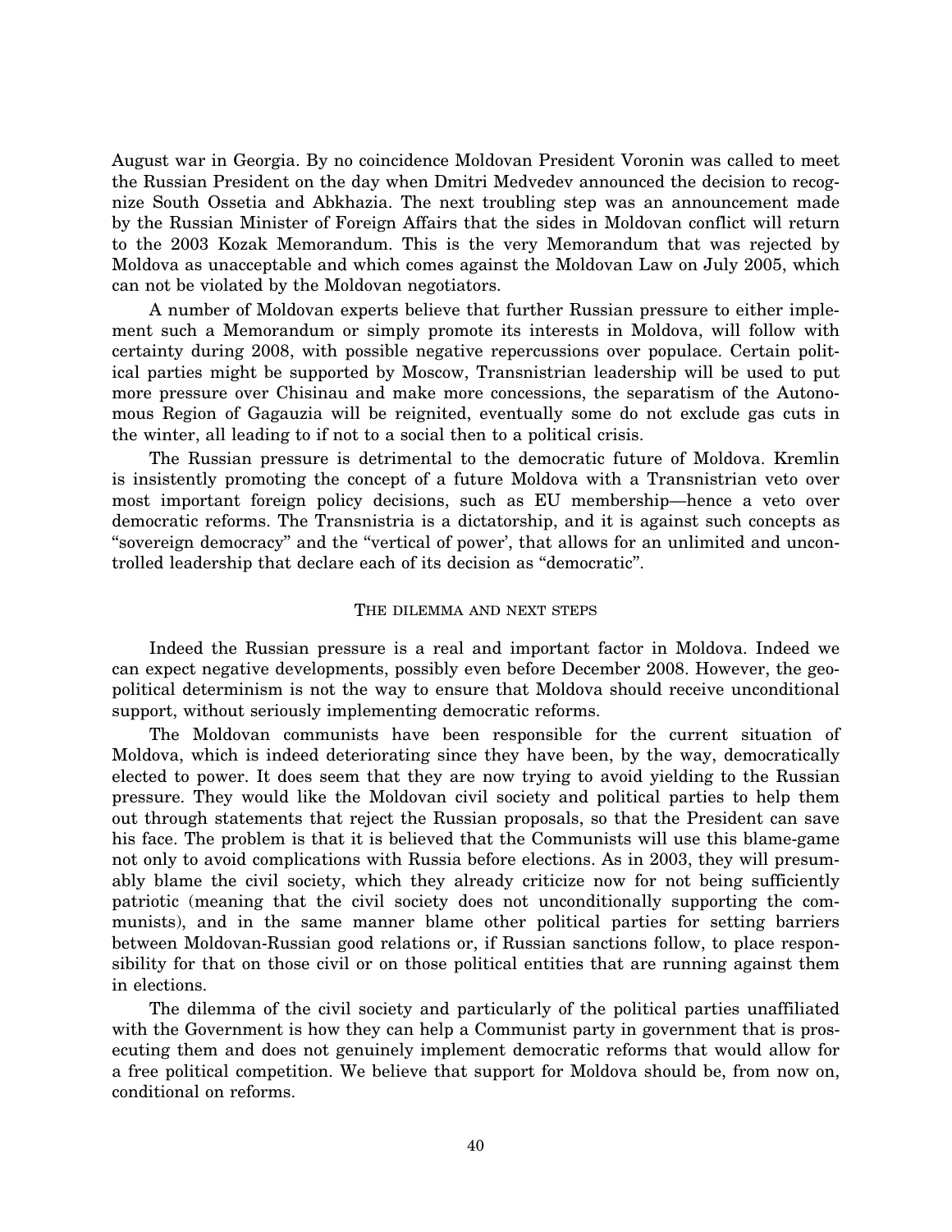August war in Georgia. By no coincidence Moldovan President Voronin was called to meet the Russian President on the day when Dmitri Medvedev announced the decision to recognize South Ossetia and Abkhazia. The next troubling step was an announcement made by the Russian Minister of Foreign Affairs that the sides in Moldovan conflict will return to the 2003 Kozak Memorandum. This is the very Memorandum that was rejected by Moldova as unacceptable and which comes against the Moldovan Law on July 2005, which can not be violated by the Moldovan negotiators.

A number of Moldovan experts believe that further Russian pressure to either implement such a Memorandum or simply promote its interests in Moldova, will follow with certainty during 2008, with possible negative repercussions over populace. Certain political parties might be supported by Moscow, Transnistrian leadership will be used to put more pressure over Chisinau and make more concessions, the separatism of the Autonomous Region of Gagauzia will be reignited, eventually some do not exclude gas cuts in the winter, all leading to if not to a social then to a political crisis.

The Russian pressure is detrimental to the democratic future of Moldova. Kremlin is insistently promoting the concept of a future Moldova with a Transnistrian veto over most important foreign policy decisions, such as EU membership—hence a veto over democratic reforms. The Transnistria is a dictatorship, and it is against such concepts as "sovereign democracy" and the "vertical of power', that allows for an unlimited and uncontrolled leadership that declare each of its decision as "democratic".

## THE DILEMMA AND NEXT STEPS

Indeed the Russian pressure is a real and important factor in Moldova. Indeed we can expect negative developments, possibly even before December 2008. However, the geopolitical determinism is not the way to ensure that Moldova should receive unconditional support, without seriously implementing democratic reforms.

The Moldovan communists have been responsible for the current situation of Moldova, which is indeed deteriorating since they have been, by the way, democratically elected to power. It does seem that they are now trying to avoid yielding to the Russian pressure. They would like the Moldovan civil society and political parties to help them out through statements that reject the Russian proposals, so that the President can save his face. The problem is that it is believed that the Communists will use this blame-game not only to avoid complications with Russia before elections. As in 2003, they will presumably blame the civil society, which they already criticize now for not being sufficiently patriotic (meaning that the civil society does not unconditionally supporting the communists), and in the same manner blame other political parties for setting barriers between Moldovan-Russian good relations or, if Russian sanctions follow, to place responsibility for that on those civil or on those political entities that are running against them in elections.

The dilemma of the civil society and particularly of the political parties unaffiliated with the Government is how they can help a Communist party in government that is prosecuting them and does not genuinely implement democratic reforms that would allow for a free political competition. We believe that support for Moldova should be, from now on, conditional on reforms.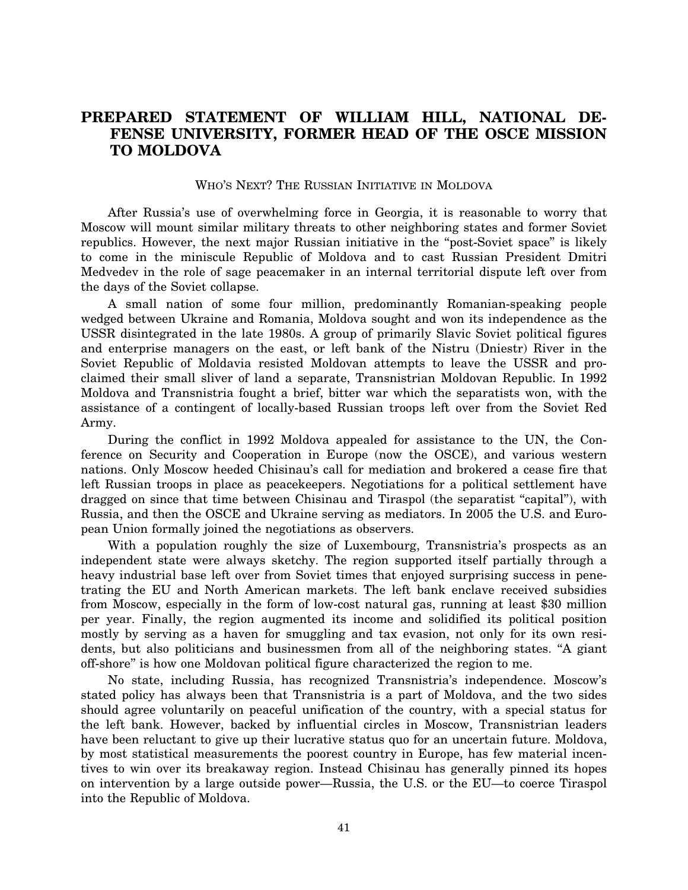## PREPARED STATEMENT OF WILLIAM HILL, NATIONAL DEFENSE UNIVERSITY, FORMER HEAD OF THE OSCE MISSION TO MOLDOVA

### WHO'S NEXT? THE RUSSIAN INITIATIVE IN MOLDOVA

After Russia's use of overwhelming force in Georgia, it is reasonable to worry that Moscow will mount similar military threats to other neighboring states and former Soviet republics. However, the next major Russian initiative in the "post-Soviet space" is likely to come in the miniscule Republic of Moldova and to cast Russian President Dmitri Medvedev in the role of sage peacemaker in an internal territorial dispute left over from the days of the Soviet collapse.

A small nation of some four million, predominantly Romanian-speaking people wedged between Ukraine and Romania, Moldova sought and won its independence as the USSR disintegrated in the late 1980s. A group of primarily Slavic Soviet political figures and enterprise managers on the east, or left bank of the Nistru (Dniestr) River in the Soviet Republic of Moldavia resisted Moldovan attempts to leave the USSR and proclaimed their small sliver of land a separate, Transnistrian Moldovan Republic. In 1992 Moldova and Transnistria fought a brief, bitter war which the separatists won, with the assistance of a contingent of locally-based Russian troops left over from the Soviet Red Army.

During the conflict in 1992 Moldova appealed for assistance to the UN, the Conference on Security and Cooperation in Europe (now the OSCE), and various western nations. Only Moscow heeded Chisinau's call for mediation and brokered a cease fire that left Russian troops in place as peacekeepers. Negotiations for a political settlement have dragged on since that time between Chisinau and Tiraspol (the separatist "capital"), with Russia, and then the OSCE and Ukraine serving as mediators. In 2005 the U.S. and European Union formally joined the negotiations as observers.

With a population roughly the size of Luxembourg, Transnistria's prospects as an independent state were always sketchy. The region supported itself partially through a heavy industrial base left over from Soviet times that enjoyed surprising success in penetrating the EU and North American markets. The left bank enclave received subsidies from Moscow, especially in the form of low-cost natural gas, running at least $30 million per year. Finally, the region augmented its income and solidified its political position mostly by serving as a haven for smuggling and tax evasion, not only for its own residents, but also politicians and businessmen from all of the neighboring states. "A giant off-shore" is how one Moldovan political figure characterized the region to me.

No state, including Russia, has recognized Transnistria's independence. Moscow's stated policy has always been that Transnistria is a part of Moldova, and the two sides should agree voluntarily on peaceful unification of the country, with a special status for the left bank. However, backed by influential circles in Moscow, Transnistrian leaders have been reluctant to give up their lucrative status quo for an uncertain future. Moldova, by most statistical measurements the poorest country in Europe, has few material incentives to win over its breakaway region. Instead Chisinau has generally pinned its hopes on intervention by a large outside power—Russia, the U.S. or the EU—to coerce Tiraspol into the Republic of Moldova.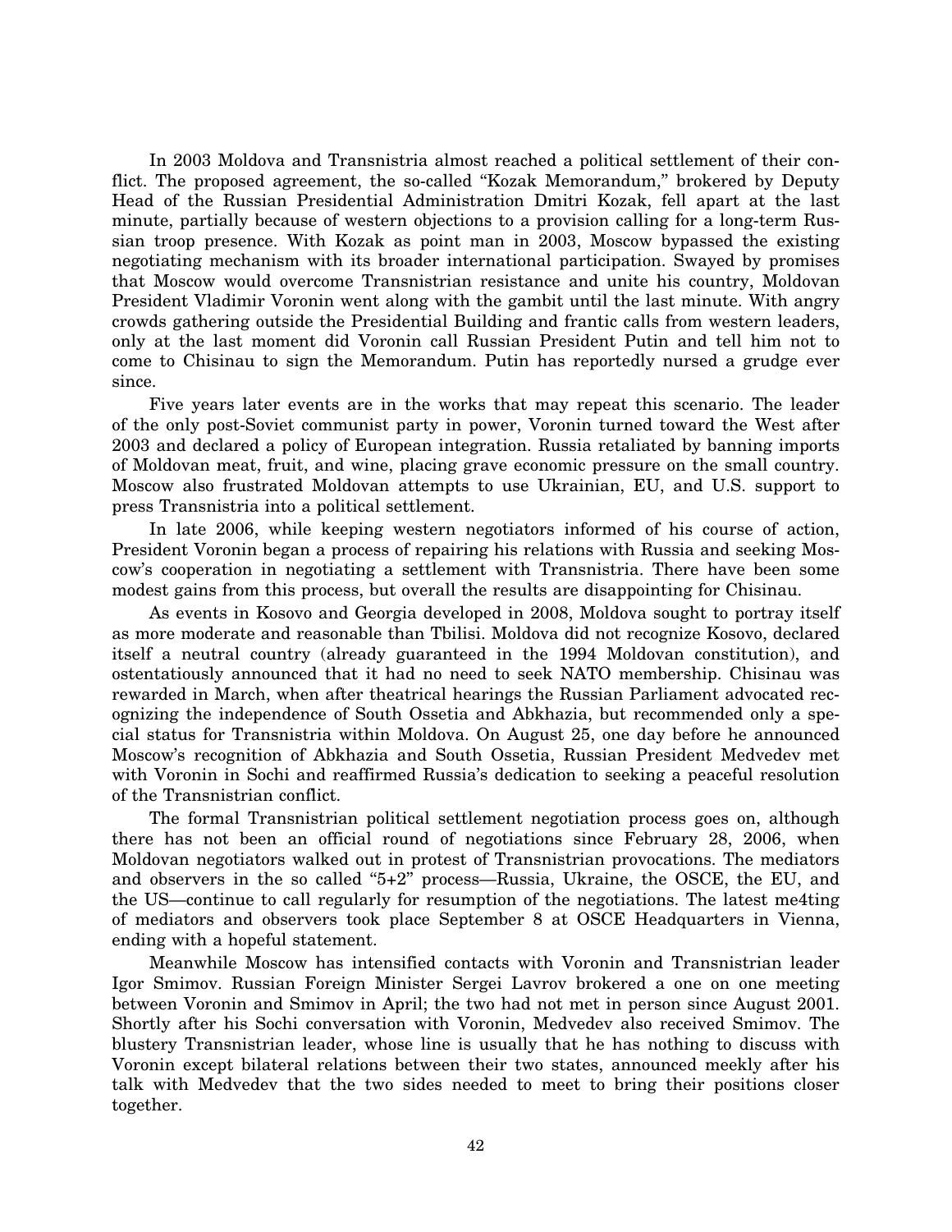In 2003 Moldova and Transnistria almost reached a political settlement of their conflict. The proposed agreement, the so-called "Kozak Memorandum," brokered by Deputy Head of the Russian Presidential Administration Dmitri Kozak, fell apart at the last minute, partially because of western objections to a provision calling for a long-term Russian troop presence. With Kozak as point man in 2003, Moscow bypassed the existing negotiating mechanism with its broader international participation. Swayed by promises that Moscow would overcome Transnistrian resistance and unite his country, Moldovan President Vladimir Voronin went along with the gambit until the last minute. With angry crowds gathering outside the Presidential Building and frantic calls from western leaders, only at the last moment did Voronin call Russian President Putin and tell him not to come to Chisinau to sign the Memorandum. Putin has reportedly nursed a grudge ever since.

Five years later events are in the works that may repeat this scenario. The leader of the only post-Soviet communist party in power, Voronin turned toward the West after 2003 and declared a policy of European integration. Russia retaliated by banning imports of Moldovan meat, fruit, and wine, placing grave economic pressure on the small country. Moscow also frustrated Moldovan attempts to use Ukrainian, EU, and U.S. support to press Transnistria into a political settlement.

In late 2006, while keeping western negotiators informed of his course of action, President Voronin began a process of repairing his relations with Russia and seeking Moscow's cooperation in negotiating a settlement with Transnistria. There have been some modest gains from this process, but overall the results are disappointing for Chisinau.

As events in Kosovo and Georgia developed in 2008, Moldova sought to portray itself as more moderate and reasonable than Tbilisi. Moldova did not recognize Kosovo, declared itself a neutral country (already guaranteed in the 1994 Moldovan constitution), and ostentatiously announced that it had no need to seek NATO membership. Chisinau was rewarded in March, when after theatrical hearings the Russian Parliament advocated recognizing the independence of South Ossetia and Abkhazia, but recommended only a special status for Transnistria within Moldova. On August 25, one day before he announced Moscow's recognition of Abkhazia and South Ossetia, Russian President Medvedev met with Voronin in Sochi and reaffirmed Russia's dedication to seeking a peaceful resolution of the Transnistrian conflict.

The formal Transnistrian political settlement negotiation process goes on, although there has not been an official round of negotiations since February 28, 2006, when Moldovan negotiators walked out in protest of Transnistrian provocations. The mediators and observers in the so called "5+2" process—Russia, Ukraine, the OSCE, the EU, and the US—continue to call regularly for resumption of the negotiations. The latest me4ting of mediators and observers took place September 8 at OSCE Headquarters in Vienna, ending with a hopeful statement.

Meanwhile Moscow has intensified contacts with Voronin and Transnistrian leader Igor Smimov. Russian Foreign Minister Sergei Lavrov brokered a one on one meeting between Voronin and Smimov in April; the two had not met in person since August 2001. Shortly after his Sochi conversation with Voronin, Medvedev also received Smimov. The blustery Transnistrian leader, whose line is usually that he has nothing to discuss with Voronin except bilateral relations between their two states, announced meekly after his talk with Medvedev that the two sides needed to meet to bring their positions closer together.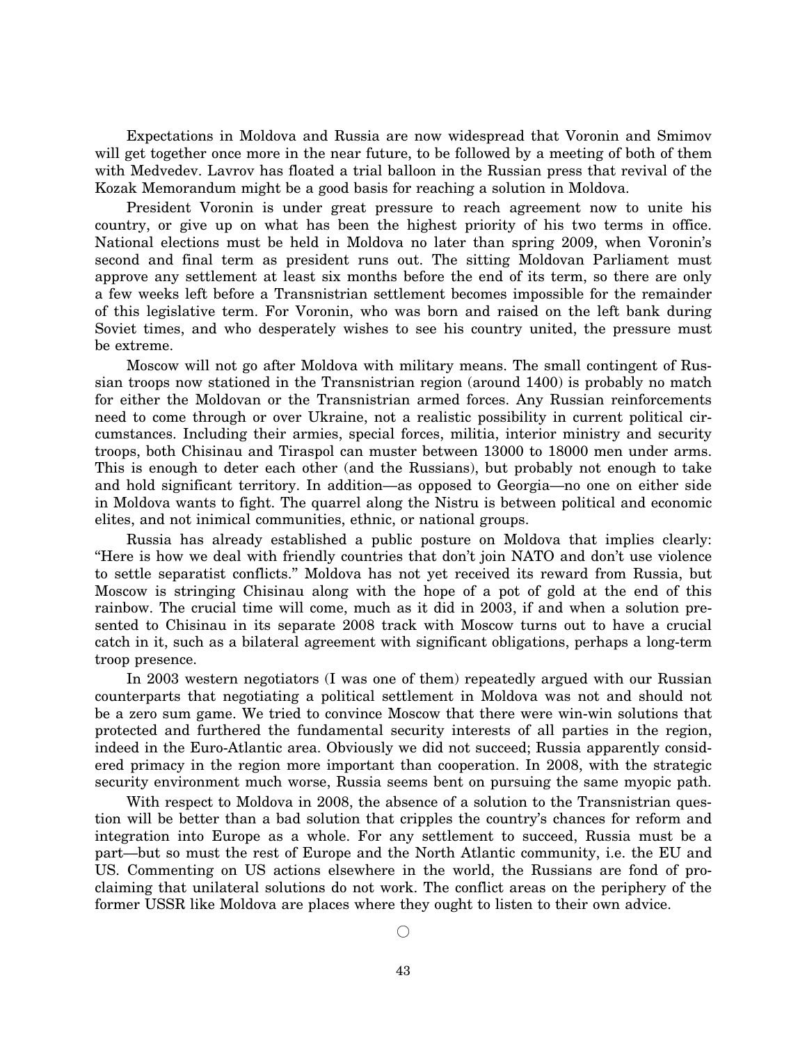Expectations in Moldova and Russia are now widespread that Voronin and Smimov will get together once more in the near future, to be followed by a meeting of both of them with Medvedev. Lavrov has floated a trial balloon in the Russian press that revival of the Kozak Memorandum might be a good basis for reaching a solution in Moldova.

President Voronin is under great pressure to reach agreement now to unite his country, or give up on what has been the highest priority of his two terms in office. National elections must be held in Moldova no later than spring 2009, when Voronin's second and final term as president runs out. The sitting Moldovan Parliament must approve any settlement at least six months before the end of its term, so there are only a few weeks left before a Transnistrian settlement becomes impossible for the remainder of this legislative term. For Voronin, who was born and raised on the left bank during Soviet times, and who desperately wishes to see his country united, the pressure must be extreme.

Moscow will not go after Moldova with military means. The small contingent of Russian troops now stationed in the Transnistrian region (around 1400) is probably no match for either the Moldovan or the Transnistrian armed forces. Any Russian reinforcements need to come through or over Ukraine, not a realistic possibility in current political circumstances. Including their armies, special forces, militia, interior ministry and security troops, both Chisinau and Tiraspol can muster between 13000 to 18000 men under arms. This is enough to deter each other (and the Russians), but probably not enough to take and hold significant territory. In addition—as opposed to Georgia—no one on either side in Moldova wants to fight. The quarrel along the Nistru is between political and economic elites, and not inimical communities, ethnic, or national groups.

Russia has already established a public posture on Moldova that implies clearly: "Here is how we deal with friendly countries that don't join NATO and don't use violence to settle separatist conflicts." Moldova has not yet received its reward from Russia, but Moscow is stringing Chisinau along with the hope of a pot of gold at the end of this rainbow. The crucial time will come, much as it did in 2003, if and when a solution presented to Chisinau in its separate 2008 track with Moscow turns out to have a crucial catch in it, such as a bilateral agreement with significant obligations, perhaps a long-term troop presence.

In 2003 western negotiators (I was one of them) repeatedly argued with our Russian counterparts that negotiating a political settlement in Moldova was not and should not be a zero sum game. We tried to convince Moscow that there were win-win solutions that protected and furthered the fundamental security interests of all parties in the region, indeed in the Euro-Atlantic area. Obviously we did not succeed; Russia apparently considered primacy in the region more important than cooperation. In 2008, with the strategic security environment much worse, Russia seems bent on pursuing the same myopic path.

With respect to Moldova in 2008, the absence of a solution to the Transnistrian question will be better than a bad solution that cripples the country's chances for reform and integration into Europe as a whole. For any settlement to succeed, Russia must be a part—but so must the rest of Europe and the North Atlantic community, i.e. the EU and US. Commenting on US actions elsewhere in the world, the Russians are fond of proclaiming that unilateral solutions do not work. The conflict areas on the periphery of the former USSR like Moldova are places where they ought to listen to their own advice.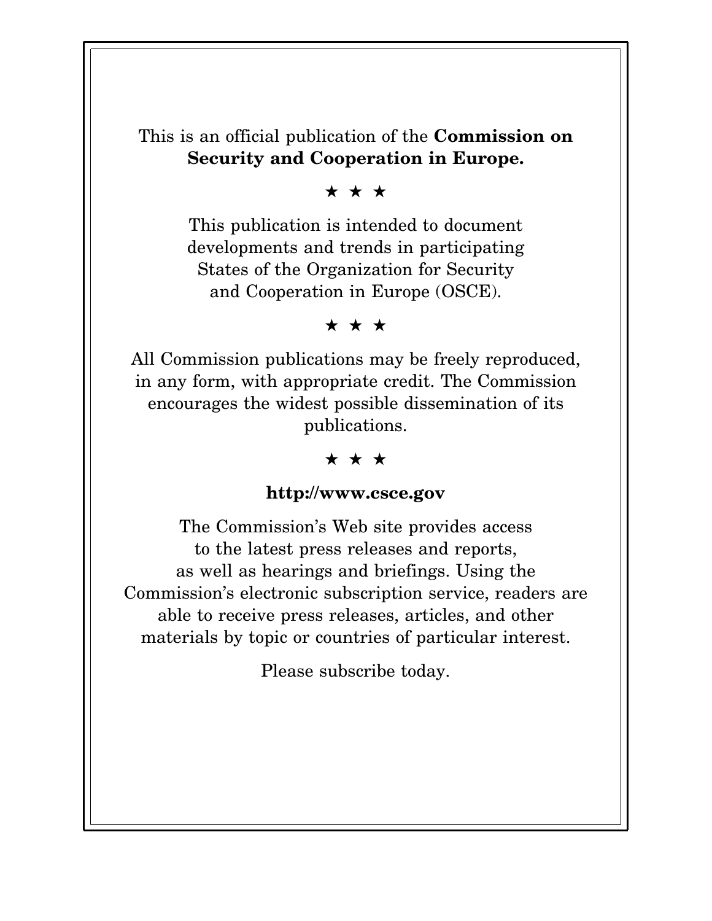This is an official publication of the **Commission on Security and Cooperation in Europe.**

★ ★ ★

This publication is intended to document developments and trends in participating States of the Organization for Security and Cooperation in Europe (OSCE).

★ ★ ★

All Commission publications may be freely reproduced, in any form, with appropriate credit. The Commission encourages the widest possible dissemination of its publications.

★ ★ ★

**http://www.csce.gov**

The Commission's Web site provides access to the latest press releases and reports, as well as hearings and briefings. Using the Commission's electronic subscription service, readers are able to receive press releases, articles, and other materials by topic or countries of particular interest.

Please subscribe today.